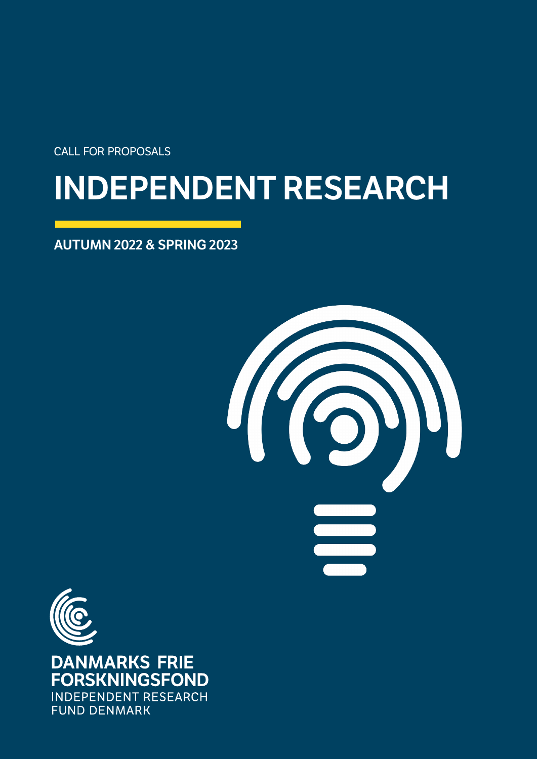CALL FOR PROPOSALS

# INDEPENDENT RESEARCH

**AUTUMN 2022 & SPRING 2023**

DANMARKS FRIE FORSKNINGSFOND

INDEPENDENT RESEARCH FUND DENMARK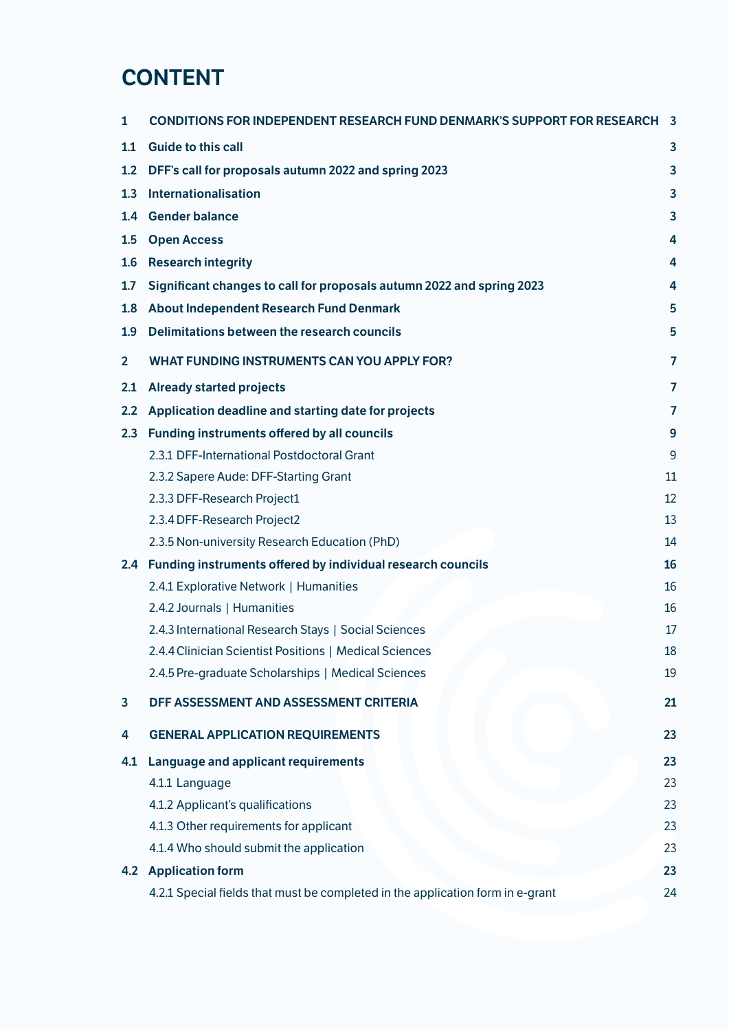# CONTENT

| | | |
|---|---|---|
| **1** | **CONDITIONS FOR INDEPENDENT RESEARCH FUND DENMARK'S SUPPORT FOR RESEARCH** | **3** |
| **1.1** | **Guide to this call** | **3** |
| **1.2** | **DFF's call for proposals autumn 2022 and spring 2023** | **3** |
| **1.3** | **Internationalisation** | **3** |
| **1.4** | **Gender balance** | **3** |
| **1.5** | **Open Access** | **4** |
| **1.6** | **Research integrity** | **4** |
| **1.7** | **Significant changes to call for proposals autumn 2022 and spring 2023** | **4** |
| **1.8** | **About Independent Research Fund Denmark** | **5** |
| **1.9** | **Delimitations between the research councils** | **5** |
| **2** | **WHAT FUNDING INSTRUMENTS CAN YOU APPLY FOR?** | **7** |
| **2.1** | **Already started projects** | **7** |
| **2.2** | **Application deadline and starting date for projects** | **7** |
| **2.3** | **Funding instruments offered by all councils** | **9** |
| | 2.3.1 DFF-International Postdoctoral Grant | 9 |
| | 2.3.2 Sapere Aude: DFF-Starting Grant | 11 |
| | 2.3.3 DFF-Research Project1 | 12 |
| | 2.3.4 DFF-Research Project2 | 13 |
| | 2.3.5 Non-university Research Education (PhD) | 14 |
| **2.4** | **Funding instruments offered by individual research councils** | **16** |
| | 2.4.1 Explorative Network \| Humanities | 16 |
| | 2.4.2 Journals \| Humanities | 16 |
| | 2.4.3 International Research Stays \| Social Sciences | 17 |
| | 2.4.4 Clinician Scientist Positions \| Medical Sciences | 18 |
| | 2.4.5 Pre-graduate Scholarships \| Medical Sciences | 19 |
| **3** | **DFF ASSESSMENT AND ASSESSMENT CRITERIA** | **21** |
| **4** | **GENERAL APPLICATION REQUIREMENTS** | **23** |
| **4.1** | **Language and applicant requirements** | **23** |
| | 4.1.1 Language | 23 |
| | 4.1.2 Applicant's qualifications | 23 |
| | 4.1.3 Other requirements for applicant | 23 |
| | 4.1.4 Who should submit the application | 23 |
| **4.2** | **Application form** | **23** |
| | 4.2.1 Special fields that must be completed in the application form in e-grant | 24 |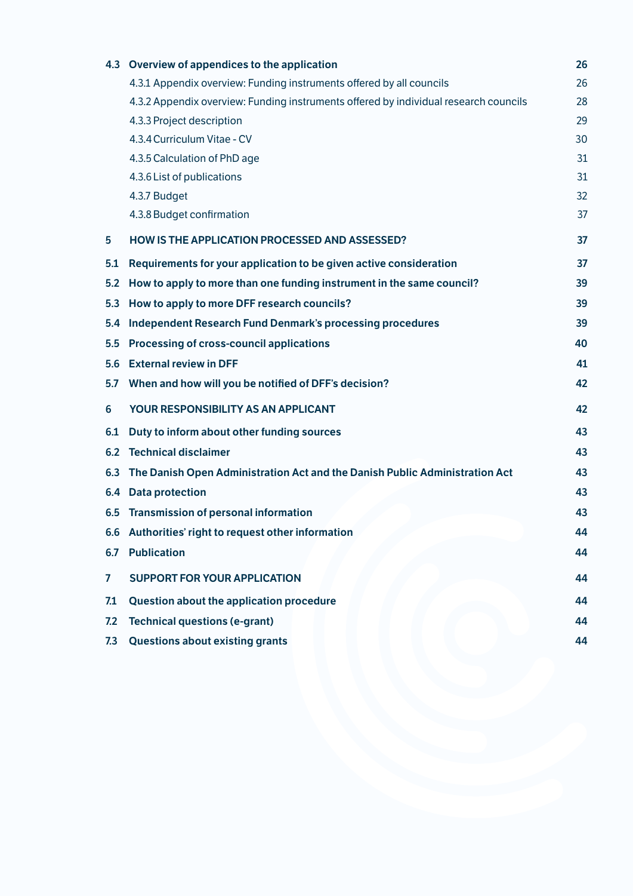| | | |
|---|---|---|
| **4.3** | **Overview of appendices to the application** | **26** |
| | 4.3.1 Appendix overview: Funding instruments offered by all councils | 26 |
| | 4.3.2 Appendix overview: Funding instruments offered by individual research councils | 28 |
| | 4.3.3 Project description | 29 |
| | 4.3.4 Curriculum Vitae - CV | 30 |
| | 4.3.5 Calculation of PhD age | 31 |
| | 4.3.6 List of publications | 31 |
| | 4.3.7 Budget | 32 |
| | 4.3.8 Budget confirmation | 37 |
| **5** | **HOW IS THE APPLICATION PROCESSED AND ASSESSED?** | **37** |
| **5.1** | **Requirements for your application to be given active consideration** | **37** |
| **5.2** | **How to apply to more than one funding instrument in the same council?** | **39** |
| **5.3** | **How to apply to more DFF research councils?** | **39** |
| **5.4** | **Independent Research Fund Denmark's processing procedures** | **39** |
| **5.5** | **Processing of cross-council applications** | **40** |
| **5.6** | **External review in DFF** | **41** |
| **5.7** | **When and how will you be notified of DFF's decision?** | **42** |
| **6** | **YOUR RESPONSIBILITY AS AN APPLICANT** | **42** |
| **6.1** | **Duty to inform about other funding sources** | **43** |
| **6.2** | **Technical disclaimer** | **43** |
| **6.3** | **The Danish Open Administration Act and the Danish Public Administration Act** | **43** |
| **6.4** | **Data protection** | **43** |
| **6.5** | **Transmission of personal information** | **43** |
| **6.6** | **Authorities' right to request other information** | **44** |
| **6.7** | **Publication** | **44** |
| **7** | **SUPPORT FOR YOUR APPLICATION** | **44** |
| **7.1** | **Question about the application procedure** | **44** |
| **7.2** | **Technical questions (e-grant)** | **44** |
| **7.3** | **Questions about existing grants** | **44** |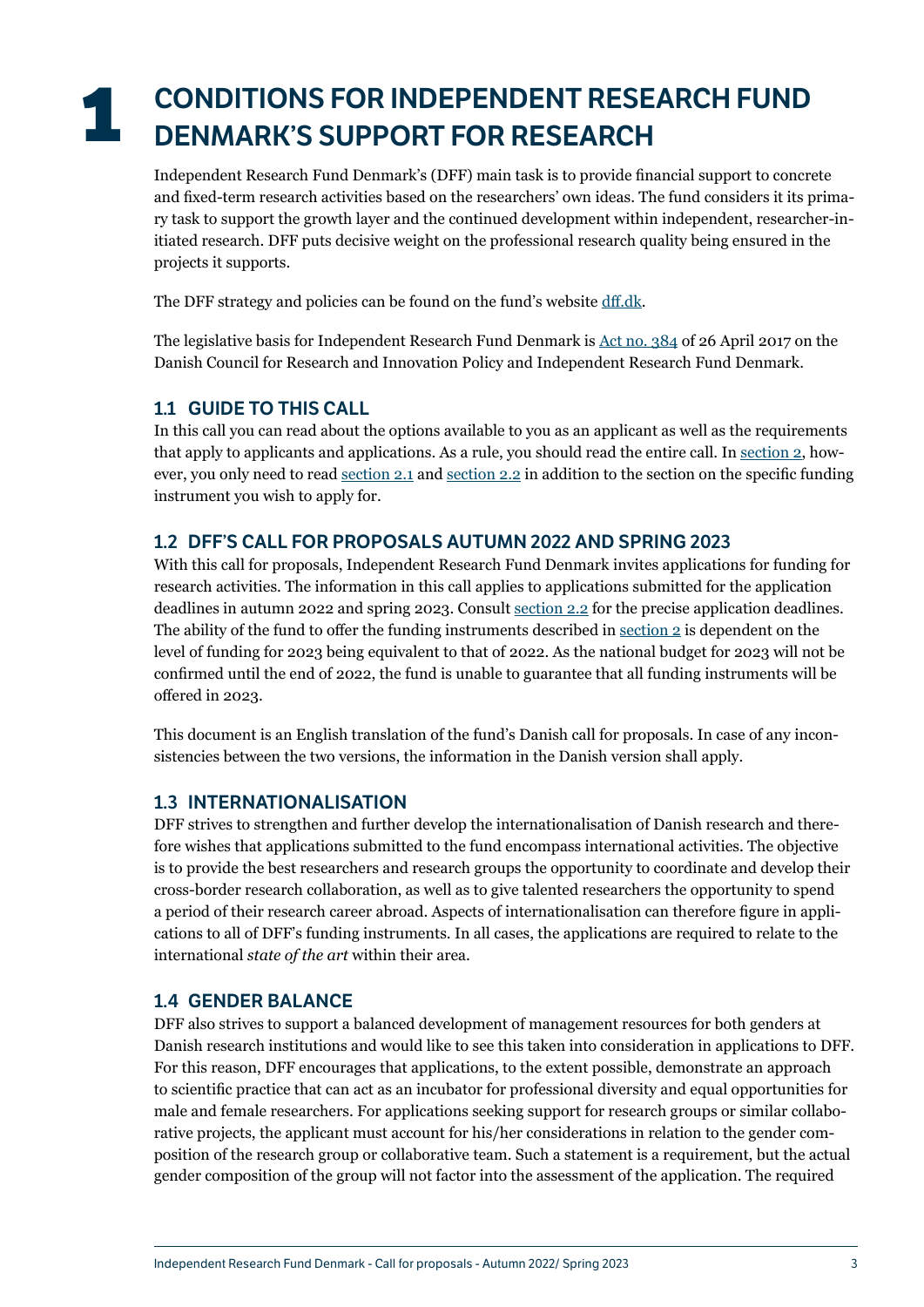# 1 CONDITIONS FOR INDEPENDENT RESEARCH FUND DENMARK'S SUPPORT FOR RESEARCH

Independent Research Fund Denmark's (DFF) main task is to provide financial support to concrete and fixed-term research activities based on the researchers' own ideas. The fund considers it its primary task to support the growth layer and the continued development within independent, researcher-initiated research. DFF puts decisive weight on the professional research quality being ensured in the projects it supports.

The DFF strategy and policies can be found on the fund's website dff.dk.

The legislative basis for Independent Research Fund Denmark is Act no. 384 of 26 April 2017 on the Danish Council for Research and Innovation Policy and Independent Research Fund Denmark.

## 1.1 GUIDE TO THIS CALL

In this call you can read about the options available to you as an applicant as well as the requirements that apply to applicants and applications. As a rule, you should read the entire call. In section 2, however, you only need to read section 2.1 and section 2.2 in addition to the section on the specific funding instrument you wish to apply for.

## 1.2 DFF'S CALL FOR PROPOSALS AUTUMN 2022 AND SPRING 2023

With this call for proposals, Independent Research Fund Denmark invites applications for funding for research activities. The information in this call applies to applications submitted for the application deadlines in autumn 2022 and spring 2023. Consult section 2.2 for the precise application deadlines. The ability of the fund to offer the funding instruments described in section 2 is dependent on the level of funding for 2023 being equivalent to that of 2022. As the national budget for 2023 will not be confirmed until the end of 2022, the fund is unable to guarantee that all funding instruments will be offered in 2023.

This document is an English translation of the fund's Danish call for proposals. In case of any inconsistencies between the two versions, the information in the Danish version shall apply.

## 1.3 INTERNATIONALISATION

DFF strives to strengthen and further develop the internationalisation of Danish research and therefore wishes that applications submitted to the fund encompass international activities. The objective is to provide the best researchers and research groups the opportunity to coordinate and develop their cross-border research collaboration, as well as to give talented researchers the opportunity to spend a period of their research career abroad. Aspects of internationalisation can therefore figure in applications to all of DFF's funding instruments. In all cases, the applications are required to relate to the international *state of the art* within their area.

## 1.4 GENDER BALANCE

DFF also strives to support a balanced development of management resources for both genders at Danish research institutions and would like to see this taken into consideration in applications to DFF. For this reason, DFF encourages that applications, to the extent possible, demonstrate an approach to scientific practice that can act as an incubator for professional diversity and equal opportunities for male and female researchers. For applications seeking support for research groups or similar collaborative projects, the applicant must account for his/her considerations in relation to the gender composition of the research group or collaborative team. Such a statement is a requirement, but the actual gender composition of the group will not factor into the assessment of the application. The required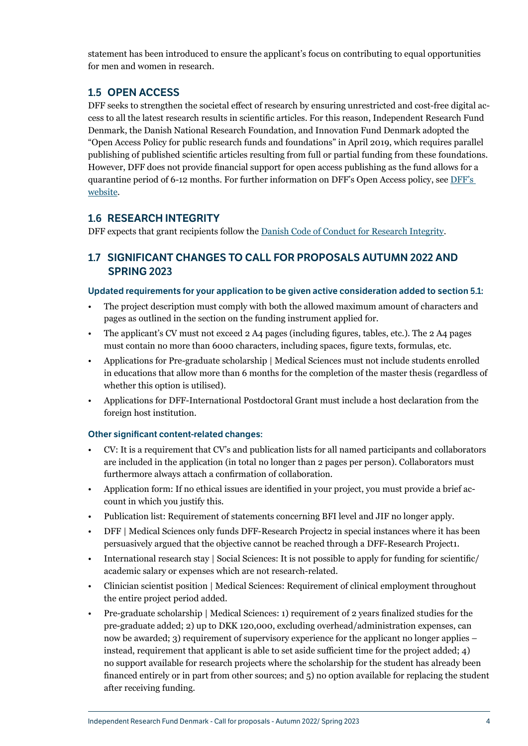statement has been introduced to ensure the applicant's focus on contributing to equal opportunities for men and women in research.

## 1.5 OPEN ACCESS

DFF seeks to strengthen the societal effect of research by ensuring unrestricted and cost-free digital access to all the latest research results in scientific articles. For this reason, Independent Research Fund Denmark, the Danish National Research Foundation, and Innovation Fund Denmark adopted the "Open Access Policy for public research funds and foundations" in April 2019, which requires parallel publishing of published scientific articles resulting from full or partial funding from these foundations. However, DFF does not provide financial support for open access publishing as the fund allows for a quarantine period of 6-12 months. For further information on DFF's Open Access policy, see DFF's website.

## 1.6 RESEARCH INTEGRITY

DFF expects that grant recipients follow the Danish Code of Conduct for Research Integrity.

## 1.7 SIGNIFICANT CHANGES TO CALL FOR PROPOSALS AUTUMN 2022 AND SPRING 2023

**Updated requirements for your application to be given active consideration added to section 5.1:**

- The project description must comply with both the allowed maximum amount of characters and pages as outlined in the section on the funding instrument applied for.
- The applicant's CV must not exceed 2 A4 pages (including figures, tables, etc.). The 2 A4 pages must contain no more than 6000 characters, including spaces, figure texts, formulas, etc.
- Applications for Pre-graduate scholarship | Medical Sciences must not include students enrolled in educations that allow more than 6 months for the completion of the master thesis (regardless of whether this option is utilised).
- Applications for DFF-International Postdoctoral Grant must include a host declaration from the foreign host institution.

**Other significant content-related changes:**

- CV: It is a requirement that CV's and publication lists for all named participants and collaborators are included in the application (in total no longer than 2 pages per person). Collaborators must furthermore always attach a confirmation of collaboration.
- Application form: If no ethical issues are identified in your project, you must provide a brief account in which you justify this.
- Publication list: Requirement of statements concerning BFI level and JIF no longer apply.
- DFF | Medical Sciences only funds DFF-Research Project2 in special instances where it has been persuasively argued that the objective cannot be reached through a DFF-Research Project1.
- International research stay | Social Sciences: It is not possible to apply for funding for scientific/academic salary or expenses which are not research-related.
- Clinician scientist position | Medical Sciences: Requirement of clinical employment throughout the entire project period added.
- Pre-graduate scholarship | Medical Sciences: 1) requirement of 2 years finalized studies for the pre-graduate added; 2) up to DKK 120,000, excluding overhead/administration expenses, can now be awarded; 3) requirement of supervisory experience for the applicant no longer applies – instead, requirement that applicant is able to set aside sufficient time for the project added; 4) no support available for research projects where the scholarship for the student has already been financed entirely or in part from other sources; and 5) no option available for replacing the student after receiving funding.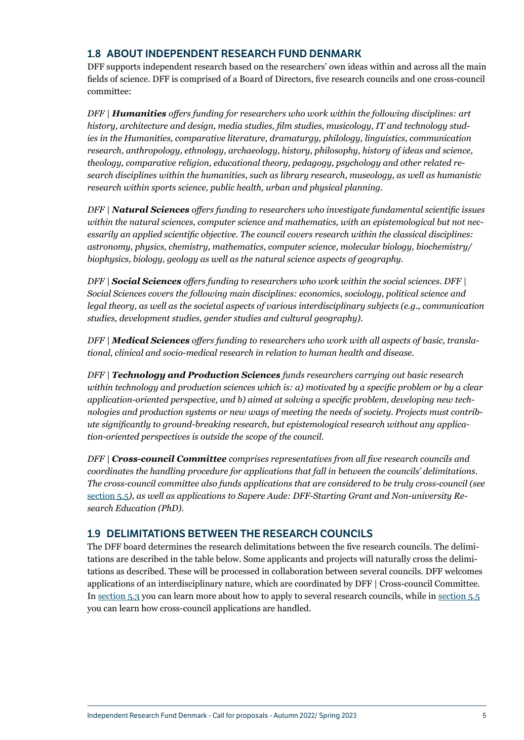## 1.8 ABOUT INDEPENDENT RESEARCH FUND DENMARK

DFF supports independent research based on the researchers' own ideas within and across all the main fields of science. DFF is comprised of a Board of Directors, five research councils and one cross-council committee:

*DFF | **Humanities** offers funding for researchers who work within the following disciplines: art history, architecture and design, media studies, film studies, musicology, IT and technology studies in the Humanities, comparative literature, dramaturgy, philology, linguistics, communication research, anthropology, ethnology, archaeology, history, philosophy, history of ideas and science, theology, comparative religion, educational theory, pedagogy, psychology and other related research disciplines within the humanities, such as library research, museology, as well as humanistic research within sports science, public health, urban and physical planning.*

*DFF | **Natural Sciences** offers funding to researchers who investigate fundamental scientific issues within the natural sciences, computer science and mathematics, with an epistemological but not necessarily an applied scientific objective. The council covers research within the classical disciplines: astronomy, physics, chemistry, mathematics, computer science, molecular biology, biochemistry/biophysics, biology, geology as well as the natural science aspects of geography.*

*DFF | **Social Sciences** offers funding to researchers who work within the social sciences. DFF | Social Sciences covers the following main disciplines: economics, sociology, political science and legal theory, as well as the societal aspects of various interdisciplinary subjects (e.g., communication studies, development studies, gender studies and cultural geography).*

*DFF | **Medical Sciences** offers funding to researchers who work with all aspects of basic, translational, clinical and socio-medical research in relation to human health and disease.*

*DFF | **Technology and Production Sciences** funds researchers carrying out basic research within technology and production sciences which is: a) motivated by a specific problem or by a clear application-oriented perspective, and b) aimed at solving a specific problem, developing new technologies and production systems or new ways of meeting the needs of society. Projects must contribute significantly to ground-breaking research, but epistemological research without any application-oriented perspectives is outside the scope of the council.*

*DFF | **Cross-council Committee** comprises representatives from all five research councils and coordinates the handling procedure for applications that fall in between the councils' delimitations. The cross-council committee also funds applications that are considered to be truly cross-council (see section 5.5), as well as applications to Sapere Aude: DFF-Starting Grant and Non-university Research Education (PhD).*

## 1.9 DELIMITATIONS BETWEEN THE RESEARCH COUNCILS

The DFF board determines the research delimitations between the five research councils. The delimitations are described in the table below. Some applicants and projects will naturally cross the delimitations as described. These will be processed in collaboration between several councils. DFF welcomes applications of an interdisciplinary nature, which are coordinated by DFF | Cross-council Committee. In section 5.3 you can learn more about how to apply to several research councils, while in section 5.5 you can learn how cross-council applications are handled.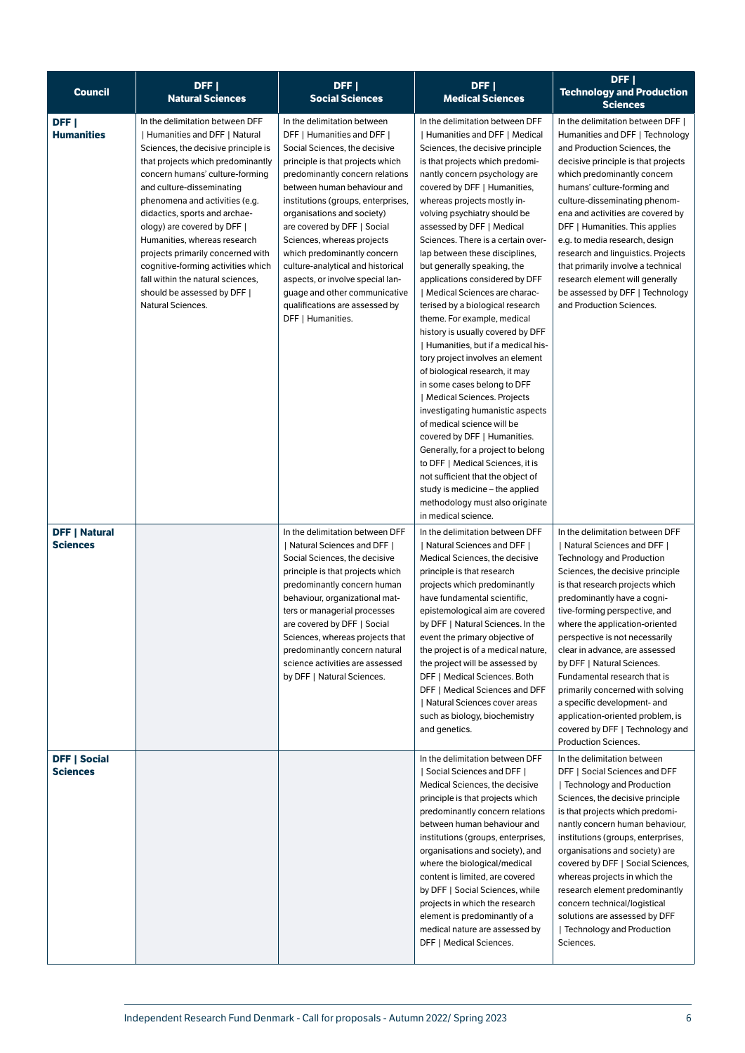| Council | DFF \| Natural Sciences | DFF \| Social Sciences | DFF \| Medical Sciences | DFF \| Technology and Production Sciences |
|---|---|---|---|---|
| **DFF \| Humanities** | In the delimitation between DFF \| Humanities and DFF \| Natural Sciences, the decisive principle is that projects which predominantly concern humans' culture-forming and culture-disseminating phenomena and activities (e.g. didactics, sports and archaeology) are covered by DFF \| Humanities, whereas research projects primarily concerned with cognitive-forming activities which fall within the natural sciences, should be assessed by DFF \| Natural Sciences. | In the delimitation between DFF \| Humanities and DFF \| Social Sciences, the decisive principle is that projects which predominantly concern relations between human behaviour and institutions (groups, enterprises, organisations and society) are covered by DFF \| Social Sciences, whereas projects which predominantly concern culture-analytical and historical aspects, or involve special language and other communicative qualifications are assessed by DFF \| Humanities. | In the delimitation between DFF \| Humanities and DFF \| Medical Sciences, the decisive principle is that projects which predominantly concern psychology are covered by DFF \| Humanities, whereas projects mostly involving psychiatry should be assessed by DFF \| Medical Sciences. There is a certain overlap between these disciplines, but generally speaking, the applications considered by DFF \| Medical Sciences are characterised by a biological research theme. For example, medical history is usually covered by DFF \| Humanities, but if a medical history project involves an element of biological research, it may in some cases belong to DFF \| Medical Sciences. Projects investigating humanistic aspects of medical science will be covered by DFF \| Humanities. Generally, for a project to belong to DFF \| Medical Sciences, it is not sufficient that the object of study is medicine – the applied methodology must also originate in medical science. | In the delimitation between DFF \| Humanities and DFF \| Technology and Production Sciences, the decisive principle is that projects which predominantly concern humans' culture-forming and culture-disseminating phenomena and activities are covered by DFF \| Humanities. This applies e.g. to media research, design research and linguistics. Projects that primarily involve a technical research element will generally be assessed by DFF \| Technology and Production Sciences. |
| **DFF \| Natural Sciences** | | In the delimitation between DFF \| Natural Sciences and DFF \| Social Sciences, the decisive principle is that projects which predominantly concern human behaviour, organizational matters or managerial processes are covered by DFF \| Social Sciences, whereas projects that predominantly concern natural science activities are assessed by DFF \| Natural Sciences. | In the delimitation between DFF \| Natural Sciences and DFF \| Medical Sciences, the decisive principle is that research projects which predominantly have fundamental scientific, epistemological aim are covered by DFF \| Natural Sciences. In the event the primary objective of the project is of a medical nature, the project will be assessed by DFF \| Medical Sciences. Both DFF \| Medical Sciences and DFF \| Natural Sciences cover areas such as biology, biochemistry and genetics. | In the delimitation between DFF \| Natural Sciences and DFF \| Technology and Production Sciences, the decisive principle is that research projects which predominantly have a cognitive-forming perspective, and where the application-oriented perspective is not necessarily clear in advance, are assessed by DFF \| Natural Sciences. Fundamental research that is primarily concerned with solving a specific development- and application-oriented problem, is covered by DFF \| Technology and Production Sciences. |
| **DFF \| Social Sciences** | | | In the delimitation between DFF \| Social Sciences and DFF \| Medical Sciences, the decisive principle is that projects which predominantly concern relations between human behaviour and institutions (groups, enterprises, organisations and society), and where the biological/medical content is limited, are covered by DFF \| Social Sciences, while projects in which the research element is predominantly of a medical nature are assessed by DFF \| Medical Sciences. | In the delimitation between DFF \| Social Sciences and DFF \| Technology and Production Sciences, the decisive principle is that projects which predominantly concern human behaviour, institutions (groups, enterprises, organisations and society) are covered by DFF \| Social Sciences, whereas projects in which the research element predominantly concern technical/logistical solutions are assessed by DFF \| Technology and Production Sciences. |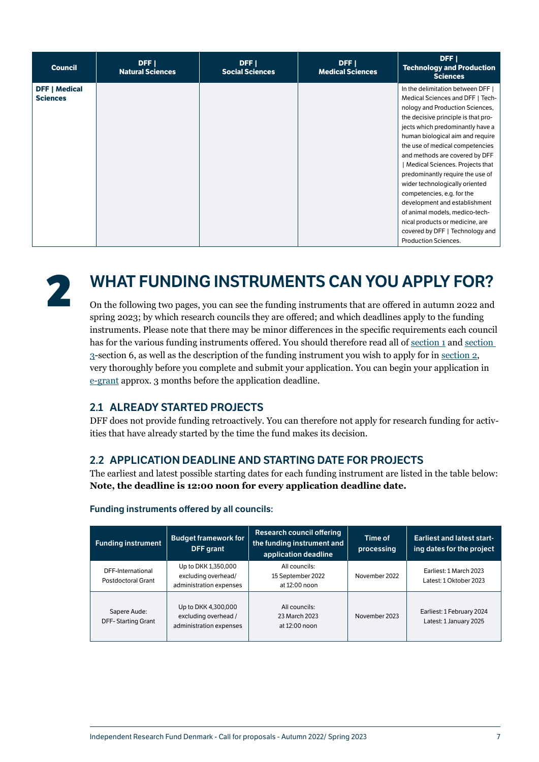| Council | DFF \| Natural Sciences | DFF \| Social Sciences | DFF \| Medical Sciences | DFF \| Technology and Production Sciences |
|---|---|---|---|---|
| **DFF \| Medical Sciences** | | | | In the delimitation between DFF \| Medical Sciences and DFF \| Technology and Production Sciences, the decisive principle is that projects which predominantly have a human biological aim and require the use of medical competencies and methods are covered by DFF \| Medical Sciences. Projects that predominantly require the use of wider technologically oriented competencies, e.g. for the development and establishment of animal models, medico-technical products or medicine, are covered by DFF \| Technology and Production Sciences. |

# 2 WHAT FUNDING INSTRUMENTS CAN YOU APPLY FOR?

On the following two pages, you can see the funding instruments that are offered in autumn 2022 and spring 2023; by which research councils they are offered; and which deadlines apply to the funding instruments. Please note that there may be minor differences in the specific requirements each council has for the various funding instruments offered. You should therefore read all of section 1 and section 3-section 6, as well as the description of the funding instrument you wish to apply for in section 2, very thoroughly before you complete and submit your application. You can begin your application in e-grant approx. 3 months before the application deadline.

## 2.1 ALREADY STARTED PROJECTS

DFF does not provide funding retroactively. You can therefore not apply for research funding for activities that have already started by the time the fund makes its decision.

## 2.2 APPLICATION DEADLINE AND STARTING DATE FOR PROJECTS

The earliest and latest possible starting dates for each funding instrument are listed in the table below: **Note, the deadline is 12:00 noon for every application deadline date.**

### Funding instruments offered by all councils:

| Funding instrument | Budget framework for DFF grant | Research council offering the funding instrument and application deadline | Time of processing | Earliest and latest starting dates for the project |
|---|---|---|---|---|
| DFF-International Postdoctoral Grant | Up to DKK 1,350,000 excluding overhead/ administration expenses | All councils: 15 September 2022 at 12:00 noon | November 2022 | Earliest: 1 March 2023 Latest: 1 Oktober 2023 |
| Sapere Aude: DFF- Starting Grant | Up to DKK 4,300,000 excluding overhead / administration expenses | All councils: 23 March 2023 at 12:00 noon | November 2023 | Earliest: 1 February 2024 Latest: 1 January 2025 |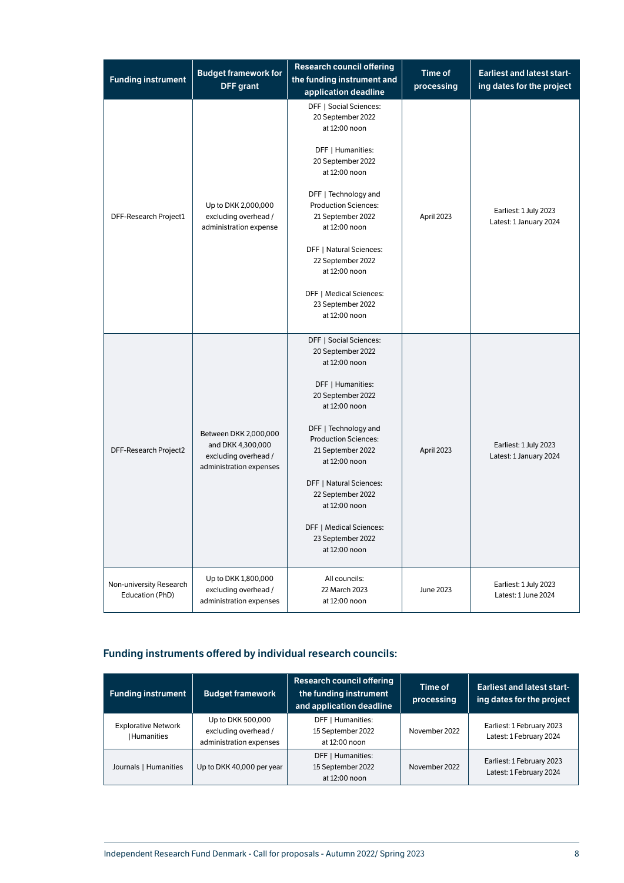| Funding instrument | Budget framework for DFF grant | Research council offering the funding instrument and application deadline | Time of processing | Earliest and latest starting dates for the project |
|---|---|---|---|---|
| DFF-Research Project1 | Up to DKK 2,000,000 excluding overhead / administration expense | DFF \| Social Sciences: 20 September 2022 at 12:00 noon<br><br>DFF \| Humanities: 20 September 2022 at 12:00 noon<br><br>DFF \| Technology and Production Sciences: 21 September 2022 at 12:00 noon<br><br>DFF \| Natural Sciences: 22 September 2022 at 12:00 noon<br><br>DFF \| Medical Sciences: 23 September 2022 at 12:00 noon | April 2023 | Earliest: 1 July 2023<br>Latest: 1 January 2024 |
| DFF-Research Project2 | Between DKK 2,000,000 and DKK 4,300,000 excluding overhead / administration expenses | DFF \| Social Sciences: 20 September 2022 at 12:00 noon<br><br>DFF \| Humanities: 20 September 2022 at 12:00 noon<br><br>DFF \| Technology and Production Sciences: 21 September 2022 at 12:00 noon<br><br>DFF \| Natural Sciences: 22 September 2022 at 12:00 noon<br><br>DFF \| Medical Sciences: 23 September 2022 at 12:00 noon | April 2023 | Earliest: 1 July 2023<br>Latest: 1 January 2024 |
| Non-university Research Education (PhD) | Up to DKK 1,800,000 excluding overhead / administration expenses | All councils: 22 March 2023 at 12:00 noon | June 2023 | Earliest: 1 July 2023<br>Latest: 1 June 2024 |

## Funding instruments offered by individual research councils:

| Funding instrument | Budget framework | Research council offering the funding instrument and application deadline | Time of processing | Earliest and latest starting dates for the project |
|---|---|---|---|---|
| Explorative Network \|Humanities | Up to DKK 500,000 excluding overhead / administration expenses | DFF \| Humanities: 15 September 2022 at 12:00 noon | November 2022 | Earliest: 1 February 2023<br>Latest: 1 February 2024 |
| Journals \| Humanities | Up to DKK 40,000 per year | DFF \| Humanities: 15 September 2022 at 12:00 noon | November 2022 | Earliest: 1 February 2023<br>Latest: 1 February 2024 |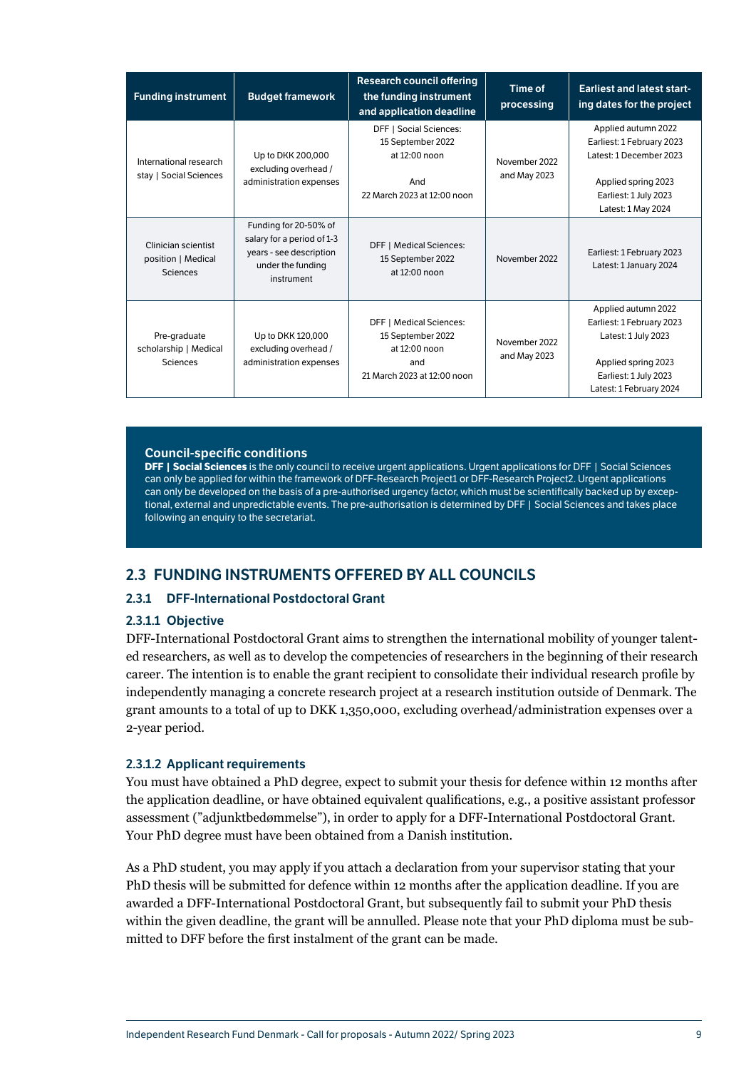| Funding instrument | Budget framework | Research council offering the funding instrument and application deadline | Time of processing | Earliest and latest starting dates for the project |
|---|---|---|---|---|
| International research stay \| Social Sciences | Up to DKK 200,000 excluding overhead / administration expenses | DFF \| Social Sciences: 15 September 2022 at 12:00 noon<br><br>And<br>22 March 2023 at 12:00 noon | November 2022 and May 2023 | Applied autumn 2022<br>Earliest: 1 February 2023<br>Latest: 1 December 2023<br><br>Applied spring 2023<br>Earliest: 1 July 2023<br>Latest: 1 May 2024 |
| Clinician scientist position \| Medical Sciences | Funding for 20-50% of salary for a period of 1-3 years - see description under the funding instrument | DFF \| Medical Sciences: 15 September 2022 at 12:00 noon | November 2022 | Earliest: 1 February 2023<br>Latest: 1 January 2024 |
| Pre-graduate scholarship \| Medical Sciences | Up to DKK 120,000 excluding overhead / administration expenses | DFF \| Medical Sciences: 15 September 2022 at 12:00 noon<br>and<br>21 March 2023 at 12:00 noon | November 2022 and May 2023 | Applied autumn 2022<br>Earliest: 1 February 2023<br>Latest: 1 July 2023<br><br>Applied spring 2023<br>Earliest: 1 July 2023<br>Latest: 1 February 2024 |

**Council-specific conditions**

**DFF | Social Sciences** is the only council to receive urgent applications. Urgent applications for DFF | Social Sciences can only be applied for within the framework of DFF-Research Project1 or DFF-Research Project2. Urgent applications can only be developed on the basis of a pre-authorised urgency factor, which must be scientifically backed up by exceptional, external and unpredictable events. The pre-authorisation is determined by DFF | Social Sciences and takes place following an enquiry to the secretariat.

## 2.3 FUNDING INSTRUMENTS OFFERED BY ALL COUNCILS

### 2.3.1 DFF-International Postdoctoral Grant

#### 2.3.1.1 Objective

DFF-International Postdoctoral Grant aims to strengthen the international mobility of younger talented researchers, as well as to develop the competencies of researchers in the beginning of their research career. The intention is to enable the grant recipient to consolidate their individual research profile by independently managing a concrete research project at a research institution outside of Denmark. The grant amounts to a total of up to DKK 1,350,000, excluding overhead/administration expenses over a 2-year period.

#### 2.3.1.2 Applicant requirements

You must have obtained a PhD degree, expect to submit your thesis for defence within 12 months after the application deadline, or have obtained equivalent qualifications, e.g., a positive assistant professor assessment ("adjunktbedømmelse"), in order to apply for a DFF-International Postdoctoral Grant. Your PhD degree must have been obtained from a Danish institution.

As a PhD student, you may apply if you attach a declaration from your supervisor stating that your PhD thesis will be submitted for defence within 12 months after the application deadline. If you are awarded a DFF-International Postdoctoral Grant, but subsequently fail to submit your PhD thesis within the given deadline, the grant will be annulled. Please note that your PhD diploma must be submitted to DFF before the first instalment of the grant can be made.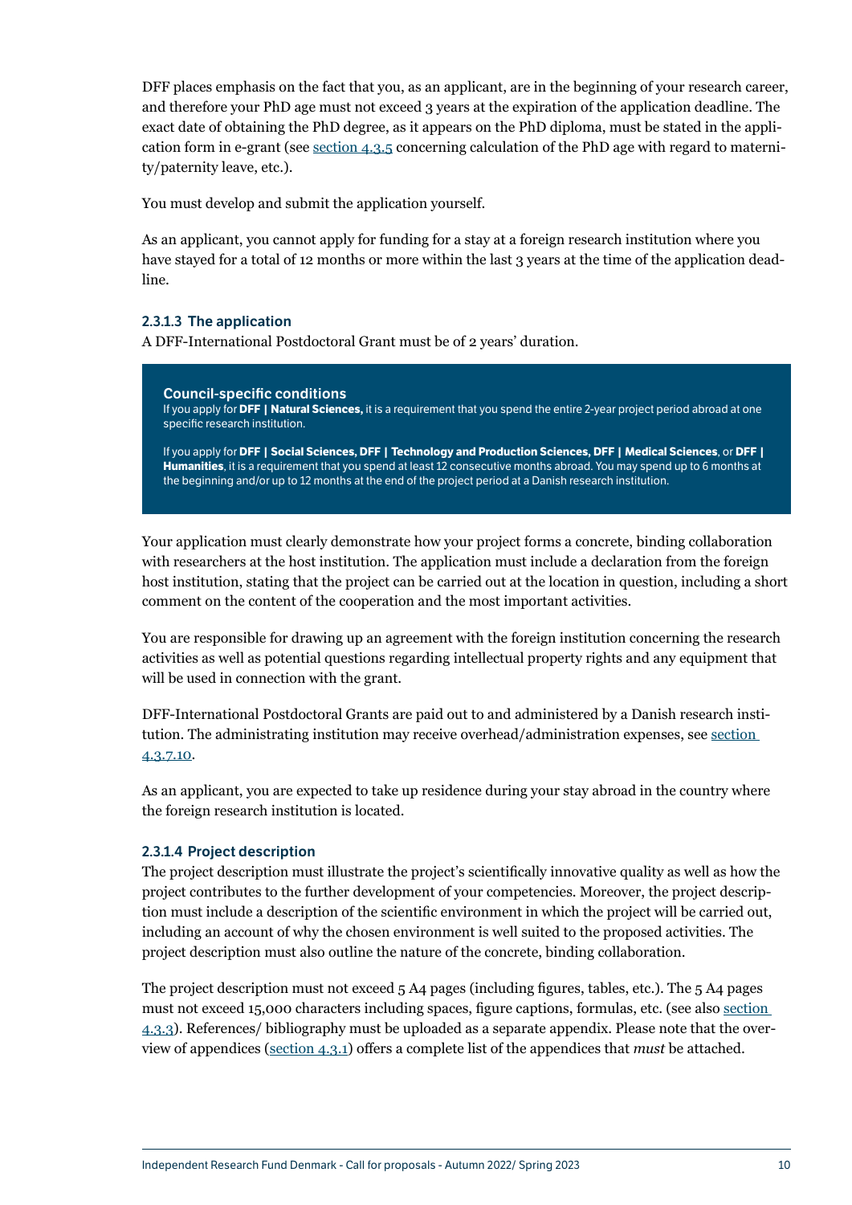DFF places emphasis on the fact that you, as an applicant, are in the beginning of your research career, and therefore your PhD age must not exceed 3 years at the expiration of the application deadline. The exact date of obtaining the PhD degree, as it appears on the PhD diploma, must be stated in the application form in e-grant (see section 4.3.5 concerning calculation of the PhD age with regard to maternity/paternity leave, etc.).

You must develop and submit the application yourself.

As an applicant, you cannot apply for funding for a stay at a foreign research institution where you have stayed for a total of 12 months or more within the last 3 years at the time of the application deadline.

#### 2.3.1.3 The application

A DFF-International Postdoctoral Grant must be of 2 years' duration.

> **Council-specific conditions**
>
> If you apply for **DFF | Natural Sciences,** it is a requirement that you spend the entire 2-year project period abroad at one specific research institution.
>
> If you apply for **DFF | Social Sciences, DFF | Technology and Production Sciences, DFF | Medical Sciences**, or **DFF | Humanities**, it is a requirement that you spend at least 12 consecutive months abroad. You may spend up to 6 months at the beginning and/or up to 12 months at the end of the project period at a Danish research institution.

Your application must clearly demonstrate how your project forms a concrete, binding collaboration with researchers at the host institution. The application must include a declaration from the foreign host institution, stating that the project can be carried out at the location in question, including a short comment on the content of the cooperation and the most important activities.

You are responsible for drawing up an agreement with the foreign institution concerning the research activities as well as potential questions regarding intellectual property rights and any equipment that will be used in connection with the grant.

DFF-International Postdoctoral Grants are paid out to and administered by a Danish research institution. The administrating institution may receive overhead/administration expenses, see section 4.3.7.10.

As an applicant, you are expected to take up residence during your stay abroad in the country where the foreign research institution is located.

#### 2.3.1.4 Project description

The project description must illustrate the project's scientifically innovative quality as well as how the project contributes to the further development of your competencies. Moreover, the project description must include a description of the scientific environment in which the project will be carried out, including an account of why the chosen environment is well suited to the proposed activities. The project description must also outline the nature of the concrete, binding collaboration.

The project description must not exceed 5 A4 pages (including figures, tables, etc.). The 5 A4 pages must not exceed 15,000 characters including spaces, figure captions, formulas, etc. (see also section 4.3.3). References/ bibliography must be uploaded as a separate appendix. Please note that the overview of appendices (section 4.3.1) offers a complete list of the appendices that *must* be attached.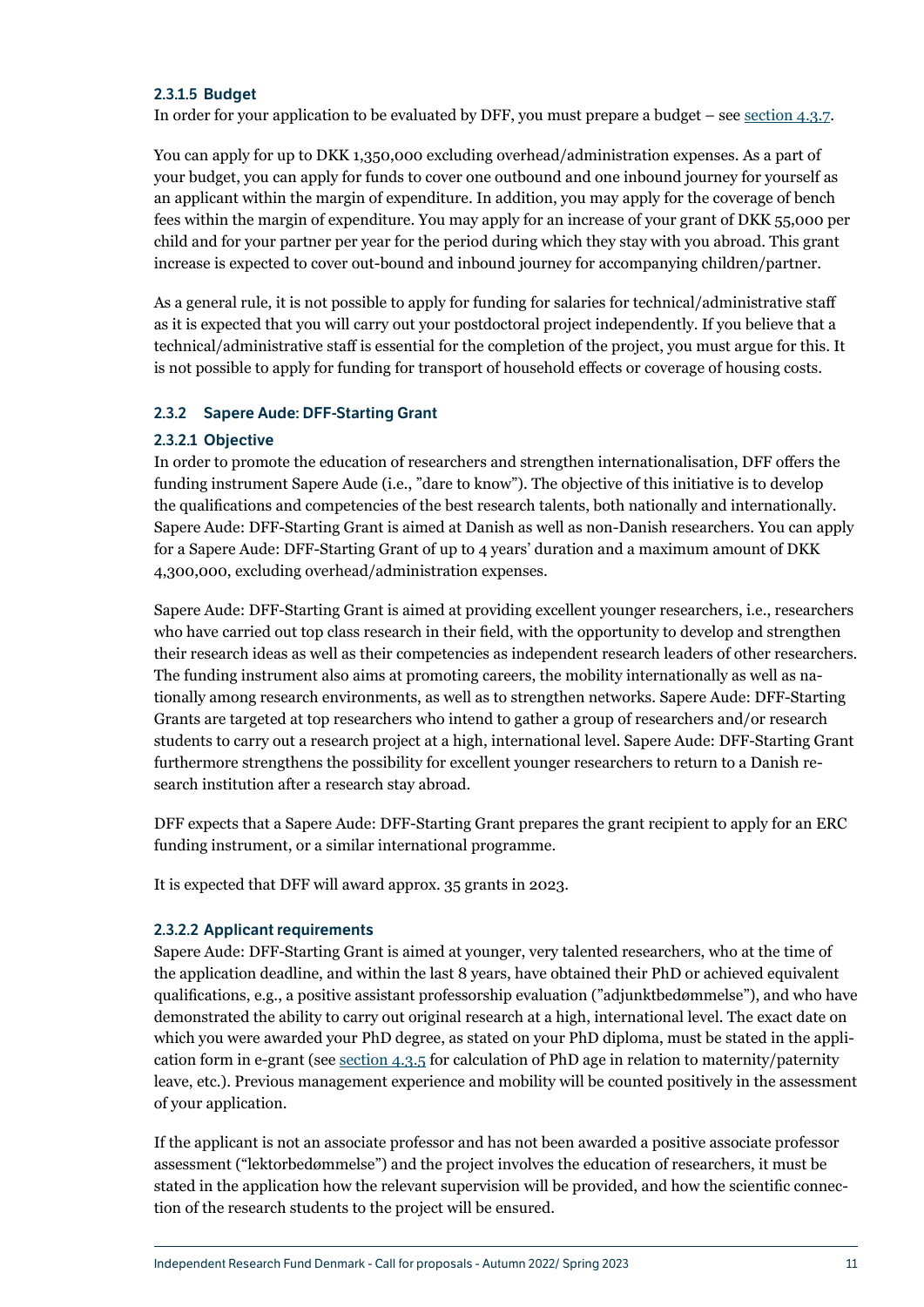#### 2.3.1.5 Budget

In order for your application to be evaluated by DFF, you must prepare a budget – see section 4.3.7.

You can apply for up to DKK 1,350,000 excluding overhead/administration expenses. As a part of your budget, you can apply for funds to cover one outbound and one inbound journey for yourself as an applicant within the margin of expenditure. In addition, you may apply for the coverage of bench fees within the margin of expenditure. You may apply for an increase of your grant of DKK 55,000 per child and for your partner per year for the period during which they stay with you abroad. This grant increase is expected to cover out-bound and inbound journey for accompanying children/partner.

As a general rule, it is not possible to apply for funding for salaries for technical/administrative staff as it is expected that you will carry out your postdoctoral project independently. If you believe that a technical/administrative staff is essential for the completion of the project, you must argue for this. It is not possible to apply for funding for transport of household effects or coverage of housing costs.

### 2.3.2 Sapere Aude: DFF-Starting Grant

#### 2.3.2.1 Objective

In order to promote the education of researchers and strengthen internationalisation, DFF offers the funding instrument Sapere Aude (i.e., "dare to know"). The objective of this initiative is to develop the qualifications and competencies of the best research talents, both nationally and internationally. Sapere Aude: DFF-Starting Grant is aimed at Danish as well as non-Danish researchers. You can apply for a Sapere Aude: DFF-Starting Grant of up to 4 years' duration and a maximum amount of DKK 4,300,000, excluding overhead/administration expenses.

Sapere Aude: DFF-Starting Grant is aimed at providing excellent younger researchers, i.e., researchers who have carried out top class research in their field, with the opportunity to develop and strengthen their research ideas as well as their competencies as independent research leaders of other researchers. The funding instrument also aims at promoting careers, the mobility internationally as well as nationally among research environments, as well as to strengthen networks. Sapere Aude: DFF-Starting Grants are targeted at top researchers who intend to gather a group of researchers and/or research students to carry out a research project at a high, international level. Sapere Aude: DFF-Starting Grant furthermore strengthens the possibility for excellent younger researchers to return to a Danish research institution after a research stay abroad.

DFF expects that a Sapere Aude: DFF-Starting Grant prepares the grant recipient to apply for an ERC funding instrument, or a similar international programme.

It is expected that DFF will award approx. 35 grants in 2023.

#### 2.3.2.2 Applicant requirements

Sapere Aude: DFF-Starting Grant is aimed at younger, very talented researchers, who at the time of the application deadline, and within the last 8 years, have obtained their PhD or achieved equivalent qualifications, e.g., a positive assistant professorship evaluation ("adjunktbedømmelse"), and who have demonstrated the ability to carry out original research at a high, international level. The exact date on which you were awarded your PhD degree, as stated on your PhD diploma, must be stated in the application form in e-grant (see section 4.3.5 for calculation of PhD age in relation to maternity/paternity leave, etc.). Previous management experience and mobility will be counted positively in the assessment of your application.

If the applicant is not an associate professor and has not been awarded a positive associate professor assessment ("lektorbedømmelse") and the project involves the education of researchers, it must be stated in the application how the relevant supervision will be provided, and how the scientific connection of the research students to the project will be ensured.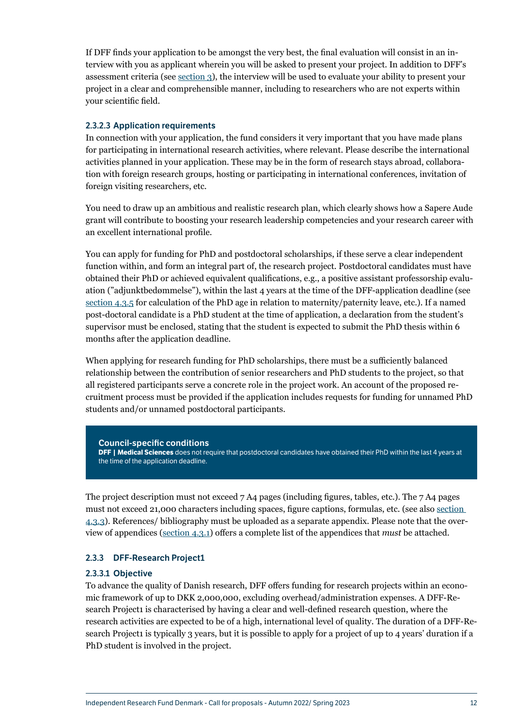If DFF finds your application to be amongst the very best, the final evaluation will consist in an interview with you as applicant wherein you will be asked to present your project. In addition to DFF's assessment criteria (see section 3), the interview will be used to evaluate your ability to present your project in a clear and comprehensible manner, including to researchers who are not experts within your scientific field.

#### 2.3.2.3 Application requirements

In connection with your application, the fund considers it very important that you have made plans for participating in international research activities, where relevant. Please describe the international activities planned in your application. These may be in the form of research stays abroad, collaboration with foreign research groups, hosting or participating in international conferences, invitation of foreign visiting researchers, etc.

You need to draw up an ambitious and realistic research plan, which clearly shows how a Sapere Aude grant will contribute to boosting your research leadership competencies and your research career with an excellent international profile.

You can apply for funding for PhD and postdoctoral scholarships, if these serve a clear independent function within, and form an integral part of, the research project. Postdoctoral candidates must have obtained their PhD or achieved equivalent qualifications, e.g., a positive assistant professorship evaluation ("adjunktbedømmelse"), within the last 4 years at the time of the DFF-application deadline (see section 4.3.5 for calculation of the PhD age in relation to maternity/paternity leave, etc.). If a named post-doctoral candidate is a PhD student at the time of application, a declaration from the student's supervisor must be enclosed, stating that the student is expected to submit the PhD thesis within 6 months after the application deadline.

When applying for research funding for PhD scholarships, there must be a sufficiently balanced relationship between the contribution of senior researchers and PhD students to the project, so that all registered participants serve a concrete role in the project work. An account of the proposed recruitment process must be provided if the application includes requests for funding for unnamed PhD students and/or unnamed postdoctoral participants.

> **Council-specific conditions**
> **DFF | Medical Sciences** does not require that postdoctoral candidates have obtained their PhD within the last 4 years at the time of the application deadline.

The project description must not exceed 7 A4 pages (including figures, tables, etc.). The 7 A4 pages must not exceed 21,000 characters including spaces, figure captions, formulas, etc. (see also section 4.3.3). References/ bibliography must be uploaded as a separate appendix. Please note that the overview of appendices (section 4.3.1) offers a complete list of the appendices that *must* be attached.

### 2.3.3 DFF-Research Project1

#### 2.3.3.1 Objective

To advance the quality of Danish research, DFF offers funding for research projects within an economic framework of up to DKK 2,000,000, excluding overhead/administration expenses. A DFF-Research Project1 is characterised by having a clear and well-defined research question, where the research activities are expected to be of a high, international level of quality. The duration of a DFF-Research Project1 is typically 3 years, but it is possible to apply for a project of up to 4 years' duration if a PhD student is involved in the project.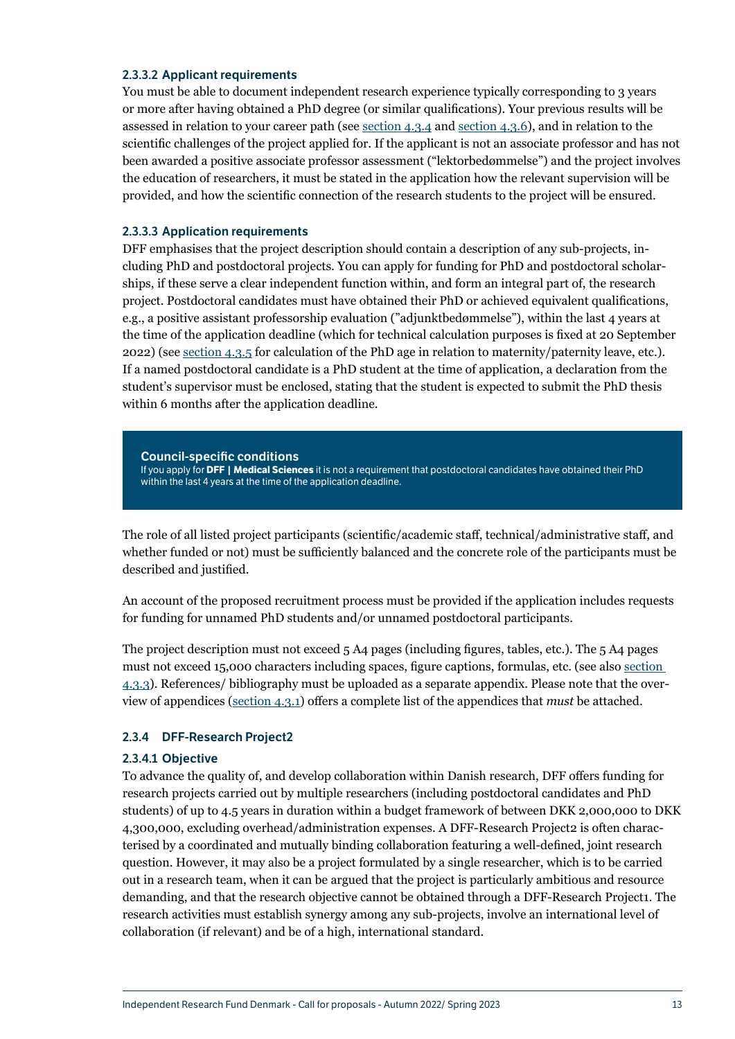#### 2.3.3.2 Applicant requirements

You must be able to document independent research experience typically corresponding to 3 years or more after having obtained a PhD degree (or similar qualifications). Your previous results will be assessed in relation to your career path (see section 4.3.4 and section 4.3.6), and in relation to the scientific challenges of the project applied for. If the applicant is not an associate professor and has not been awarded a positive associate professor assessment ("lektorbedømmelse") and the project involves the education of researchers, it must be stated in the application how the relevant supervision will be provided, and how the scientific connection of the research students to the project will be ensured.

#### 2.3.3.3 Application requirements

DFF emphasises that the project description should contain a description of any sub-projects, including PhD and postdoctoral projects. You can apply for funding for PhD and postdoctoral scholarships, if these serve a clear independent function within, and form an integral part of, the research project. Postdoctoral candidates must have obtained their PhD or achieved equivalent qualifications, e.g., a positive assistant professorship evaluation ("adjunktbedømmelse"), within the last 4 years at the time of the application deadline (which for technical calculation purposes is fixed at 20 September 2022) (see section 4.3.5 for calculation of the PhD age in relation to maternity/paternity leave, etc.). If a named postdoctoral candidate is a PhD student at the time of application, a declaration from the student's supervisor must be enclosed, stating that the student is expected to submit the PhD thesis within 6 months after the application deadline.

**Council-specific conditions**
If you apply for **DFF | Medical Sciences** it is not a requirement that postdoctoral candidates have obtained their PhD within the last 4 years at the time of the application deadline.

The role of all listed project participants (scientific/academic staff, technical/administrative staff, and whether funded or not) must be sufficiently balanced and the concrete role of the participants must be described and justified.

An account of the proposed recruitment process must be provided if the application includes requests for funding for unnamed PhD students and/or unnamed postdoctoral participants.

The project description must not exceed 5 A4 pages (including figures, tables, etc.). The 5 A4 pages must not exceed 15,000 characters including spaces, figure captions, formulas, etc. (see also section 4.3.3). References/ bibliography must be uploaded as a separate appendix. Please note that the overview of appendices (section 4.3.1) offers a complete list of the appendices that *must* be attached.

### 2.3.4 DFF-Research Project2

#### 2.3.4.1 Objective

To advance the quality of, and develop collaboration within Danish research, DFF offers funding for research projects carried out by multiple researchers (including postdoctoral candidates and PhD students) of up to 4.5 years in duration within a budget framework of between DKK 2,000,000 to DKK 4,300,000, excluding overhead/administration expenses. A DFF-Research Project2 is often characterised by a coordinated and mutually binding collaboration featuring a well-defined, joint research question. However, it may also be a project formulated by a single researcher, which is to be carried out in a research team, when it can be argued that the project is particularly ambitious and resource demanding, and that the research objective cannot be obtained through a DFF-Research Project1. The research activities must establish synergy among any sub-projects, involve an international level of collaboration (if relevant) and be of a high, international standard.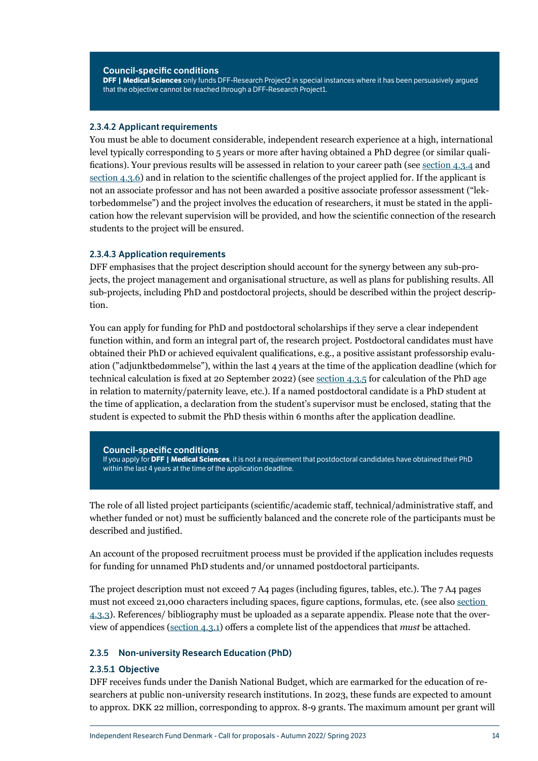**Council-specific conditions**
**DFF | Medical Sciences** only funds DFF-Research Project2 in special instances where it has been persuasively argued that the objective cannot be reached through a DFF-Research Project1.

#### 2.3.4.2 Applicant requirements

You must be able to document considerable, independent research experience at a high, international level typically corresponding to 5 years or more after having obtained a PhD degree (or similar qualifications). Your previous results will be assessed in relation to your career path (see section 4.3.4 and section 4.3.6) and in relation to the scientific challenges of the project applied for. If the applicant is not an associate professor and has not been awarded a positive associate professor assessment ("lektorbedømmelse") and the project involves the education of researchers, it must be stated in the application how the relevant supervision will be provided, and how the scientific connection of the research students to the project will be ensured.

#### 2.3.4.3 Application requirements

DFF emphasises that the project description should account for the synergy between any sub-projects, the project management and organisational structure, as well as plans for publishing results. All sub-projects, including PhD and postdoctoral projects, should be described within the project description.

You can apply for funding for PhD and postdoctoral scholarships if they serve a clear independent function within, and form an integral part of, the research project. Postdoctoral candidates must have obtained their PhD or achieved equivalent qualifications, e.g., a positive assistant professorship evaluation ("adjunktbedømmelse"), within the last 4 years at the time of the application deadline (which for technical calculation is fixed at 20 September 2022) (see section 4.3.5 for calculation of the PhD age in relation to maternity/paternity leave, etc.). If a named postdoctoral candidate is a PhD student at the time of application, a declaration from the student's supervisor must be enclosed, stating that the student is expected to submit the PhD thesis within 6 months after the application deadline.

**Council-specific conditions**
If you apply for **DFF | Medical Sciences**, it is not a requirement that postdoctoral candidates have obtained their PhD within the last 4 years at the time of the application deadline.

The role of all listed project participants (scientific/academic staff, technical/administrative staff, and whether funded or not) must be sufficiently balanced and the concrete role of the participants must be described and justified.

An account of the proposed recruitment process must be provided if the application includes requests for funding for unnamed PhD students and/or unnamed postdoctoral participants.

The project description must not exceed 7 A4 pages (including figures, tables, etc.). The 7 A4 pages must not exceed 21,000 characters including spaces, figure captions, formulas, etc. (see also section 4.3.3). References/ bibliography must be uploaded as a separate appendix. Please note that the overview of appendices (section 4.3.1) offers a complete list of the appendices that *must* be attached.

### 2.3.5 Non-university Research Education (PhD)

#### 2.3.5.1 Objective

DFF receives funds under the Danish National Budget, which are earmarked for the education of researchers at public non-university research institutions. In 2023, these funds are expected to amount to approx. DKK 22 million, corresponding to approx. 8-9 grants. The maximum amount per grant will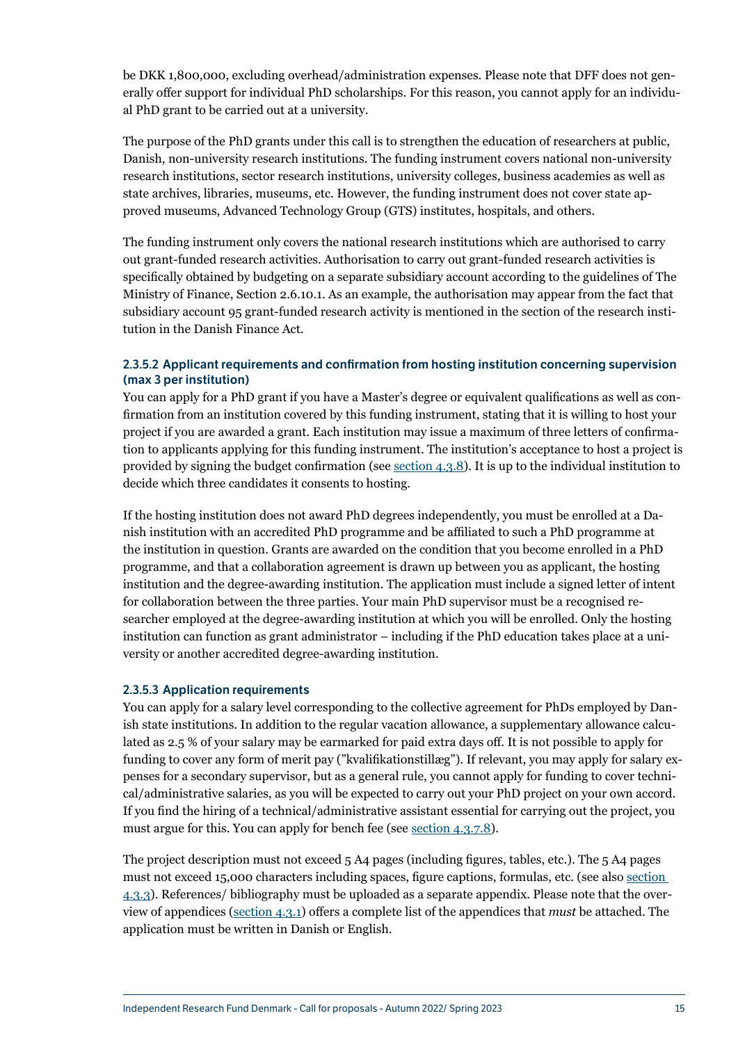be DKK 1,800,000, excluding overhead/administration expenses. Please note that DFF does not generally offer support for individual PhD scholarships. For this reason, you cannot apply for an individual PhD grant to be carried out at a university.

The purpose of the PhD grants under this call is to strengthen the education of researchers at public, Danish, non-university research institutions. The funding instrument covers national non-university research institutions, sector research institutions, university colleges, business academies as well as state archives, libraries, museums, etc. However, the funding instrument does not cover state approved museums, Advanced Technology Group (GTS) institutes, hospitals, and others.

The funding instrument only covers the national research institutions which are authorised to carry out grant-funded research activities. Authorisation to carry out grant-funded research activities is specifically obtained by budgeting on a separate subsidiary account according to the guidelines of The Ministry of Finance, Section 2.6.10.1. As an example, the authorisation may appear from the fact that subsidiary account 95 grant-funded research activity is mentioned in the section of the research institution in the Danish Finance Act.

#### 2.3.5.2 Applicant requirements and confirmation from hosting institution concerning supervision (max 3 per institution)

You can apply for a PhD grant if you have a Master's degree or equivalent qualifications as well as confirmation from an institution covered by this funding instrument, stating that it is willing to host your project if you are awarded a grant. Each institution may issue a maximum of three letters of confirmation to applicants applying for this funding instrument. The institution's acceptance to host a project is provided by signing the budget confirmation (see section 4.3.8). It is up to the individual institution to decide which three candidates it consents to hosting.

If the hosting institution does not award PhD degrees independently, you must be enrolled at a Danish institution with an accredited PhD programme and be affiliated to such a PhD programme at the institution in question. Grants are awarded on the condition that you become enrolled in a PhD programme, and that a collaboration agreement is drawn up between you as applicant, the hosting institution and the degree-awarding institution. The application must include a signed letter of intent for collaboration between the three parties. Your main PhD supervisor must be a recognised researcher employed at the degree-awarding institution at which you will be enrolled. Only the hosting institution can function as grant administrator – including if the PhD education takes place at a university or another accredited degree-awarding institution.

#### 2.3.5.3 Application requirements

You can apply for a salary level corresponding to the collective agreement for PhDs employed by Danish state institutions. In addition to the regular vacation allowance, a supplementary allowance calculated as 2.5 % of your salary may be earmarked for paid extra days off. It is not possible to apply for funding to cover any form of merit pay ("kvalifikationstillæg"). If relevant, you may apply for salary expenses for a secondary supervisor, but as a general rule, you cannot apply for funding to cover technical/administrative salaries, as you will be expected to carry out your PhD project on your own accord. If you find the hiring of a technical/administrative assistant essential for carrying out the project, you must argue for this. You can apply for bench fee (see section 4.3.7.8).

The project description must not exceed 5 A4 pages (including figures, tables, etc.). The 5 A4 pages must not exceed 15,000 characters including spaces, figure captions, formulas, etc. (see also section 4.3.3). References/ bibliography must be uploaded as a separate appendix. Please note that the overview of appendices (section 4.3.1) offers a complete list of the appendices that *must* be attached. The application must be written in Danish or English.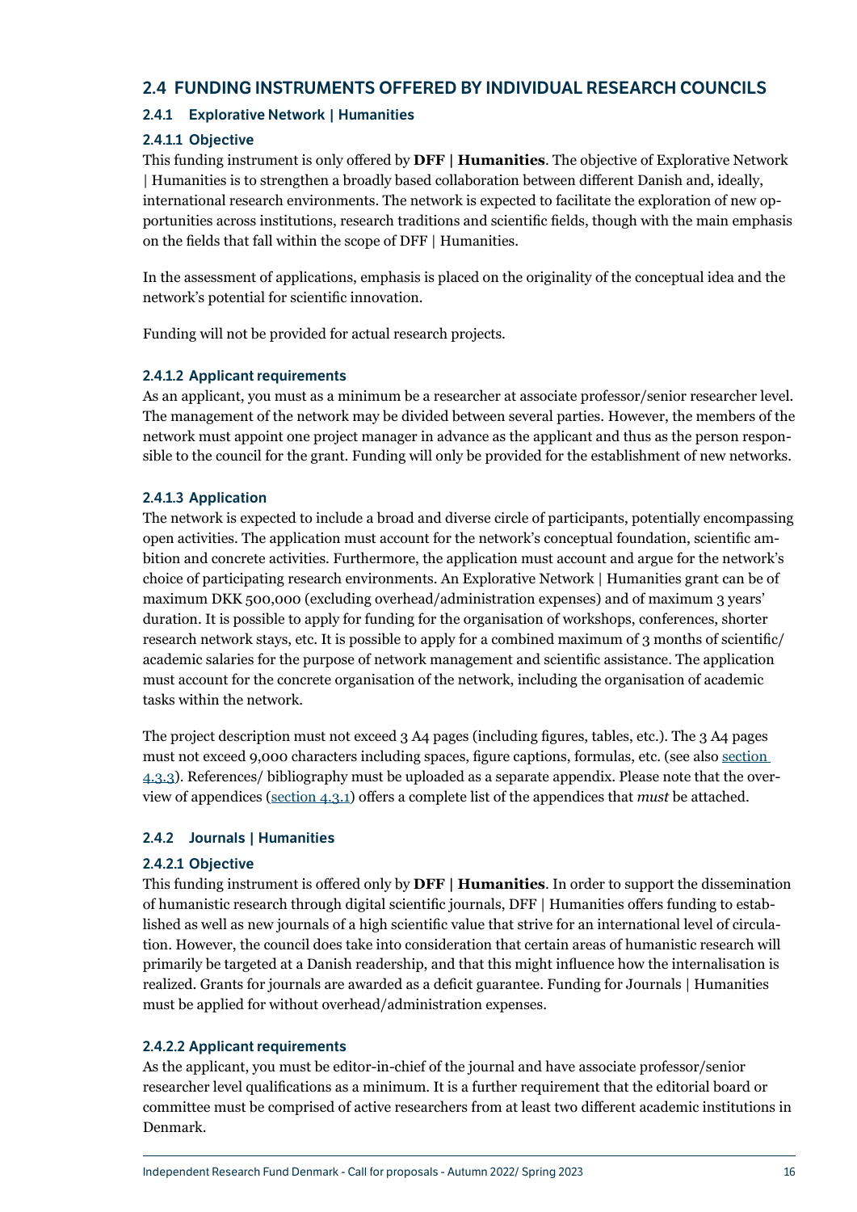## 2.4 FUNDING INSTRUMENTS OFFERED BY INDIVIDUAL RESEARCH COUNCILS

### 2.4.1 Explorative Network | Humanities

#### 2.4.1.1 Objective

This funding instrument is only offered by **DFF | Humanities**. The objective of Explorative Network | Humanities is to strengthen a broadly based collaboration between different Danish and, ideally, international research environments. The network is expected to facilitate the exploration of new opportunities across institutions, research traditions and scientific fields, though with the main emphasis on the fields that fall within the scope of DFF | Humanities.

In the assessment of applications, emphasis is placed on the originality of the conceptual idea and the network's potential for scientific innovation.

Funding will not be provided for actual research projects.

#### 2.4.1.2 Applicant requirements

As an applicant, you must as a minimum be a researcher at associate professor/senior researcher level. The management of the network may be divided between several parties. However, the members of the network must appoint one project manager in advance as the applicant and thus as the person responsible to the council for the grant. Funding will only be provided for the establishment of new networks.

#### 2.4.1.3 Application

The network is expected to include a broad and diverse circle of participants, potentially encompassing open activities. The application must account for the network's conceptual foundation, scientific ambition and concrete activities. Furthermore, the application must account and argue for the network's choice of participating research environments. An Explorative Network | Humanities grant can be of maximum DKK 500,000 (excluding overhead/administration expenses) and of maximum 3 years' duration. It is possible to apply for funding for the organisation of workshops, conferences, shorter research network stays, etc. It is possible to apply for a combined maximum of 3 months of scientific/academic salaries for the purpose of network management and scientific assistance. The application must account for the concrete organisation of the network, including the organisation of academic tasks within the network.

The project description must not exceed 3 A4 pages (including figures, tables, etc.). The 3 A4 pages must not exceed 9,000 characters including spaces, figure captions, formulas, etc. (see also section 4.3.3). References/ bibliography must be uploaded as a separate appendix. Please note that the overview of appendices (section 4.3.1) offers a complete list of the appendices that *must* be attached.

### 2.4.2 Journals | Humanities

#### 2.4.2.1 Objective

This funding instrument is offered only by **DFF | Humanities**. In order to support the dissemination of humanistic research through digital scientific journals, DFF | Humanities offers funding to established as well as new journals of a high scientific value that strive for an international level of circulation. However, the council does take into consideration that certain areas of humanistic research will primarily be targeted at a Danish readership, and that this might influence how the internalisation is realized. Grants for journals are awarded as a deficit guarantee. Funding for Journals | Humanities must be applied for without overhead/administration expenses.

#### 2.4.2.2 Applicant requirements

As the applicant, you must be editor-in-chief of the journal and have associate professor/senior researcher level qualifications as a minimum. It is a further requirement that the editorial board or committee must be comprised of active researchers from at least two different academic institutions in Denmark.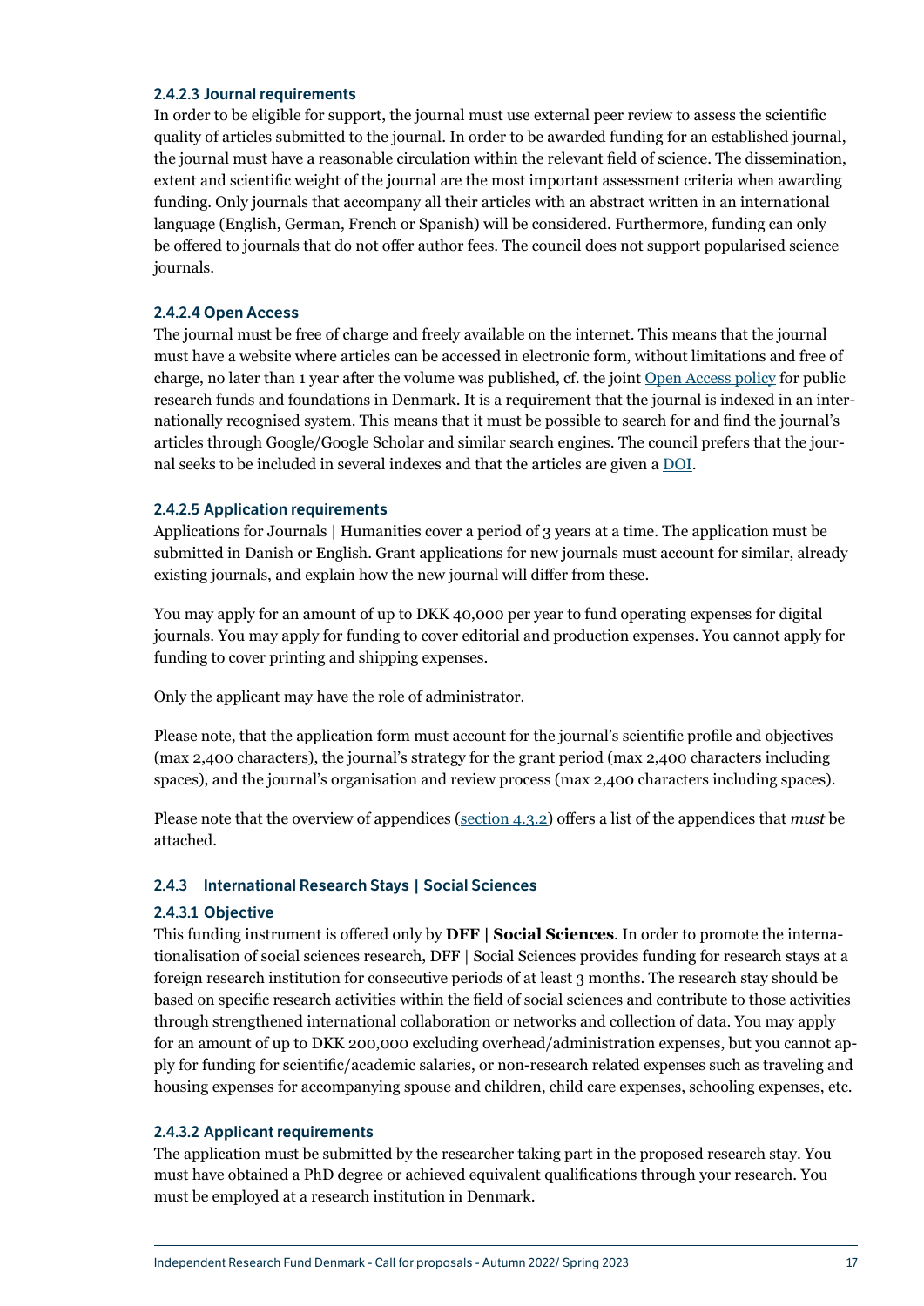#### 2.4.2.3 Journal requirements

In order to be eligible for support, the journal must use external peer review to assess the scientific quality of articles submitted to the journal. In order to be awarded funding for an established journal, the journal must have a reasonable circulation within the relevant field of science. The dissemination, extent and scientific weight of the journal are the most important assessment criteria when awarding funding. Only journals that accompany all their articles with an abstract written in an international language (English, German, French or Spanish) will be considered. Furthermore, funding can only be offered to journals that do not offer author fees. The council does not support popularised science journals.

#### 2.4.2.4 Open Access

The journal must be free of charge and freely available on the internet. This means that the journal must have a website where articles can be accessed in electronic form, without limitations and free of charge, no later than 1 year after the volume was published, cf. the joint Open Access policy for public research funds and foundations in Denmark. It is a requirement that the journal is indexed in an internationally recognised system. This means that it must be possible to search for and find the journal's articles through Google/Google Scholar and similar search engines. The council prefers that the journal seeks to be included in several indexes and that the articles are given a DOI.

#### 2.4.2.5 Application requirements

Applications for Journals | Humanities cover a period of 3 years at a time. The application must be submitted in Danish or English. Grant applications for new journals must account for similar, already existing journals, and explain how the new journal will differ from these.

You may apply for an amount of up to DKK 40,000 per year to fund operating expenses for digital journals. You may apply for funding to cover editorial and production expenses. You cannot apply for funding to cover printing and shipping expenses.

Only the applicant may have the role of administrator.

Please note, that the application form must account for the journal's scientific profile and objectives (max 2,400 characters), the journal's strategy for the grant period (max 2,400 characters including spaces), and the journal's organisation and review process (max 2,400 characters including spaces).

Please note that the overview of appendices (section 4.3.2) offers a list of the appendices that *must* be attached.

### 2.4.3 International Research Stays | Social Sciences

#### 2.4.3.1 Objective

This funding instrument is offered only by **DFF | Social Sciences**. In order to promote the internationalisation of social sciences research, DFF | Social Sciences provides funding for research stays at a foreign research institution for consecutive periods of at least 3 months. The research stay should be based on specific research activities within the field of social sciences and contribute to those activities through strengthened international collaboration or networks and collection of data. You may apply for an amount of up to DKK 200,000 excluding overhead/administration expenses, but you cannot apply for funding for scientific/academic salaries, or non-research related expenses such as traveling and housing expenses for accompanying spouse and children, child care expenses, schooling expenses, etc.

#### 2.4.3.2 Applicant requirements

The application must be submitted by the researcher taking part in the proposed research stay. You must have obtained a PhD degree or achieved equivalent qualifications through your research. You must be employed at a research institution in Denmark.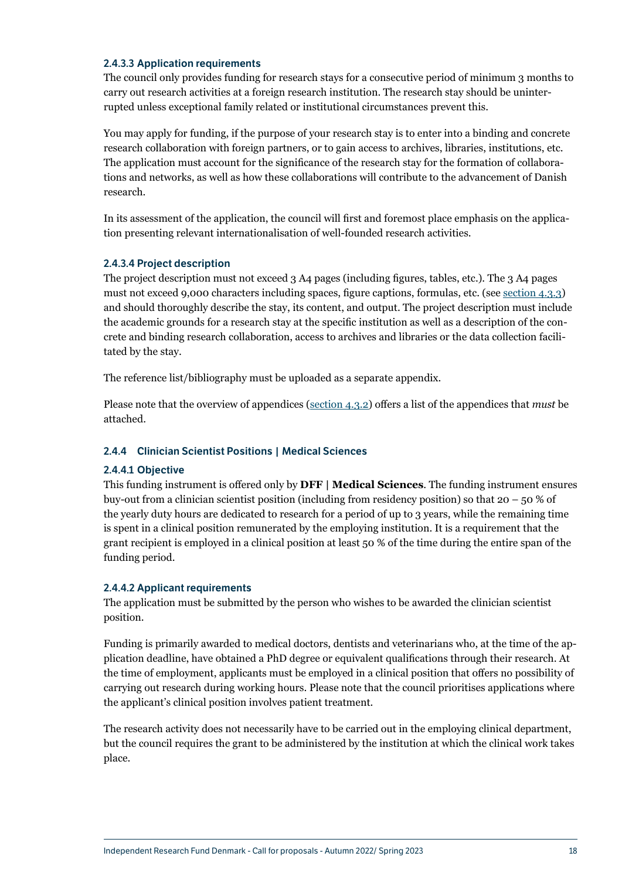#### 2.4.3.3 Application requirements

The council only provides funding for research stays for a consecutive period of minimum 3 months to carry out research activities at a foreign research institution. The research stay should be uninterrupted unless exceptional family related or institutional circumstances prevent this.

You may apply for funding, if the purpose of your research stay is to enter into a binding and concrete research collaboration with foreign partners, or to gain access to archives, libraries, institutions, etc. The application must account for the significance of the research stay for the formation of collaborations and networks, as well as how these collaborations will contribute to the advancement of Danish research.

In its assessment of the application, the council will first and foremost place emphasis on the application presenting relevant internationalisation of well-founded research activities.

#### 2.4.3.4 Project description

The project description must not exceed 3 A4 pages (including figures, tables, etc.). The 3 A4 pages must not exceed 9,000 characters including spaces, figure captions, formulas, etc. (see section 4.3.3) and should thoroughly describe the stay, its content, and output. The project description must include the academic grounds for a research stay at the specific institution as well as a description of the concrete and binding research collaboration, access to archives and libraries or the data collection facilitated by the stay.

The reference list/bibliography must be uploaded as a separate appendix.

Please note that the overview of appendices (section 4.3.2) offers a list of the appendices that *must* be attached.

### 2.4.4 Clinician Scientist Positions | Medical Sciences

#### 2.4.4.1 Objective

This funding instrument is offered only by **DFF | Medical Sciences**. The funding instrument ensures buy-out from a clinician scientist position (including from residency position) so that 20 – 50 % of the yearly duty hours are dedicated to research for a period of up to 3 years, while the remaining time is spent in a clinical position remunerated by the employing institution. It is a requirement that the grant recipient is employed in a clinical position at least 50 % of the time during the entire span of the funding period.

#### 2.4.4.2 Applicant requirements

The application must be submitted by the person who wishes to be awarded the clinician scientist position.

Funding is primarily awarded to medical doctors, dentists and veterinarians who, at the time of the application deadline, have obtained a PhD degree or equivalent qualifications through their research. At the time of employment, applicants must be employed in a clinical position that offers no possibility of carrying out research during working hours. Please note that the council prioritises applications where the applicant's clinical position involves patient treatment.

The research activity does not necessarily have to be carried out in the employing clinical department, but the council requires the grant to be administered by the institution at which the clinical work takes place.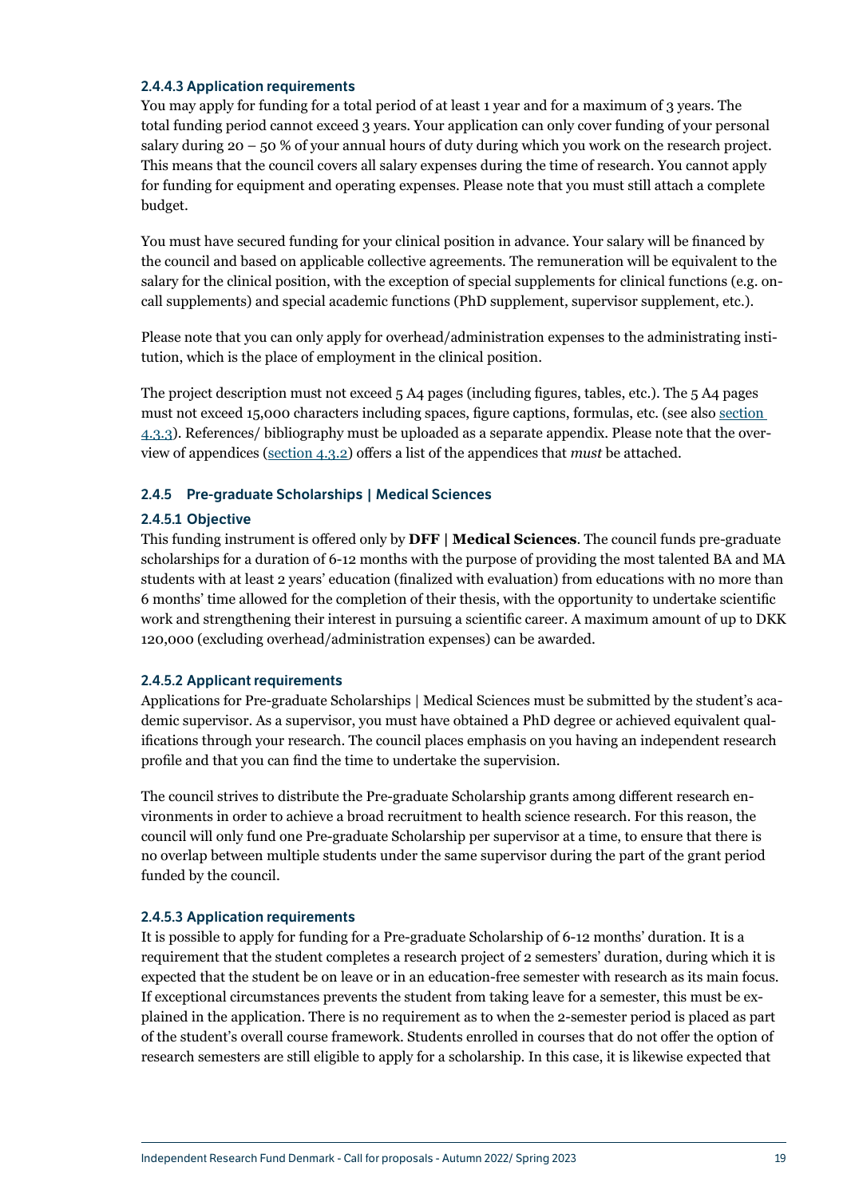#### 2.4.4.3 Application requirements

You may apply for funding for a total period of at least 1 year and for a maximum of 3 years. The total funding period cannot exceed 3 years. Your application can only cover funding of your personal salary during 20 – 50 % of your annual hours of duty during which you work on the research project. This means that the council covers all salary expenses during the time of research. You cannot apply for funding for equipment and operating expenses. Please note that you must still attach a complete budget.

You must have secured funding for your clinical position in advance. Your salary will be financed by the council and based on applicable collective agreements. The remuneration will be equivalent to the salary for the clinical position, with the exception of special supplements for clinical functions (e.g. on-call supplements) and special academic functions (PhD supplement, supervisor supplement, etc.).

Please note that you can only apply for overhead/administration expenses to the administrating institution, which is the place of employment in the clinical position.

The project description must not exceed 5 A4 pages (including figures, tables, etc.). The 5 A4 pages must not exceed 15,000 characters including spaces, figure captions, formulas, etc. (see also section 4.3.3). References/ bibliography must be uploaded as a separate appendix. Please note that the overview of appendices (section 4.3.2) offers a list of the appendices that *must* be attached.

### 2.4.5 Pre-graduate Scholarships | Medical Sciences

#### 2.4.5.1 Objective

This funding instrument is offered only by **DFF | Medical Sciences**. The council funds pre-graduate scholarships for a duration of 6-12 months with the purpose of providing the most talented BA and MA students with at least 2 years' education (finalized with evaluation) from educations with no more than 6 months' time allowed for the completion of their thesis, with the opportunity to undertake scientific work and strengthening their interest in pursuing a scientific career. A maximum amount of up to DKK 120,000 (excluding overhead/administration expenses) can be awarded.

#### 2.4.5.2 Applicant requirements

Applications for Pre-graduate Scholarships | Medical Sciences must be submitted by the student's academic supervisor. As a supervisor, you must have obtained a PhD degree or achieved equivalent qualifications through your research. The council places emphasis on you having an independent research profile and that you can find the time to undertake the supervision.

The council strives to distribute the Pre-graduate Scholarship grants among different research environments in order to achieve a broad recruitment to health science research. For this reason, the council will only fund one Pre-graduate Scholarship per supervisor at a time, to ensure that there is no overlap between multiple students under the same supervisor during the part of the grant period funded by the council.

#### 2.4.5.3 Application requirements

It is possible to apply for funding for a Pre-graduate Scholarship of 6-12 months' duration. It is a requirement that the student completes a research project of 2 semesters' duration, during which it is expected that the student be on leave or in an education-free semester with research as its main focus. If exceptional circumstances prevents the student from taking leave for a semester, this must be explained in the application. There is no requirement as to when the 2-semester period is placed as part of the student's overall course framework. Students enrolled in courses that do not offer the option of research semesters are still eligible to apply for a scholarship. In this case, it is likewise expected that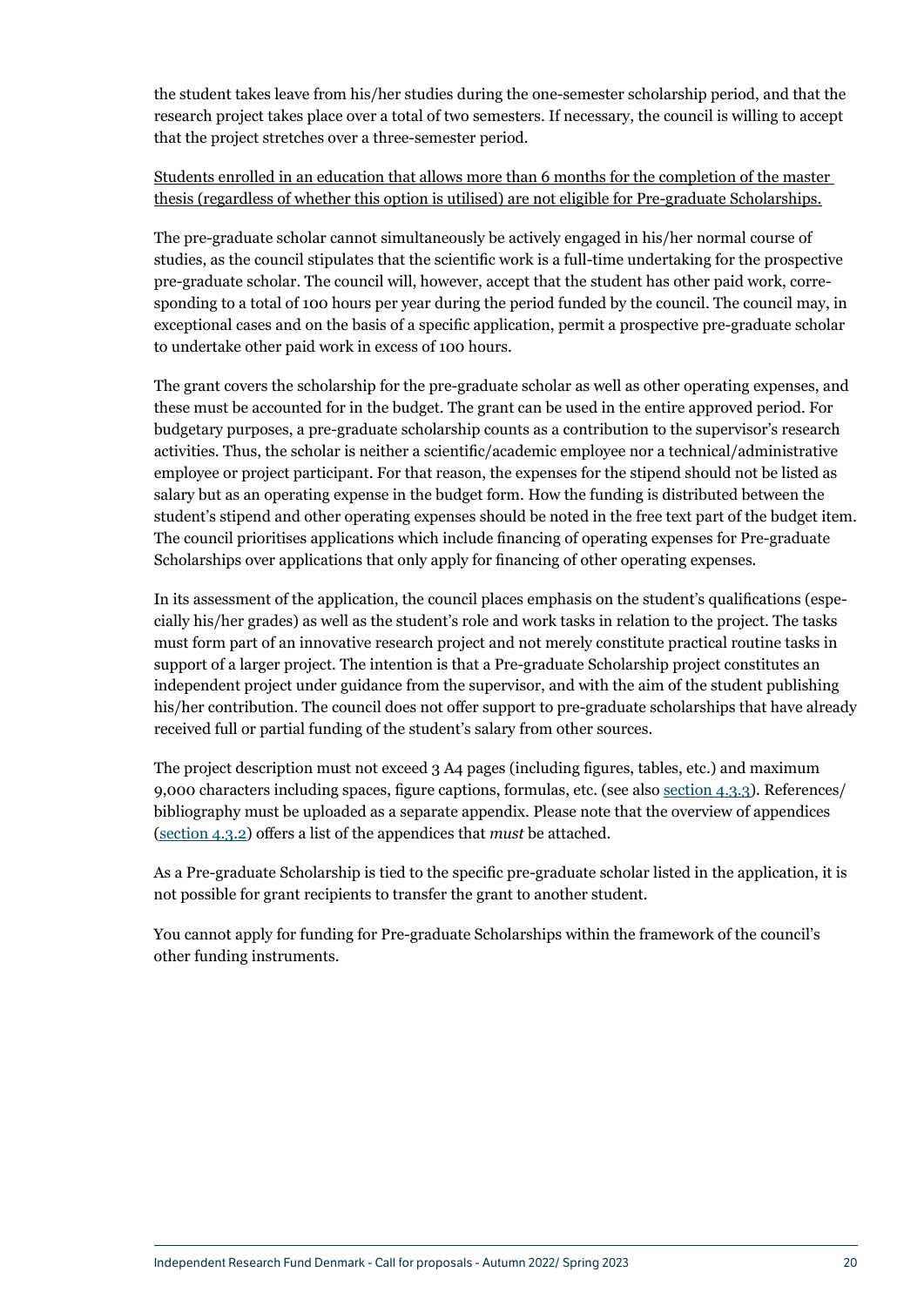the student takes leave from his/her studies during the one-semester scholarship period, and that the research project takes place over a total of two semesters. If necessary, the council is willing to accept that the project stretches over a three-semester period.

<u>Students enrolled in an education that allows more than 6 months for the completion of the master thesis (regardless of whether this option is utilised) are not eligible for Pre-graduate Scholarships.</u>

The pre-graduate scholar cannot simultaneously be actively engaged in his/her normal course of studies, as the council stipulates that the scientific work is a full-time undertaking for the prospective pre-graduate scholar. The council will, however, accept that the student has other paid work, corresponding to a total of 100 hours per year during the period funded by the council. The council may, in exceptional cases and on the basis of a specific application, permit a prospective pre-graduate scholar to undertake other paid work in excess of 100 hours.

The grant covers the scholarship for the pre-graduate scholar as well as other operating expenses, and these must be accounted for in the budget. The grant can be used in the entire approved period. For budgetary purposes, a pre-graduate scholarship counts as a contribution to the supervisor's research activities. Thus, the scholar is neither a scientific/academic employee nor a technical/administrative employee or project participant. For that reason, the expenses for the stipend should not be listed as salary but as an operating expense in the budget form. How the funding is distributed between the student's stipend and other operating expenses should be noted in the free text part of the budget item. The council prioritises applications which include financing of operating expenses for Pre-graduate Scholarships over applications that only apply for financing of other operating expenses.

In its assessment of the application, the council places emphasis on the student's qualifications (especially his/her grades) as well as the student's role and work tasks in relation to the project. The tasks must form part of an innovative research project and not merely constitute practical routine tasks in support of a larger project. The intention is that a Pre-graduate Scholarship project constitutes an independent project under guidance from the supervisor, and with the aim of the student publishing his/her contribution. The council does not offer support to pre-graduate scholarships that have already received full or partial funding of the student's salary from other sources.

The project description must not exceed 3 A4 pages (including figures, tables, etc.) and maximum 9,000 characters including spaces, figure captions, formulas, etc. (see also section 4.3.3). References/bibliography must be uploaded as a separate appendix. Please note that the overview of appendices (section 4.3.2) offers a list of the appendices that *must* be attached.

As a Pre-graduate Scholarship is tied to the specific pre-graduate scholar listed in the application, it is not possible for grant recipients to transfer the grant to another student.

You cannot apply for funding for Pre-graduate Scholarships within the framework of the council's other funding instruments.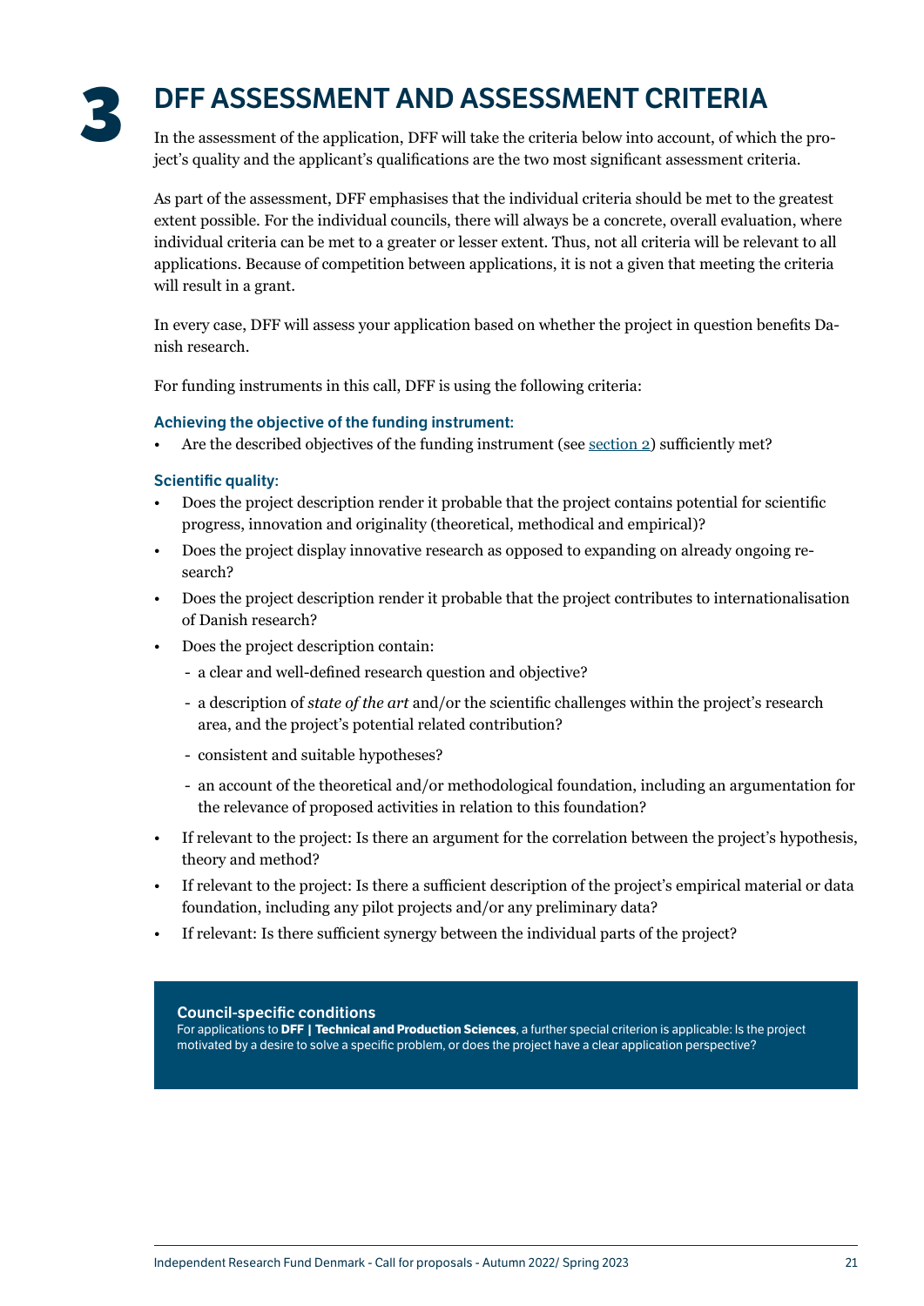# 3 DFF ASSESSMENT AND ASSESSMENT CRITERIA

In the assessment of the application, DFF will take the criteria below into account, of which the project's quality and the applicant's qualifications are the two most significant assessment criteria.

As part of the assessment, DFF emphasises that the individual criteria should be met to the greatest extent possible. For the individual councils, there will always be a concrete, overall evaluation, where individual criteria can be met to a greater or lesser extent. Thus, not all criteria will be relevant to all applications. Because of competition between applications, it is not a given that meeting the criteria will result in a grant.

In every case, DFF will assess your application based on whether the project in question benefits Danish research.

For funding instruments in this call, DFF is using the following criteria:

### Achieving the objective of the funding instrument:

- Are the described objectives of the funding instrument (see section 2) sufficiently met?

### Scientific quality:

- Does the project description render it probable that the project contains potential for scientific progress, innovation and originality (theoretical, methodical and empirical)?
- Does the project display innovative research as opposed to expanding on already ongoing research?
- Does the project description render it probable that the project contributes to internationalisation of Danish research?
- Does the project description contain:
  - a clear and well-defined research question and objective?
  - a description of *state of the art* and/or the scientific challenges within the project's research area, and the project's potential related contribution?
  - consistent and suitable hypotheses?
  - an account of the theoretical and/or methodological foundation, including an argumentation for the relevance of proposed activities in relation to this foundation?
- If relevant to the project: Is there an argument for the correlation between the project's hypothesis, theory and method?
- If relevant to the project: Is there a sufficient description of the project's empirical material or data foundation, including any pilot projects and/or any preliminary data?
- If relevant: Is there sufficient synergy between the individual parts of the project?

**Council-specific conditions**

For applications to **DFF | Technical and Production Sciences**, a further special criterion is applicable: Is the project motivated by a desire to solve a specific problem, or does the project have a clear application perspective?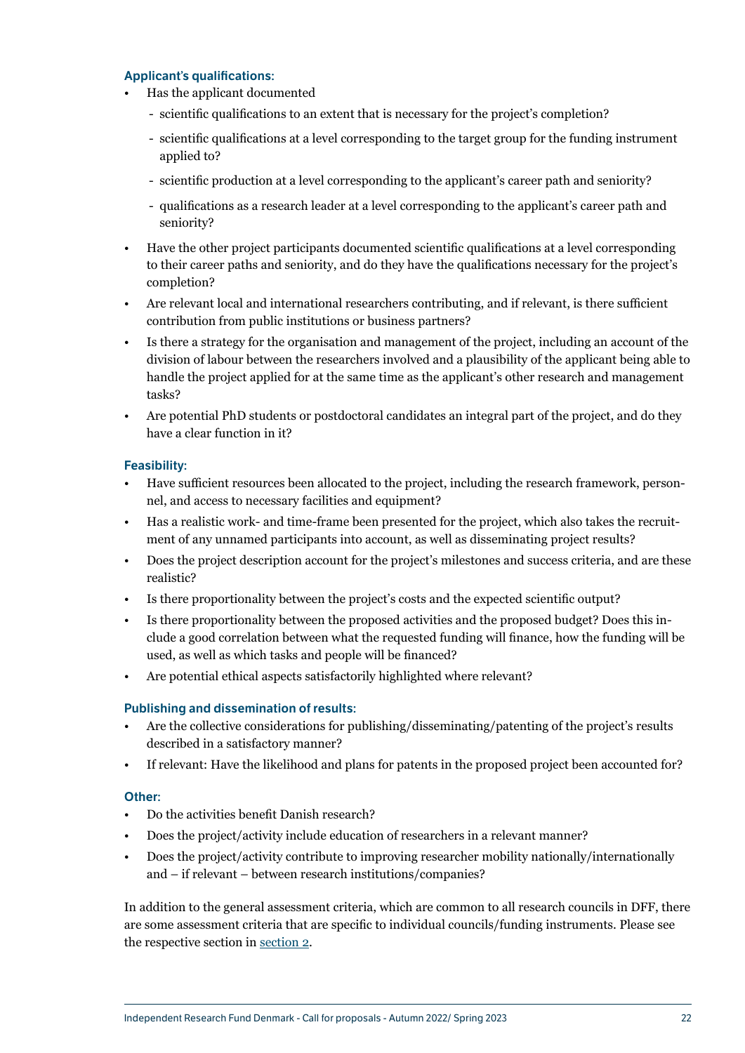### Applicant's qualifications:

- Has the applicant documented
  - scientific qualifications to an extent that is necessary for the project's completion?
  - scientific qualifications at a level corresponding to the target group for the funding instrument applied to?
  - scientific production at a level corresponding to the applicant's career path and seniority?
  - qualifications as a research leader at a level corresponding to the applicant's career path and seniority?
- Have the other project participants documented scientific qualifications at a level corresponding to their career paths and seniority, and do they have the qualifications necessary for the project's completion?
- Are relevant local and international researchers contributing, and if relevant, is there sufficient contribution from public institutions or business partners?
- Is there a strategy for the organisation and management of the project, including an account of the division of labour between the researchers involved and a plausibility of the applicant being able to handle the project applied for at the same time as the applicant's other research and management tasks?
- Are potential PhD students or postdoctoral candidates an integral part of the project, and do they have a clear function in it?

### Feasibility:

- Have sufficient resources been allocated to the project, including the research framework, personnel, and access to necessary facilities and equipment?
- Has a realistic work- and time-frame been presented for the project, which also takes the recruitment of any unnamed participants into account, as well as disseminating project results?
- Does the project description account for the project's milestones and success criteria, and are these realistic?
- Is there proportionality between the project's costs and the expected scientific output?
- Is there proportionality between the proposed activities and the proposed budget? Does this include a good correlation between what the requested funding will finance, how the funding will be used, as well as which tasks and people will be financed?
- Are potential ethical aspects satisfactorily highlighted where relevant?

### Publishing and dissemination of results:

- Are the collective considerations for publishing/disseminating/patenting of the project's results described in a satisfactory manner?
- If relevant: Have the likelihood and plans for patents in the proposed project been accounted for?

### Other:

- Do the activities benefit Danish research?
- Does the project/activity include education of researchers in a relevant manner?
- Does the project/activity contribute to improving researcher mobility nationally/internationally and – if relevant – between research institutions/companies?

In addition to the general assessment criteria, which are common to all research councils in DFF, there are some assessment criteria that are specific to individual councils/funding instruments. Please see the respective section in section 2.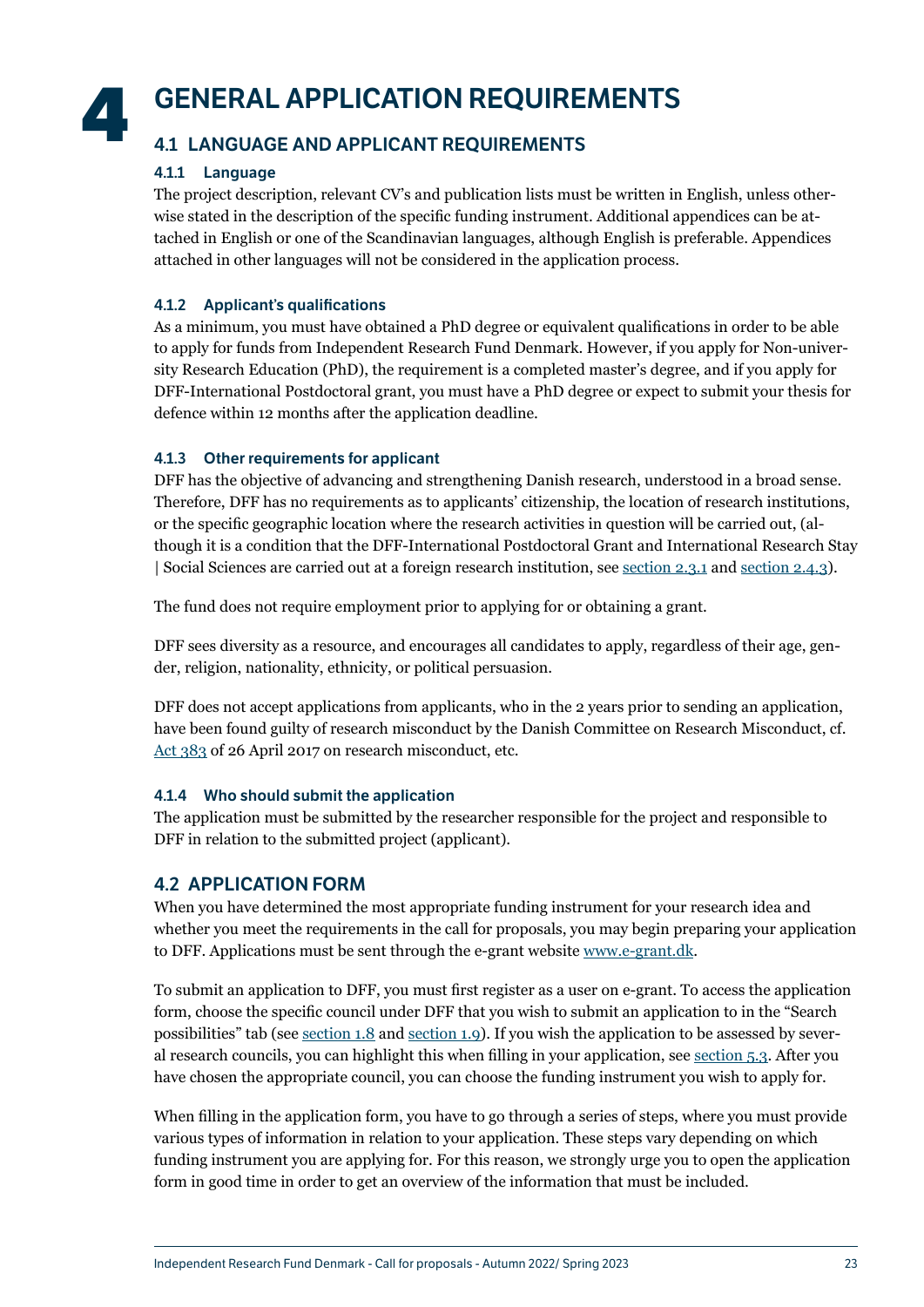# 4 GENERAL APPLICATION REQUIREMENTS

## 4.1 LANGUAGE AND APPLICANT REQUIREMENTS

### 4.1.1 Language

The project description, relevant CV's and publication lists must be written in English, unless otherwise stated in the description of the specific funding instrument. Additional appendices can be attached in English or one of the Scandinavian languages, although English is preferable. Appendices attached in other languages will not be considered in the application process.

### 4.1.2 Applicant's qualifications

As a minimum, you must have obtained a PhD degree or equivalent qualifications in order to be able to apply for funds from Independent Research Fund Denmark. However, if you apply for Non-university Research Education (PhD), the requirement is a completed master's degree, and if you apply for DFF-International Postdoctoral grant, you must have a PhD degree or expect to submit your thesis for defence within 12 months after the application deadline.

### 4.1.3 Other requirements for applicant

DFF has the objective of advancing and strengthening Danish research, understood in a broad sense. Therefore, DFF has no requirements as to applicants' citizenship, the location of research institutions, or the specific geographic location where the research activities in question will be carried out, (although it is a condition that the DFF-International Postdoctoral Grant and International Research Stay | Social Sciences are carried out at a foreign research institution, see section 2.3.1 and section 2.4.3).

The fund does not require employment prior to applying for or obtaining a grant.

DFF sees diversity as a resource, and encourages all candidates to apply, regardless of their age, gender, religion, nationality, ethnicity, or political persuasion.

DFF does not accept applications from applicants, who in the 2 years prior to sending an application, have been found guilty of research misconduct by the Danish Committee on Research Misconduct, cf. Act 383 of 26 April 2017 on research misconduct, etc.

### 4.1.4 Who should submit the application

The application must be submitted by the researcher responsible for the project and responsible to DFF in relation to the submitted project (applicant).

## 4.2 APPLICATION FORM

When you have determined the most appropriate funding instrument for your research idea and whether you meet the requirements in the call for proposals, you may begin preparing your application to DFF. Applications must be sent through the e-grant website www.e-grant.dk.

To submit an application to DFF, you must first register as a user on e-grant. To access the application form, choose the specific council under DFF that you wish to submit an application to in the "Search possibilities" tab (see section 1.8 and section 1.9). If you wish the application to be assessed by several research councils, you can highlight this when filling in your application, see section 5.3. After you have chosen the appropriate council, you can choose the funding instrument you wish to apply for.

When filling in the application form, you have to go through a series of steps, where you must provide various types of information in relation to your application. These steps vary depending on which funding instrument you are applying for. For this reason, we strongly urge you to open the application form in good time in order to get an overview of the information that must be included.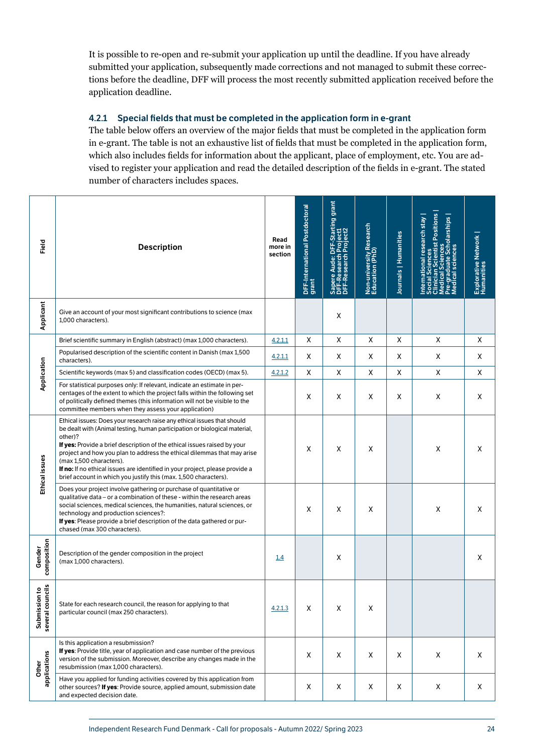It is possible to re-open and re-submit your application up until the deadline. If you have already submitted your application, subsequently made corrections and not managed to submit these corrections before the deadline, DFF will process the most recently submitted application received before the application deadline.

### 4.2.1 Special fields that must be completed in the application form in e-grant

The table below offers an overview of the major fields that must be completed in the application form in e-grant. The table is not an exhaustive list of fields that must be completed in the application form, which also includes fields for information about the applicant, place of employment, etc. You are advised to register your application and read the detailed description of the fields in e-grant. The stated number of characters includes spaces.

| Field | Description | Read more in section | DFF-International Postdoctoral grant | Sapere Aude: DFF-Starting grant DFF-Research Project1 DFF-Research Project2 | Non-university Research Education (PhD) | Journals \| Humanities | International research stay \| Social Sciences Clinician Scientist Positions \| Medical Sciences Pre-graduate Scholarships \| Medical sciences | Explorative Network \| Humanities |
|---|---|---|---|---|---|---|---|---|
| Applicant | Give an account of your most significant contributions to science (max 1,000 characters). | | | X | | | | |
| Application | Brief scientific summary in English (abstract) (max 1,000 characters). | 4.2.1.1 | X | X | X | X | X | X |
| Application | Popularised description of the scientific content in Danish (max 1,500 characters). | 4.2.1.1 | X | X | X | X | X | X |
| Application | Scientific keywords (max 5) and classification codes (OECD) (max 5). | 4.2.1.2 | X | X | X | X | X | X |
| Application | For statistical purposes only: If relevant, indicate an estimate in percentages of the extent to which the project falls within the following set of politically defined themes (this information will not be visible to the committee members when they assess your application) | | X | X | X | X | X | X |
| Ethical issues | Ethical issues: Does your research raise any ethical issues that should be dealt with (Animal testing, human participation or biological material, other)?<br>**If yes:** Provide a brief description of the ethical issues raised by your project and how you plan to address the ethical dilemmas that may arise (max 1,500 characters).<br>**If no:** If no ethical issues are identified in your project, please provide a brief account in which you justify this (max. 1,500 characters). | | X | X | X | | X | X |
| Ethical issues | Does your project involve gathering or purchase of quantitative or qualitative data – or a combination of these - within the research areas social sciences, medical sciences, the humanities, natural sciences, or technology and production sciences?:<br>**If yes**: Please provide a brief description of the data gathered or purchased (max 300 characters). | | X | X | X | | X | X |
| Gender composition | Description of the gender composition in the project (max 1,000 characters). | 1.4 | | X | | | | X |
| Submission to several councils | State for each research council, the reason for applying to that particular council (max 250 characters). | 4.2.1.3 | X | X | X | | | |
| Other applications | Is this application a resubmission?<br>**If yes**: Provide title, year of application and case number of the previous version of the submission. Moreover, describe any changes made in the resubmission (max 1,000 characters). | | X | X | X | X | X | X |
| Other applications | Have you applied for funding activities covered by this application from other sources? **If yes**: Provide source, applied amount, submission date and expected decision date. | | X | X | X | X | X | X |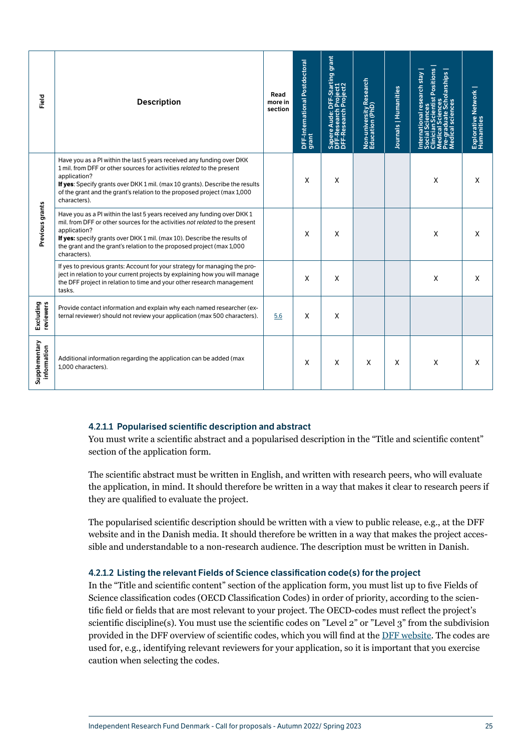| Field | Description | Read more in section | DFF-International Postdoctoral grant | Sapere Aude: DFF-Starting grant DFF-Research Project1 DFF-Research Project2 | Non-university Research Education (PhD) | Journals \| Humanities | International research stay \| Social Sciences Clinician Scientist Positions \| Medical Sciences Pre-graduate Scholarships \| Medical sciences | Explorative Network \| Humanities |
|---|---|---|---|---|---|---|---|---|
| Previous grants | Have you as a PI within the last 5 years received any funding over DKK 1 mil. from DFF or other sources for activities *related* to the present application?<br>**If yes**: Specify grants over DKK 1 mil. (max 10 grants). Describe the results of the grant and the grant's relation to the proposed project (max 1,000 characters). | | X | X | | | X | X |
| | Have you as a PI within the last 5 years received any funding over DKK 1 mil. from DFF or other sources for the activities *not related* to the present application?<br>**If yes:** specify grants over DKK 1 mil. (max 10). Describe the results of the grant and the grant's relation to the proposed project (max 1,000 characters). | | X | X | | | X | X |
| | If yes to previous grants: Account for your strategy for managing the project in relation to your current projects by explaining how you will manage the DFF project in relation to time and your other research management tasks. | | X | X | | | X | X |
| Excluding reviewers | Provide contact information and explain why each named researcher (external reviewer) should not review your application (max 500 characters). | 5.6 | X | X | | | | |
| Supplementary information | Additional information regarding the application can be added (max 1,000 characters). | | X | X | X | X | X | X |

#### 4.2.1.1 Popularised scientific description and abstract

You must write a scientific abstract and a popularised description in the "Title and scientific content" section of the application form.

The scientific abstract must be written in English, and written with research peers, who will evaluate the application, in mind. It should therefore be written in a way that makes it clear to research peers if they are qualified to evaluate the project.

The popularised scientific description should be written with a view to public release, e.g., at the DFF website and in the Danish media. It should therefore be written in a way that makes the project accessible and understandable to a non-research audience. The description must be written in Danish.

#### 4.2.1.2 Listing the relevant Fields of Science classification code(s) for the project

In the "Title and scientific content" section of the application form, you must list up to five Fields of Science classification codes (OECD Classification Codes) in order of priority, according to the scientific field or fields that are most relevant to your project. The OECD-codes must reflect the project's scientific discipline(s). You must use the scientific codes on "Level 2" or "Level 3" from the subdivision provided in the DFF overview of scientific codes, which you will find at the DFF website. The codes are used for, e.g., identifying relevant reviewers for your application, so it is important that you exercise caution when selecting the codes.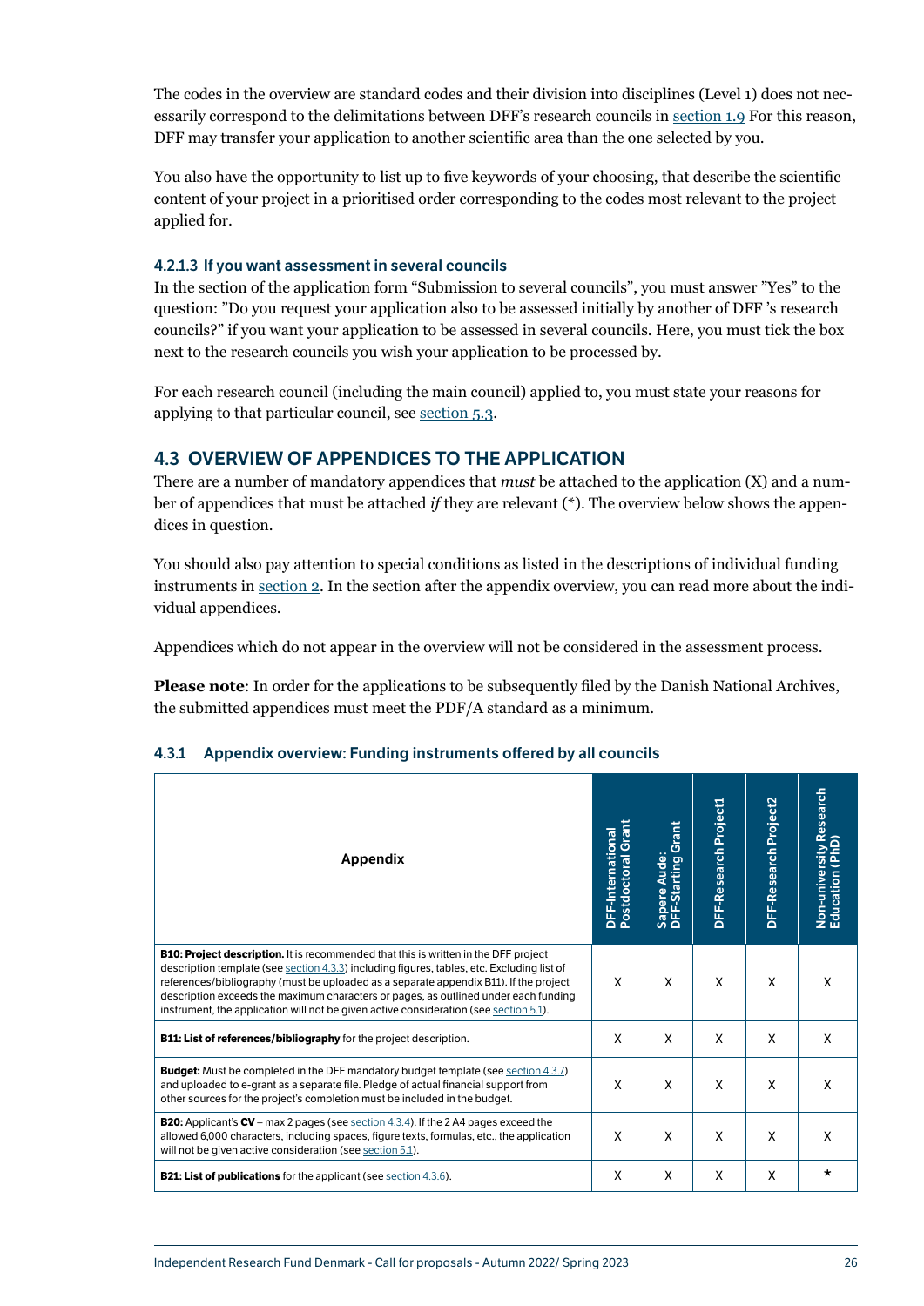The codes in the overview are standard codes and their division into disciplines (Level 1) does not necessarily correspond to the delimitations between DFF's research councils in section 1.9 For this reason, DFF may transfer your application to another scientific area than the one selected by you.

You also have the opportunity to list up to five keywords of your choosing, that describe the scientific content of your project in a prioritised order corresponding to the codes most relevant to the project applied for.

#### 4.2.1.3 If you want assessment in several councils

In the section of the application form "Submission to several councils", you must answer "Yes" to the question: "Do you request your application also to be assessed initially by another of DFF 's research councils?" if you want your application to be assessed in several councils. Here, you must tick the box next to the research councils you wish your application to be processed by.

For each research council (including the main council) applied to, you must state your reasons for applying to that particular council, see section 5.3.

## 4.3 OVERVIEW OF APPENDICES TO THE APPLICATION

There are a number of mandatory appendices that *must* be attached to the application (X) and a number of appendices that must be attached *if* they are relevant (*). The overview below shows the appendices in question.

You should also pay attention to special conditions as listed in the descriptions of individual funding instruments in section 2. In the section after the appendix overview, you can read more about the individual appendices.

Appendices which do not appear in the overview will not be considered in the assessment process.

**Please note**: In order for the applications to be subsequently filed by the Danish National Archives, the submitted appendices must meet the PDF/A standard as a minimum.

### 4.3.1 Appendix overview: Funding instruments offered by all councils

| Appendix | DFF-International Postdoctoral Grant | Sapere Aude: DFF-Starting Grant | DFF-Research Project1 | DFF-Research Project2 | Non-university Research Education (PhD) |
|---|---|---|---|---|---|
| **B10: Project description.** It is recommended that this is written in the DFF project description template (see section 4.3.3) including figures, tables, etc. Excluding list of references/bibliography (must be uploaded as a separate appendix B11). If the project description exceeds the maximum characters or pages, as outlined under each funding instrument, the application will not be given active consideration (see section 5.1). | X | X | X | X | X |
| **B11: List of references/bibliography** for the project description. | X | X | X | X | X |
| **Budget:** Must be completed in the DFF mandatory budget template (see section 4.3.7) and uploaded to e-grant as a separate file. Pledge of actual financial support from other sources for the project's completion must be included in the budget. | X | X | X | X | X |
| **B20:** Applicant's **CV** – max 2 pages (see section 4.3.4). If the 2 A4 pages exceed the allowed 6,000 characters, including spaces, figure texts, formulas, etc., the application will not be given active consideration (see section 5.1). | X | X | X | X | X |
| **B21: List of publications** for the applicant (see section 4.3.6). | X | X | X | X | * |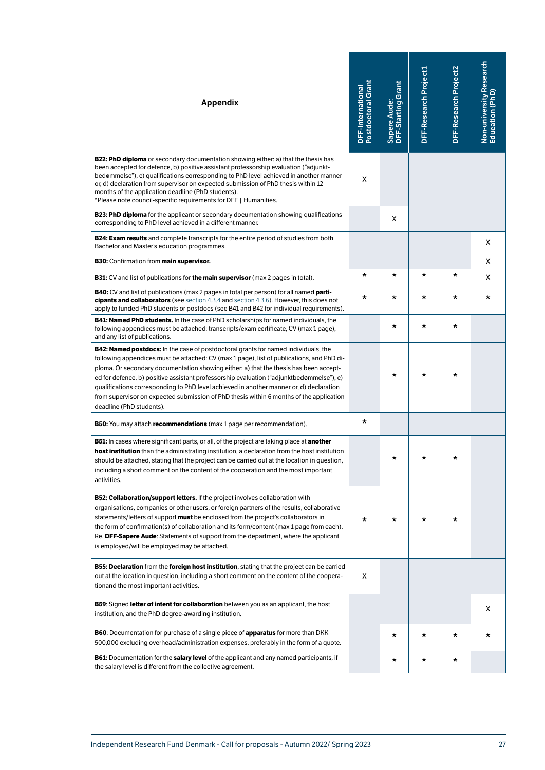| Appendix | DFF-International Postdoctoral Grant | Sapere Aude: DFF-Starting Grant | DFF-Research Project1 | DFF-Research Project2 | Non-university Research Education (PhD) |
|---|---|---|---|---|---|
| **B22: PhD diploma** or secondary documentation showing either: a) that the thesis has been accepted for defence, b) positive assistant professorship evaluation ("adjunkt-bedømmelse"), c) qualifications corresponding to PhD level achieved in another manner or, d) declaration from supervisor on expected submission of PhD thesis within 12 months of the application deadline (PhD students). *Please note council-specific requirements for DFF \| Humanities. | X | | | | |
| **B23: PhD diploma** for the applicant or secondary documentation showing qualifications corresponding to PhD level achieved in a different manner. | | X | | | |
| **B24: Exam results** and complete transcripts for the entire period of studies from both Bachelor and Master's education programmes. | | | | | X |
| **B30:** Confirmation from **main supervisor.** | | | | | X |
| **B31:** CV and list of publications for **the main supervisor** (max 2 pages in total). | * | * | * | * | X |
| **B40:** CV and list of publications (max 2 pages in total per person) for all named **participants and collaborators** (see section 4.3.4 and section 4.3.6). However, this does not apply to funded PhD students or postdocs (see B41 and B42 for individual requirements). | * | * | * | * | * |
| **B41: Named PhD students.** In the case of PhD scholarships for named individuals, the following appendices must be attached: transcripts/exam certificate, CV (max 1 page), and any list of publications. | | * | * | * | |
| **B42: Named postdocs:** In the case of postdoctoral grants for named individuals, the following appendices must be attached: CV (max 1 page), list of publications, and PhD diploma. Or secondary documentation showing either: a) that the thesis has been accepted for defence, b) positive assistant professorship evaluation ("adjunktbedømmelse"), c) qualifications corresponding to PhD level achieved in another manner or, d) declaration from supervisor on expected submission of PhD thesis within 6 months of the application deadline (PhD students). | | * | * | * | |
| **B50:** You may attach **recommendations** (max 1 page per recommendation). | * | | | | |
| **B51:** In cases where significant parts, or all, of the project are taking place at **another host institution** than the administrating institution, a declaration from the host institution should be attached, stating that the project can be carried out at the location in question, including a short comment on the content of the cooperation and the most important activities. | | * | * | * | |
| **B52: Collaboration/support letters.** If the project involves collaboration with organisations, companies or other users, or foreign partners of the results, collaborative statements/letters of support **must** be enclosed from the project's collaborators in the form of confirmation(s) of collaboration and its form/content (max 1 page from each). Re. **DFF-Sapere Aude**: Statements of support from the department, where the applicant is employed/will be employed may be attached. | * | * | * | * | |
| **B55: Declaration** from the **foreign host institution**, stating that the project can be carried out at the location in question, including a short comment on the content of the cooperationand the most important activities. | X | | | | |
| **B59**: Signed **letter of intent for collaboration** between you as an applicant, the host institution, and the PhD degree-awarding institution. | | | | | X |
| **B60**: Documentation for purchase of a single piece of **apparatus** for more than DKK 500,000 excluding overhead/administration expenses, preferably in the form of a quote. | | * | * | * | * |
| **B61:** Documentation for the **salary level** of the applicant and any named participants, if the salary level is different from the collective agreement. | | * | * | * | |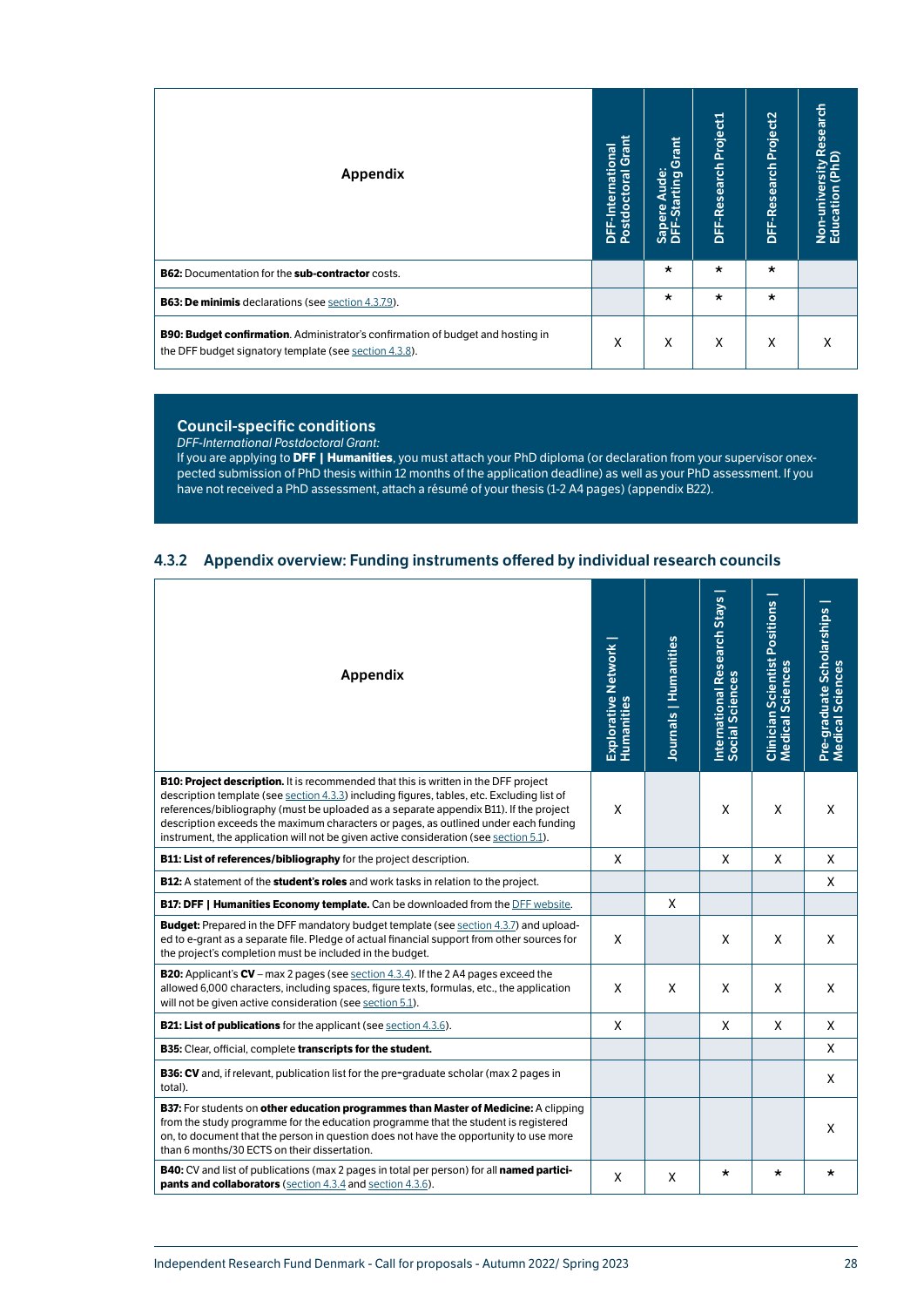| Appendix | DFF-International Postdoctoral Grant | Sapere Aude: DFF-Starting Grant | DFF-Research Project1 | DFF-Research Project2 | Non-university Research Education (PhD) |
|---|---|---|---|---|---|
| **B62:** Documentation for the **sub-contractor** costs. | | * | * | * | |
| **B63: De minimis** declarations (see section 4.3.7.9). | | * | * | * | |
| **B90: Budget confirmation**. Administrator's confirmation of budget and hosting in the DFF budget signatory template (see section 4.3.8). | X | X | X | X | X |

**Council-specific conditions**

*DFF-International Postdoctoral Grant:*

If you are applying to **DFF | Humanities**, you must attach your PhD diploma (or declaration from your supervisor onexpected submission of PhD thesis within 12 months of the application deadline) as well as your PhD assessment. If you have not received a PhD assessment, attach a résumé of your thesis (1-2 A4 pages) (appendix B22).

### 4.3.2 Appendix overview: Funding instruments offered by individual research councils

| Appendix | Explorative Network \| Humanities | Journals \| Humanities | International Research Stays \| Social Sciences | Clinician Scientist Positions \| Medical Sciences | Pre-graduate Scholarships \| Medical Sciences |
|---|---|---|---|---|---|
| **B10: Project description.** It is recommended that this is written in the DFF project description template (see section 4.3.3) including figures, tables, etc. Excluding list of references/bibliography (must be uploaded as a separate appendix B11). If the project description exceeds the maximum characters or pages, as outlined under each funding instrument, the application will not be given active consideration (see section 5.1). | X | | X | X | X |
| **B11: List of references/bibliography** for the project description. | X | | X | X | X |
| **B12:** A statement of the **student's roles** and work tasks in relation to the project. | | | | | X |
| **B17: DFF \| Humanities Economy template.** Can be downloaded from the DFF website. | | X | | | |
| **Budget:** Prepared in the DFF mandatory budget template (see section 4.3.7) and uploaded to e-grant as a separate file. Pledge of actual financial support from other sources for the project's completion must be included in the budget. | X | | X | X | X |
| **B20:** Applicant's **CV** – max 2 pages (see section 4.3.4). If the 2 A4 pages exceed the allowed 6,000 characters, including spaces, figure texts, formulas, etc., the application will not be given active consideration (see section 5.1). | X | X | X | X | X |
| **B21: List of publications** for the applicant (see section 4.3.6). | X | | X | X | X |
| **B35:** Clear, official, complete **transcripts for the student.** | | | | | X |
| **B36: CV** and, if relevant, publication list for the pre-graduate scholar (max 2 pages in total). | | | | | X |
| **B37:** For students on **other education programmes than Master of Medicine:** A clipping from the study programme for the education programme that the student is registered on, to document that the person in question does not have the opportunity to use more than 6 months/30 ECTS on their dissertation. | | | | | X |
| **B40:** CV and list of publications (max 2 pages in total per person) for all **named participants and collaborators** (section 4.3.4 and section 4.3.6). | X | X | * | * | * |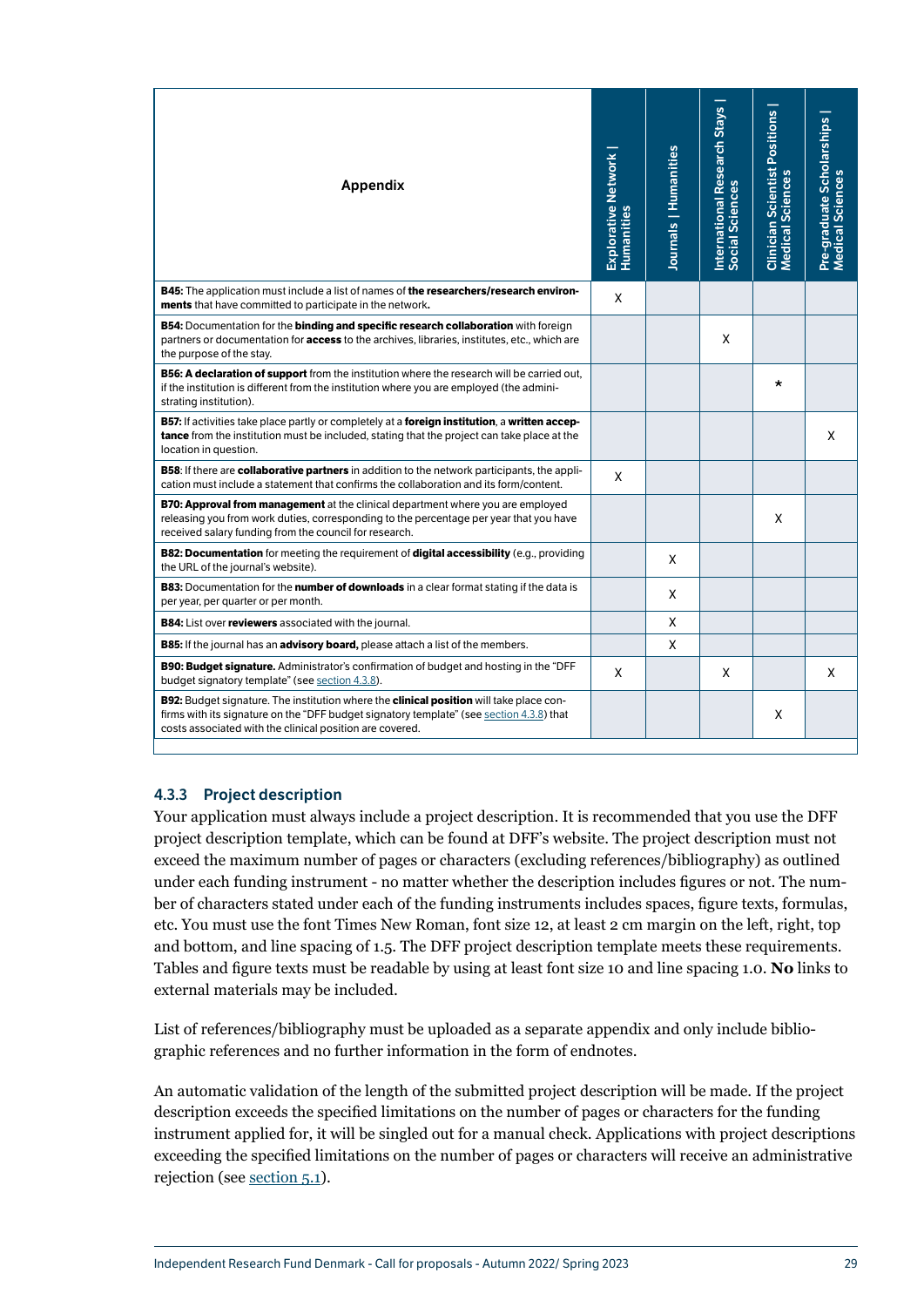| Appendix | Explorative Network \| Humanities | Journals \| Humanities | International Research Stays \| Social Sciences | Clinician Scientist Positions \| Medical Sciences | Pre-graduate Scholarships \| Medical Sciences |
|---|---|---|---|---|---|
| **B45:** The application must include a list of names of **the researchers/research environments** that have committed to participate in the network**.** | X | | | | |
| **B54:** Documentation for the **binding and specific research collaboration** with foreign partners or documentation for **access** to the archives, libraries, institutes, etc., which are the purpose of the stay. | | | X | | |
| **B56: A declaration of support** from the institution where the research will be carried out, if the institution is different from the institution where you are employed (the administrating institution). | | | | * | |
| **B57:** If activities take place partly or completely at a **foreign institution**, a **written acceptance** from the institution must be included, stating that the project can take place at the location in question. | | | | | X |
| **B58**: If there are **collaborative partners** in addition to the network participants, the application must include a statement that confirms the collaboration and its form/content. | X | | | | |
| **B70: Approval from management** at the clinical department where you are employed releasing you from work duties, corresponding to the percentage per year that you have received salary funding from the council for research. | | | | X | |
| **B82: Documentation** for meeting the requirement of **digital accessibility** (e.g., providing the URL of the journal's website). | | X | | | |
| **B83:** Documentation for the **number of downloads** in a clear format stating if the data is per year, per quarter or per month. | | X | | | |
| **B84:** List over **reviewers** associated with the journal. | | X | | | |
| **B85:** If the journal has an **advisory board,** please attach a list of the members. | | X | | | |
| **B90: Budget signature.** Administrator's confirmation of budget and hosting in the "DFF budget signatory template" (see section 4.3.8). | X | | X | | X |
| **B92:** Budget signature. The institution where the **clinical position** will take place confirms with its signature on the "DFF budget signatory template" (see section 4.3.8) that costs associated with the clinical position are covered. | | | | X | |

### 4.3.3 Project description

Your application must always include a project description. It is recommended that you use the DFF project description template, which can be found at DFF's website. The project description must not exceed the maximum number of pages or characters (excluding references/bibliography) as outlined under each funding instrument - no matter whether the description includes figures or not. The number of characters stated under each of the funding instruments includes spaces, figure texts, formulas, etc. You must use the font Times New Roman, font size 12, at least 2 cm margin on the left, right, top and bottom, and line spacing of 1.5. The DFF project description template meets these requirements. Tables and figure texts must be readable by using at least font size 10 and line spacing 1.0. **No** links to external materials may be included.

List of references/bibliography must be uploaded as a separate appendix and only include bibliographic references and no further information in the form of endnotes.

An automatic validation of the length of the submitted project description will be made. If the project description exceeds the specified limitations on the number of pages or characters for the funding instrument applied for, it will be singled out for a manual check. Applications with project descriptions exceeding the specified limitations on the number of pages or characters will receive an administrative rejection (see section 5.1).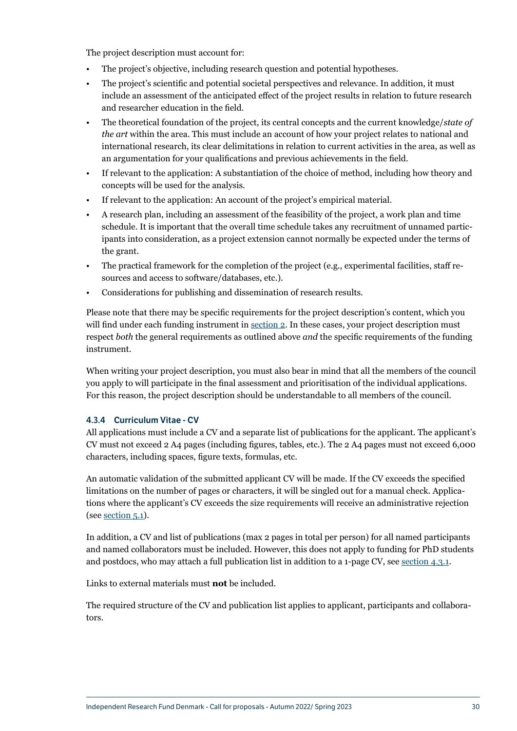The project description must account for:

- The project's objective, including research question and potential hypotheses.
- The project's scientific and potential societal perspectives and relevance. In addition, it must include an assessment of the anticipated effect of the project results in relation to future research and researcher education in the field.
- The theoretical foundation of the project, its central concepts and the current knowledge/*state of the art* within the area. This must include an account of how your project relates to national and international research, its clear delimitations in relation to current activities in the area, as well as an argumentation for your qualifications and previous achievements in the field.
- If relevant to the application: A substantiation of the choice of method, including how theory and concepts will be used for the analysis.
- If relevant to the application: An account of the project's empirical material.
- A research plan, including an assessment of the feasibility of the project, a work plan and time schedule. It is important that the overall time schedule takes any recruitment of unnamed participants into consideration, as a project extension cannot normally be expected under the terms of the grant.
- The practical framework for the completion of the project (e.g., experimental facilities, staff resources and access to software/databases, etc.).
- Considerations for publishing and dissemination of research results.

Please note that there may be specific requirements for the project description's content, which you will find under each funding instrument in section 2. In these cases, your project description must respect *both* the general requirements as outlined above *and* the specific requirements of the funding instrument.

When writing your project description, you must also bear in mind that all the members of the council you apply to will participate in the final assessment and prioritisation of the individual applications. For this reason, the project description should be understandable to all members of the council.

### 4.3.4 Curriculum Vitae - CV

All applications must include a CV and a separate list of publications for the applicant. The applicant's CV must not exceed 2 A4 pages (including figures, tables, etc.). The 2 A4 pages must not exceed 6,000 characters, including spaces, figure texts, formulas, etc.

An automatic validation of the submitted applicant CV will be made. If the CV exceeds the specified limitations on the number of pages or characters, it will be singled out for a manual check. Applications where the applicant's CV exceeds the size requirements will receive an administrative rejection (see section 5.1).

In addition, a CV and list of publications (max 2 pages in total per person) for all named participants and named collaborators must be included. However, this does not apply to funding for PhD students and postdocs, who may attach a full publication list in addition to a 1-page CV, see section 4.3.1.

Links to external materials must **not** be included.

The required structure of the CV and publication list applies to applicant, participants and collaborators.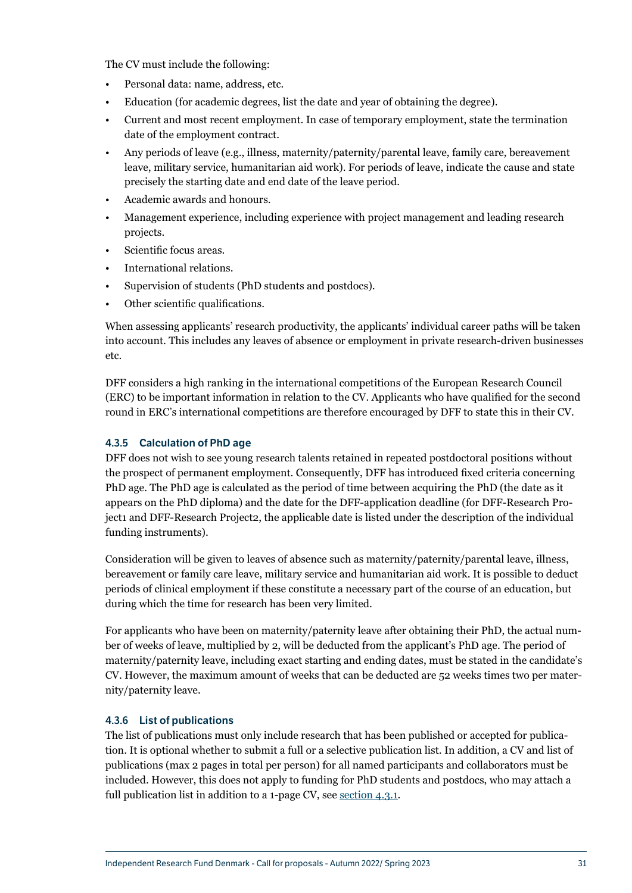The CV must include the following:

- Personal data: name, address, etc.
- Education (for academic degrees, list the date and year of obtaining the degree).
- Current and most recent employment. In case of temporary employment, state the termination date of the employment contract.
- Any periods of leave (e.g., illness, maternity/paternity/parental leave, family care, bereavement leave, military service, humanitarian aid work). For periods of leave, indicate the cause and state precisely the starting date and end date of the leave period.
- Academic awards and honours.
- Management experience, including experience with project management and leading research projects.
- Scientific focus areas.
- International relations.
- Supervision of students (PhD students and postdocs).
- Other scientific qualifications.

When assessing applicants' research productivity, the applicants' individual career paths will be taken into account. This includes any leaves of absence or employment in private research-driven businesses etc.

DFF considers a high ranking in the international competitions of the European Research Council (ERC) to be important information in relation to the CV. Applicants who have qualified for the second round in ERC's international competitions are therefore encouraged by DFF to state this in their CV.

### 4.3.5 Calculation of PhD age

DFF does not wish to see young research talents retained in repeated postdoctoral positions without the prospect of permanent employment. Consequently, DFF has introduced fixed criteria concerning PhD age. The PhD age is calculated as the period of time between acquiring the PhD (the date as it appears on the PhD diploma) and the date for the DFF-application deadline (for DFF-Research Project1 and DFF-Research Project2, the applicable date is listed under the description of the individual funding instruments).

Consideration will be given to leaves of absence such as maternity/paternity/parental leave, illness, bereavement or family care leave, military service and humanitarian aid work. It is possible to deduct periods of clinical employment if these constitute a necessary part of the course of an education, but during which the time for research has been very limited.

For applicants who have been on maternity/paternity leave after obtaining their PhD, the actual number of weeks of leave, multiplied by 2, will be deducted from the applicant's PhD age. The period of maternity/paternity leave, including exact starting and ending dates, must be stated in the candidate's CV. However, the maximum amount of weeks that can be deducted are 52 weeks times two per maternity/paternity leave.

### 4.3.6 List of publications

The list of publications must only include research that has been published or accepted for publication. It is optional whether to submit a full or a selective publication list. In addition, a CV and list of publications (max 2 pages in total per person) for all named participants and collaborators must be included. However, this does not apply to funding for PhD students and postdocs, who may attach a full publication list in addition to a 1-page CV, see section 4.3.1.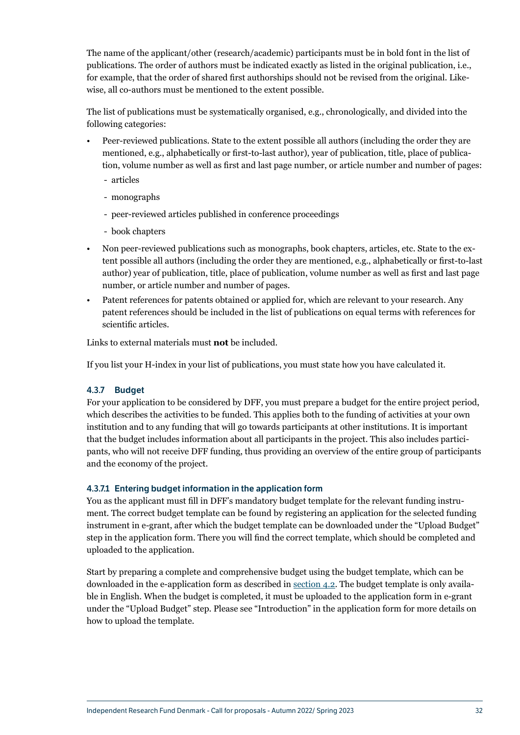The name of the applicant/other (research/academic) participants must be in bold font in the list of publications. The order of authors must be indicated exactly as listed in the original publication, i.e., for example, that the order of shared first authorships should not be revised from the original. Likewise, all co-authors must be mentioned to the extent possible.

The list of publications must be systematically organised, e.g., chronologically, and divided into the following categories:

- Peer-reviewed publications. State to the extent possible all authors (including the order they are mentioned, e.g., alphabetically or first-to-last author), year of publication, title, place of publication, volume number as well as first and last page number, or article number and number of pages:
  - articles
  - monographs
  - peer-reviewed articles published in conference proceedings
  - book chapters
- Non peer-reviewed publications such as monographs, book chapters, articles, etc. State to the extent possible all authors (including the order they are mentioned, e.g., alphabetically or first-to-last author) year of publication, title, place of publication, volume number as well as first and last page number, or article number and number of pages.
- Patent references for patents obtained or applied for, which are relevant to your research. Any patent references should be included in the list of publications on equal terms with references for scientific articles.

Links to external materials must **not** be included.

If you list your H-index in your list of publications, you must state how you have calculated it.

#### 4.3.7 Budget

For your application to be considered by DFF, you must prepare a budget for the entire project period, which describes the activities to be funded. This applies both to the funding of activities at your own institution and to any funding that will go towards participants at other institutions. It is important that the budget includes information about all participants in the project. This also includes participants, who will not receive DFF funding, thus providing an overview of the entire group of participants and the economy of the project.

##### 4.3.7.1 Entering budget information in the application form

You as the applicant must fill in DFF's mandatory budget template for the relevant funding instrument. The correct budget template can be found by registering an application for the selected funding instrument in e-grant, after which the budget template can be downloaded under the "Upload Budget" step in the application form. There you will find the correct template, which should be completed and uploaded to the application.

Start by preparing a complete and comprehensive budget using the budget template, which can be downloaded in the e-application form as described in section 4.2. The budget template is only available in English. When the budget is completed, it must be uploaded to the application form in e-grant under the "Upload Budget" step. Please see "Introduction" in the application form for more details on how to upload the template.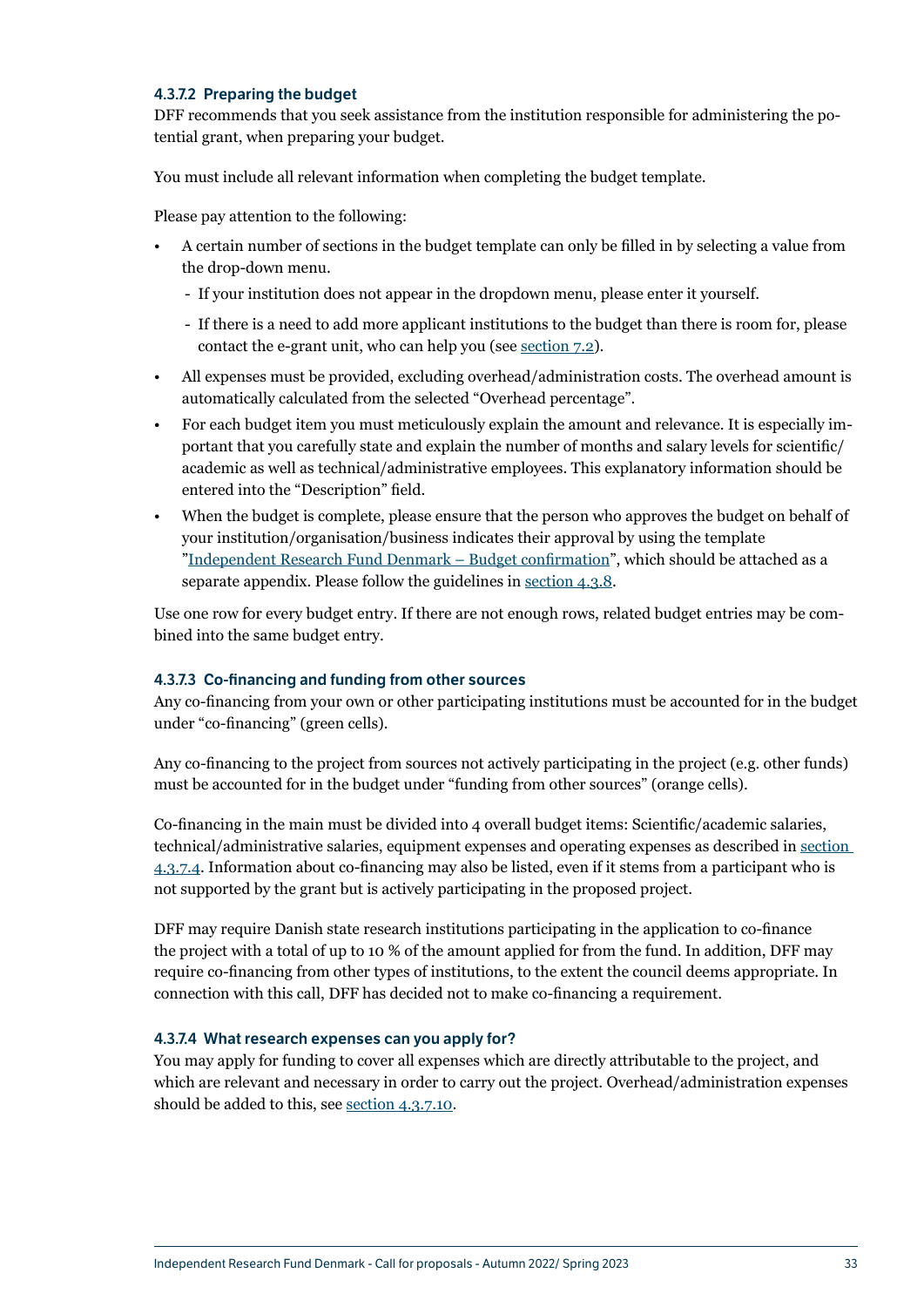#### 4.3.7.2 Preparing the budget

DFF recommends that you seek assistance from the institution responsible for administering the potential grant, when preparing your budget.

You must include all relevant information when completing the budget template.

Please pay attention to the following:

- A certain number of sections in the budget template can only be filled in by selecting a value from the drop-down menu.
  - If your institution does not appear in the dropdown menu, please enter it yourself.
  - If there is a need to add more applicant institutions to the budget than there is room for, please contact the e-grant unit, who can help you (see section 7.2).
- All expenses must be provided, excluding overhead/administration costs. The overhead amount is automatically calculated from the selected "Overhead percentage".
- For each budget item you must meticulously explain the amount and relevance. It is especially important that you carefully state and explain the number of months and salary levels for scientific/academic as well as technical/administrative employees. This explanatory information should be entered into the "Description" field.
- When the budget is complete, please ensure that the person who approves the budget on behalf of your institution/organisation/business indicates their approval by using the template "Independent Research Fund Denmark – Budget confirmation", which should be attached as a separate appendix. Please follow the guidelines in section 4.3.8.

Use one row for every budget entry. If there are not enough rows, related budget entries may be combined into the same budget entry.

#### 4.3.7.3 Co-financing and funding from other sources

Any co-financing from your own or other participating institutions must be accounted for in the budget under "co-financing" (green cells).

Any co-financing to the project from sources not actively participating in the project (e.g. other funds) must be accounted for in the budget under "funding from other sources" (orange cells).

Co-financing in the main must be divided into 4 overall budget items: Scientific/academic salaries, technical/administrative salaries, equipment expenses and operating expenses as described in section 4.3.7.4. Information about co-financing may also be listed, even if it stems from a participant who is not supported by the grant but is actively participating in the proposed project.

DFF may require Danish state research institutions participating in the application to co-finance the project with a total of up to 10 % of the amount applied for from the fund. In addition, DFF may require co-financing from other types of institutions, to the extent the council deems appropriate. In connection with this call, DFF has decided not to make co-financing a requirement.

#### 4.3.7.4 What research expenses can you apply for?

You may apply for funding to cover all expenses which are directly attributable to the project, and which are relevant and necessary in order to carry out the project. Overhead/administration expenses should be added to this, see section 4.3.7.10.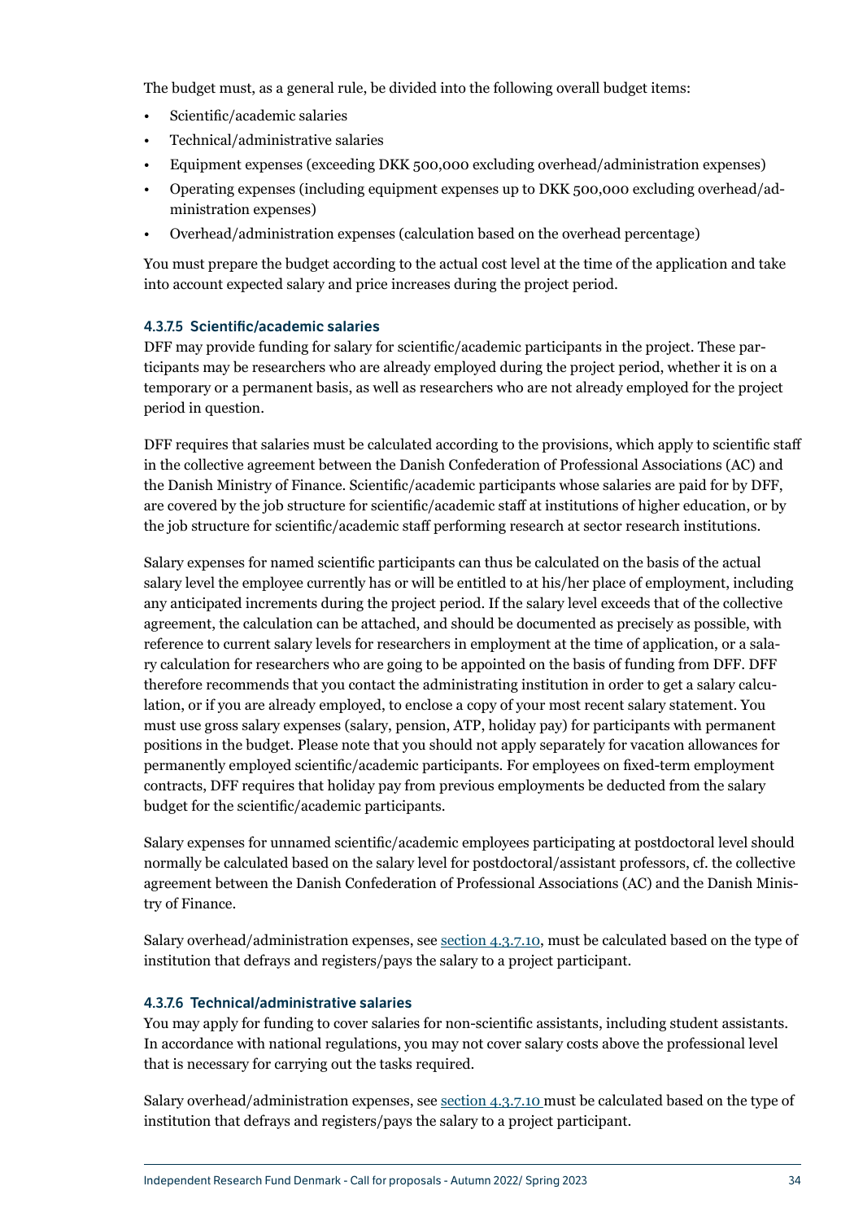The budget must, as a general rule, be divided into the following overall budget items:

- Scientific/academic salaries
- Technical/administrative salaries
- Equipment expenses (exceeding DKK 500,000 excluding overhead/administration expenses)
- Operating expenses (including equipment expenses up to DKK 500,000 excluding overhead/administration expenses)
- Overhead/administration expenses (calculation based on the overhead percentage)

You must prepare the budget according to the actual cost level at the time of the application and take into account expected salary and price increases during the project period.

#### 4.3.7.5 Scientific/academic salaries

DFF may provide funding for salary for scientific/academic participants in the project. These participants may be researchers who are already employed during the project period, whether it is on a temporary or a permanent basis, as well as researchers who are not already employed for the project period in question.

DFF requires that salaries must be calculated according to the provisions, which apply to scientific staff in the collective agreement between the Danish Confederation of Professional Associations (AC) and the Danish Ministry of Finance. Scientific/academic participants whose salaries are paid for by DFF, are covered by the job structure for scientific/academic staff at institutions of higher education, or by the job structure for scientific/academic staff performing research at sector research institutions.

Salary expenses for named scientific participants can thus be calculated on the basis of the actual salary level the employee currently has or will be entitled to at his/her place of employment, including any anticipated increments during the project period. If the salary level exceeds that of the collective agreement, the calculation can be attached, and should be documented as precisely as possible, with reference to current salary levels for researchers in employment at the time of application, or a salary calculation for researchers who are going to be appointed on the basis of funding from DFF. DFF therefore recommends that you contact the administrating institution in order to get a salary calculation, or if you are already employed, to enclose a copy of your most recent salary statement. You must use gross salary expenses (salary, pension, ATP, holiday pay) for participants with permanent positions in the budget. Please note that you should not apply separately for vacation allowances for permanently employed scientific/academic participants. For employees on fixed-term employment contracts, DFF requires that holiday pay from previous employments be deducted from the salary budget for the scientific/academic participants.

Salary expenses for unnamed scientific/academic employees participating at postdoctoral level should normally be calculated based on the salary level for postdoctoral/assistant professors, cf. the collective agreement between the Danish Confederation of Professional Associations (AC) and the Danish Ministry of Finance.

Salary overhead/administration expenses, see section 4.3.7.10, must be calculated based on the type of institution that defrays and registers/pays the salary to a project participant.

#### 4.3.7.6 Technical/administrative salaries

You may apply for funding to cover salaries for non-scientific assistants, including student assistants. In accordance with national regulations, you may not cover salary costs above the professional level that is necessary for carrying out the tasks required.

Salary overhead/administration expenses, see section 4.3.7.10 must be calculated based on the type of institution that defrays and registers/pays the salary to a project participant.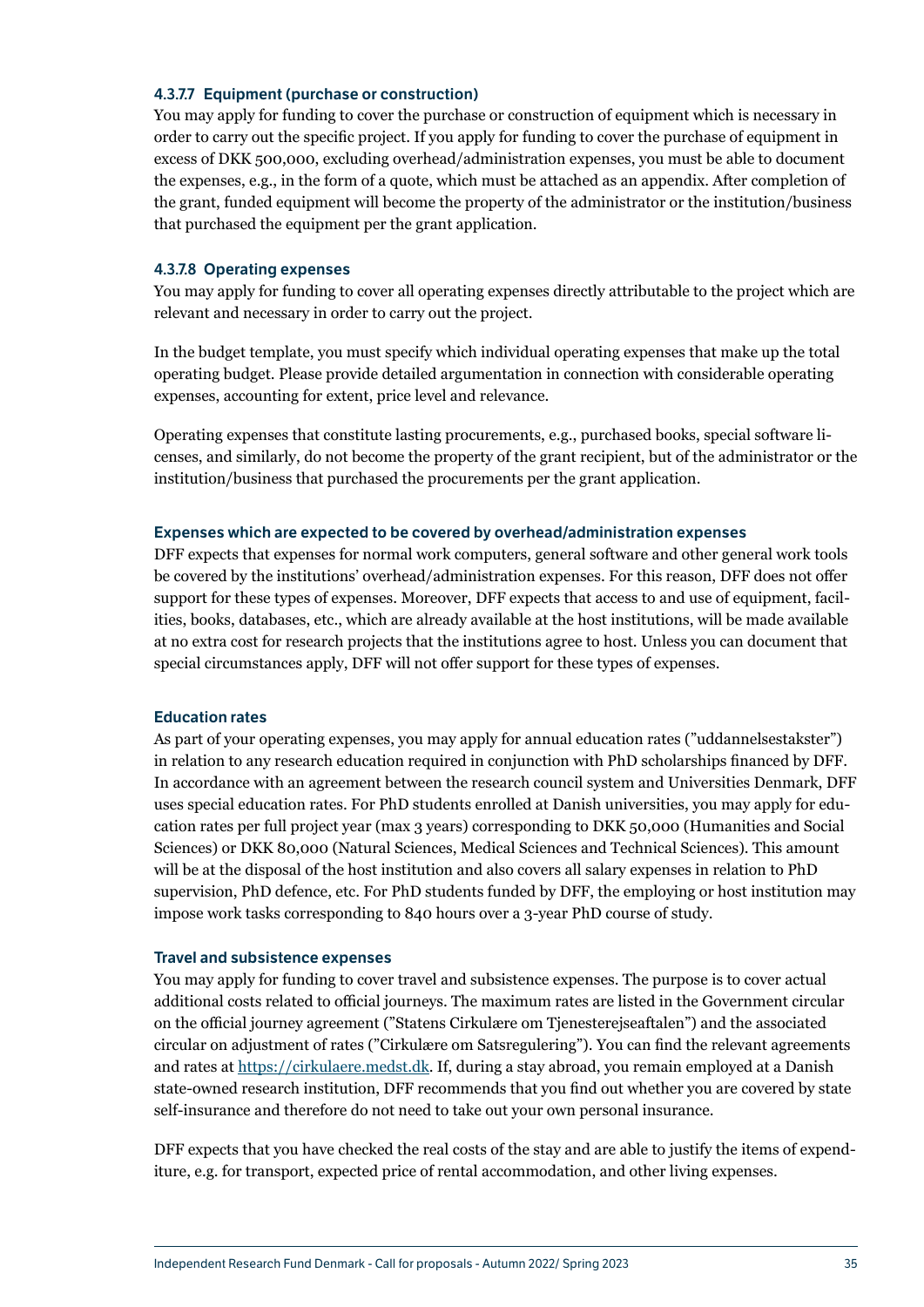#### 4.3.7.7 Equipment (purchase or construction)

You may apply for funding to cover the purchase or construction of equipment which is necessary in order to carry out the specific project. If you apply for funding to cover the purchase of equipment in excess of DKK 500,000, excluding overhead/administration expenses, you must be able to document the expenses, e.g., in the form of a quote, which must be attached as an appendix. After completion of the grant, funded equipment will become the property of the administrator or the institution/business that purchased the equipment per the grant application.

#### 4.3.7.8 Operating expenses

You may apply for funding to cover all operating expenses directly attributable to the project which are relevant and necessary in order to carry out the project.

In the budget template, you must specify which individual operating expenses that make up the total operating budget. Please provide detailed argumentation in connection with considerable operating expenses, accounting for extent, price level and relevance.

Operating expenses that constitute lasting procurements, e.g., purchased books, special software licenses, and similarly, do not become the property of the grant recipient, but of the administrator or the institution/business that purchased the procurements per the grant application.

##### Expenses which are expected to be covered by overhead/administration expenses

DFF expects that expenses for normal work computers, general software and other general work tools be covered by the institutions' overhead/administration expenses. For this reason, DFF does not offer support for these types of expenses. Moreover, DFF expects that access to and use of equipment, facilities, books, databases, etc., which are already available at the host institutions, will be made available at no extra cost for research projects that the institutions agree to host. Unless you can document that special circumstances apply, DFF will not offer support for these types of expenses.

##### Education rates

As part of your operating expenses, you may apply for annual education rates ("uddannelsestakster") in relation to any research education required in conjunction with PhD scholarships financed by DFF. In accordance with an agreement between the research council system and Universities Denmark, DFF uses special education rates. For PhD students enrolled at Danish universities, you may apply for education rates per full project year (max 3 years) corresponding to DKK 50,000 (Humanities and Social Sciences) or DKK 80,000 (Natural Sciences, Medical Sciences and Technical Sciences). This amount will be at the disposal of the host institution and also covers all salary expenses in relation to PhD supervision, PhD defence, etc. For PhD students funded by DFF, the employing or host institution may impose work tasks corresponding to 840 hours over a 3-year PhD course of study.

##### Travel and subsistence expenses

You may apply for funding to cover travel and subsistence expenses. The purpose is to cover actual additional costs related to official journeys. The maximum rates are listed in the Government circular on the official journey agreement ("Statens Cirkulære om Tjenesterejseaftalen") and the associated circular on adjustment of rates ("Cirkulære om Satsregulering"). You can find the relevant agreements and rates at https://cirkulaere.medst.dk. If, during a stay abroad, you remain employed at a Danish state-owned research institution, DFF recommends that you find out whether you are covered by state self-insurance and therefore do not need to take out your own personal insurance.

DFF expects that you have checked the real costs of the stay and are able to justify the items of expenditure, e.g. for transport, expected price of rental accommodation, and other living expenses.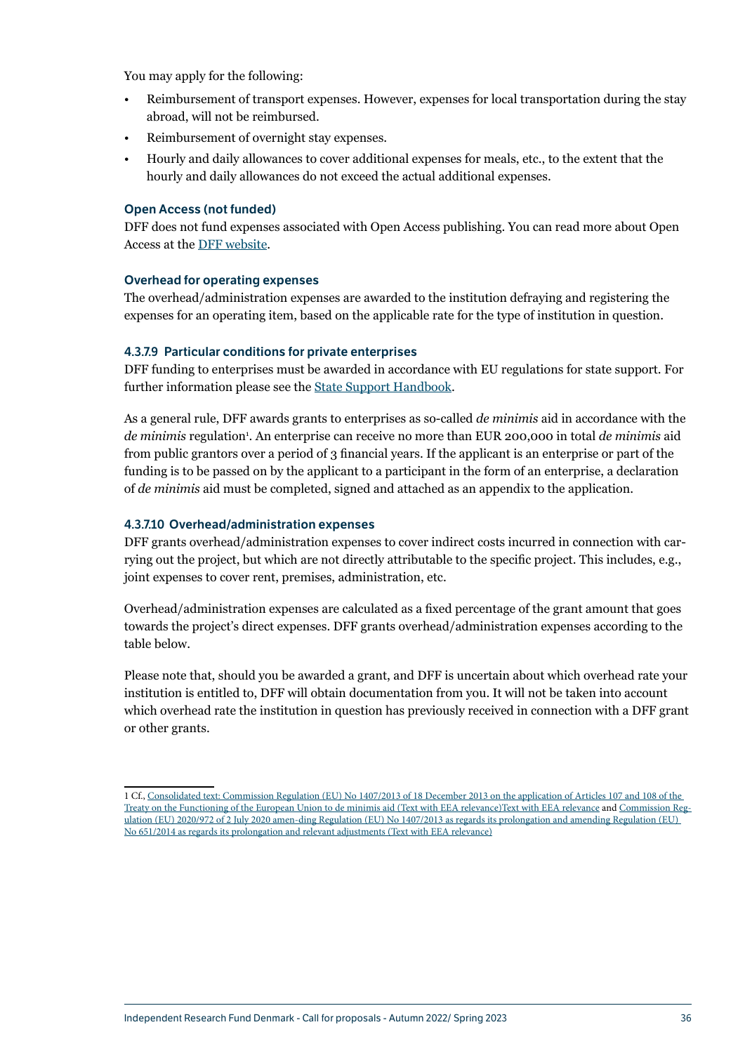You may apply for the following:

- Reimbursement of transport expenses. However, expenses for local transportation during the stay abroad, will not be reimbursed.
- Reimbursement of overnight stay expenses.
- Hourly and daily allowances to cover additional expenses for meals, etc., to the extent that the hourly and daily allowances do not exceed the actual additional expenses.

#### Open Access (not funded)

DFF does not fund expenses associated with Open Access publishing. You can read more about Open Access at the [DFF website](#).

#### Overhead for operating expenses

The overhead/administration expenses are awarded to the institution defraying and registering the expenses for an operating item, based on the applicable rate for the type of institution in question.

#### 4.3.7.9 Particular conditions for private enterprises

DFF funding to enterprises must be awarded in accordance with EU regulations for state support. For further information please see the [State Support Handbook](#).

As a general rule, DFF awards grants to enterprises as so-called *de minimis* aid in accordance with the *de minimis* regulation[1]. An enterprise can receive no more than EUR 200,000 in total *de minimis* aid from public grantors over a period of 3 financial years. If the applicant is an enterprise or part of the funding is to be passed on by the applicant to a participant in the form of an enterprise, a declaration of *de minimis* aid must be completed, signed and attached as an appendix to the application.

#### 4.3.7.10 Overhead/administration expenses

DFF grants overhead/administration expenses to cover indirect costs incurred in connection with carrying out the project, but which are not directly attributable to the specific project. This includes, e.g., joint expenses to cover rent, premises, administration, etc.

Overhead/administration expenses are calculated as a fixed percentage of the grant amount that goes towards the project's direct expenses. DFF grants overhead/administration expenses according to the table below.

Please note that, should you be awarded a grant, and DFF is uncertain about which overhead rate your institution is entitled to, DFF will obtain documentation from you. It will not be taken into account which overhead rate the institution in question has previously received in connection with a DFF grant or other grants.

---

1 Cf., [Consolidated text: Commission Regulation (EU) No 1407/2013 of 18 December 2013 on the application of Articles 107 and 108 of the Treaty on the Functioning of the European Union to de minimis aid (Text with EEA relevance)Text with EEA relevance](#) and [Commission Regulation (EU) 2020/972 of 2 July 2020 amen-ding Regulation (EU) No 1407/2013 as regards its prolongation and amending Regulation (EU) No 651/2014 as regards its prolongation and relevant adjustments (Text with EEA relevance)](#)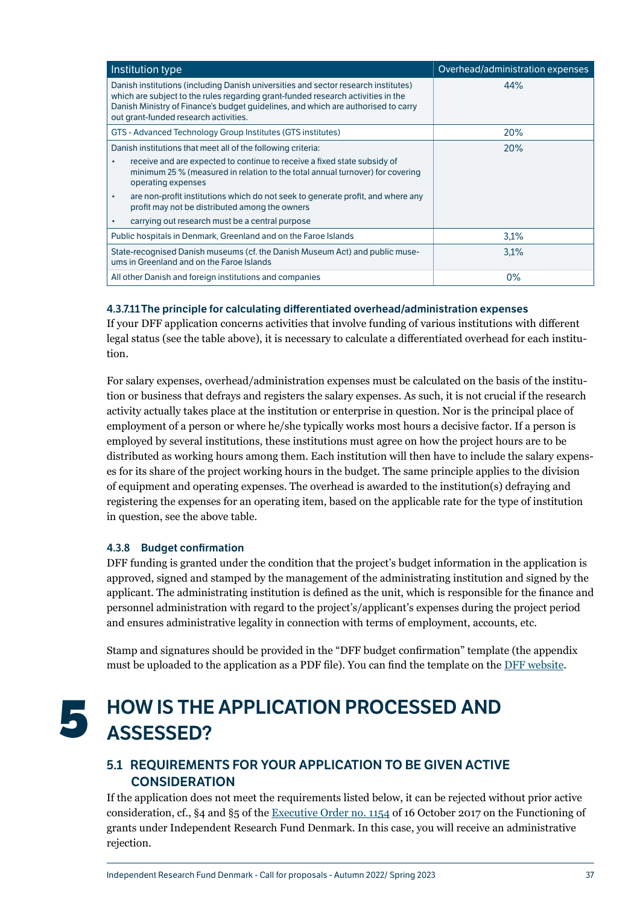| Institution type | Overhead/administration expenses |
|---|---|
| Danish institutions (including Danish universities and sector research institutes) which are subject to the rules regarding grant-funded research activities in the Danish Ministry of Finance's budget guidelines, and which are authorised to carry out grant-funded research activities. | 44% |
| GTS - Advanced Technology Group Institutes (GTS institutes) | 20% |
| Danish institutions that meet all of the following criteria:<br>• receive and are expected to continue to receive a fixed state subsidy of minimum 25 % (measured in relation to the total annual turnover) for covering operating expenses<br>• are non-profit institutions which do not seek to generate profit, and where any profit may not be distributed among the owners<br>• carrying out research must be a central purpose | 20% |
| Public hospitals in Denmark, Greenland and on the Faroe Islands | 3,1% |
| State-recognised Danish museums (cf. the Danish Museum Act) and public museums in Greenland and on the Faroe Islands | 3,1% |
| All other Danish and foreign institutions and companies | 0% |

#### 4.3.7.11 The principle for calculating differentiated overhead/administration expenses

If your DFF application concerns activities that involve funding of various institutions with different legal status (see the table above), it is necessary to calculate a differentiated overhead for each institution.

For salary expenses, overhead/administration expenses must be calculated on the basis of the institution or business that defrays and registers the salary expenses. As such, it is not crucial if the research activity actually takes place at the institution or enterprise in question. Nor is the principal place of employment of a person or where he/she typically works most hours a decisive factor. If a person is employed by several institutions, these institutions must agree on how the project hours are to be distributed as working hours among them. Each institution will then have to include the salary expenses for its share of the project working hours in the budget. The same principle applies to the division of equipment and operating expenses. The overhead is awarded to the institution(s) defraying and registering the expenses for an operating item, based on the applicable rate for the type of institution in question, see the above table.

### 4.3.8 Budget confirmation

DFF funding is granted under the condition that the project's budget information in the application is approved, signed and stamped by the management of the administrating institution and signed by the applicant. The administrating institution is defined as the unit, which is responsible for the finance and personnel administration with regard to the project's/applicant's expenses during the project period and ensures administrative legality in connection with terms of employment, accounts, etc.

Stamp and signatures should be provided in the "DFF budget confirmation" template (the appendix must be uploaded to the application as a PDF file). You can find the template on the DFF website.

# 5 HOW IS THE APPLICATION PROCESSED AND ASSESSED?

## 5.1 REQUIREMENTS FOR YOUR APPLICATION TO BE GIVEN ACTIVE CONSIDERATION

If the application does not meet the requirements listed below, it can be rejected without prior active consideration, cf., §4 and §5 of the Executive Order no. 1154 of 16 October 2017 on the Functioning of grants under Independent Research Fund Denmark. In this case, you will receive an administrative rejection.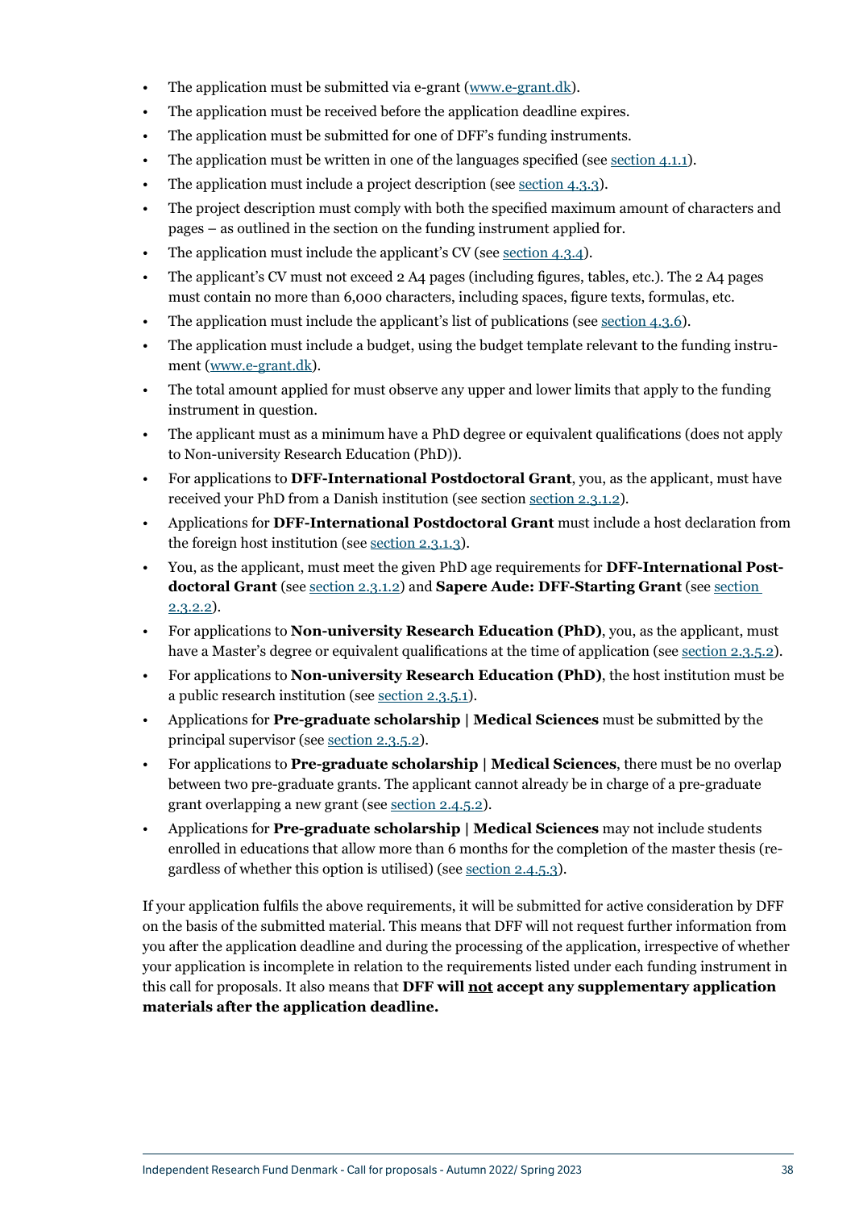- The application must be submitted via e-grant ([www.e-grant.dk](www.e-grant.dk)).
- The application must be received before the application deadline expires.
- The application must be submitted for one of DFF's funding instruments.
- The application must be written in one of the languages specified (see section 4.1.1).
- The application must include a project description (see section 4.3.3).
- The project description must comply with both the specified maximum amount of characters and pages – as outlined in the section on the funding instrument applied for.
- The application must include the applicant's CV (see section 4.3.4).
- The applicant's CV must not exceed 2 A4 pages (including figures, tables, etc.). The 2 A4 pages must contain no more than 6,000 characters, including spaces, figure texts, formulas, etc.
- The application must include the applicant's list of publications (see section 4.3.6).
- The application must include a budget, using the budget template relevant to the funding instrument ([www.e-grant.dk](www.e-grant.dk)).
- The total amount applied for must observe any upper and lower limits that apply to the funding instrument in question.
- The applicant must as a minimum have a PhD degree or equivalent qualifications (does not apply to Non-university Research Education (PhD)).
- For applications to **DFF-International Postdoctoral Grant**, you, as the applicant, must have received your PhD from a Danish institution (see section section 2.3.1.2).
- Applications for **DFF-International Postdoctoral Grant** must include a host declaration from the foreign host institution (see section 2.3.1.3).
- You, as the applicant, must meet the given PhD age requirements for **DFF-International Postdoctoral Grant** (see section 2.3.1.2) and **Sapere Aude: DFF-Starting Grant** (see section 2.3.2.2).
- For applications to **Non-university Research Education (PhD)**, you, as the applicant, must have a Master's degree or equivalent qualifications at the time of application (see section 2.3.5.2).
- For applications to **Non-university Research Education (PhD)**, the host institution must be a public research institution (see section 2.3.5.1).
- Applications for **Pre-graduate scholarship | Medical Sciences** must be submitted by the principal supervisor (see section 2.3.5.2).
- For applications to **Pre-graduate scholarship | Medical Sciences**, there must be no overlap between two pre-graduate grants. The applicant cannot already be in charge of a pre-graduate grant overlapping a new grant (see section 2.4.5.2).
- Applications for **Pre-graduate scholarship | Medical Sciences** may not include students enrolled in educations that allow more than 6 months for the completion of the master thesis (regardless of whether this option is utilised) (see section 2.4.5.3).

If your application fulfils the above requirements, it will be submitted for active consideration by DFF on the basis of the submitted material. This means that DFF will not request further information from you after the application deadline and during the processing of the application, irrespective of whether your application is incomplete in relation to the requirements listed under each funding instrument in this call for proposals. It also means that **DFF will <u>not</u> accept any supplementary application materials after the application deadline.**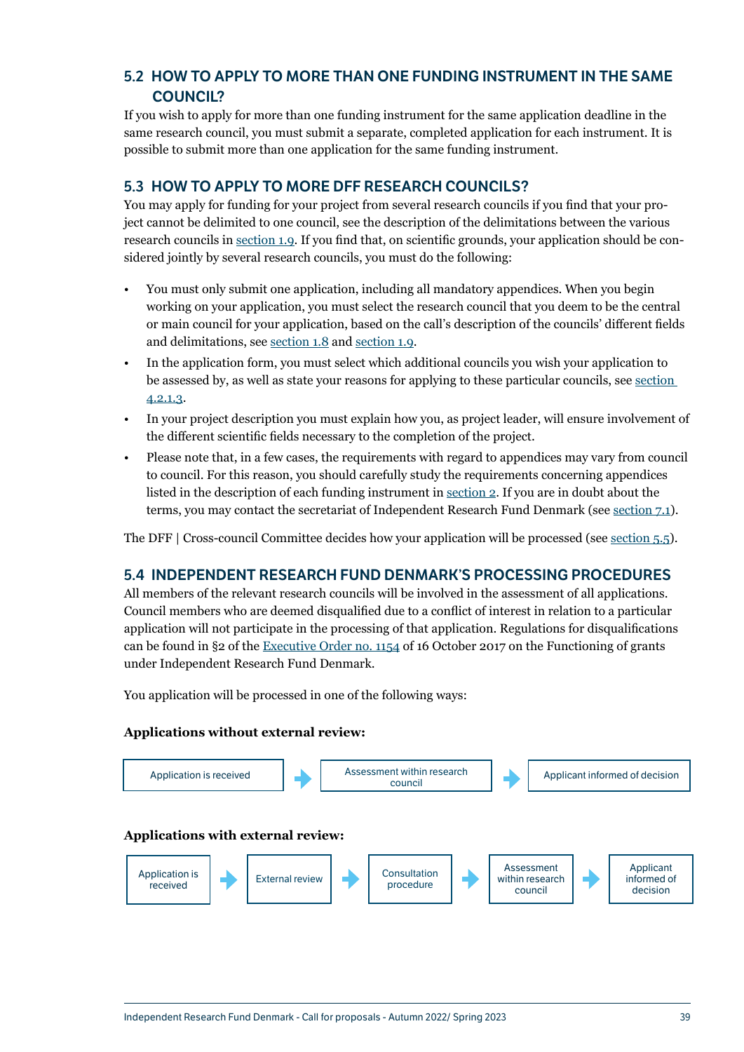## 5.2 HOW TO APPLY TO MORE THAN ONE FUNDING INSTRUMENT IN THE SAME COUNCIL?

If you wish to apply for more than one funding instrument for the same application deadline in the same research council, you must submit a separate, completed application for each instrument. It is possible to submit more than one application for the same funding instrument.

## 5.3 HOW TO APPLY TO MORE DFF RESEARCH COUNCILS?

You may apply for funding for your project from several research councils if you find that your project cannot be delimited to one council, see the description of the delimitations between the various research councils in section 1.9. If you find that, on scientific grounds, your application should be considered jointly by several research councils, you must do the following:

- You must only submit one application, including all mandatory appendices. When you begin working on your application, you must select the research council that you deem to be the central or main council for your application, based on the call's description of the councils' different fields and delimitations, see section 1.8 and section 1.9.
- In the application form, you must select which additional councils you wish your application to be assessed by, as well as state your reasons for applying to these particular councils, see section 4.2.1.3.
- In your project description you must explain how you, as project leader, will ensure involvement of the different scientific fields necessary to the completion of the project.
- Please note that, in a few cases, the requirements with regard to appendices may vary from council to council. For this reason, you should carefully study the requirements concerning appendices listed in the description of each funding instrument in section 2. If you are in doubt about the terms, you may contact the secretariat of Independent Research Fund Denmark (see section 7.1).

The DFF | Cross-council Committee decides how your application will be processed (see section 5.5).

## 5.4 INDEPENDENT RESEARCH FUND DENMARK'S PROCESSING PROCEDURES

All members of the relevant research councils will be involved in the assessment of all applications. Council members who are deemed disqualified due to a conflict of interest in relation to a particular application will not participate in the processing of that application. Regulations for disqualifications can be found in §2 of the Executive Order no. 1154 of 16 October 2017 on the Functioning of grants under Independent Research Fund Denmark.

You application will be processed in one of the following ways:

**Applications without external review:**

Application is received → Assessment within research council → Applicant informed of decision

**Applications with external review:**

Application is received → External review → Consultation procedure → Assessment within research council → Applicant informed of decision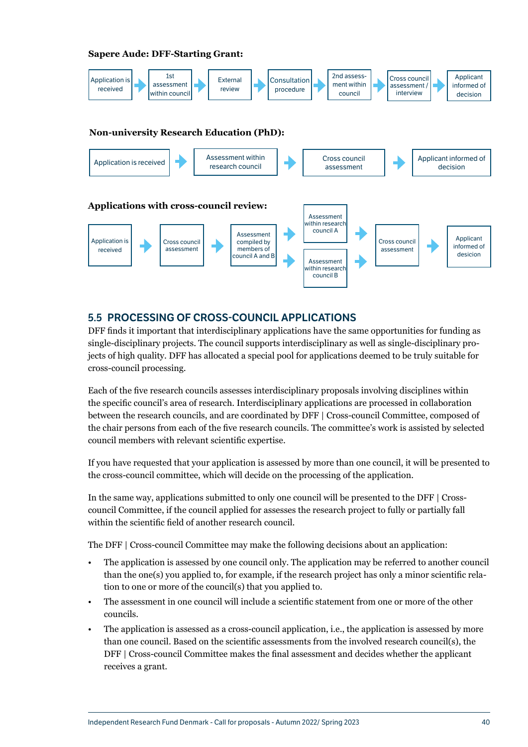**Sapere Aude: DFF-Starting Grant:**

Application is received → 1st assessment within council → External review → Consultation procedure → 2nd assessment within council → Cross council assessment / interview → Applicant informed of decision

**Non-university Research Education (PhD):**

Application is received → Assessment within research council → Cross council assessment → Applicant informed of decision

**Applications with cross-council review:**

Application is received → Cross council assessment → Assessment compiled by members of council A and B → Assessment within research council A / Assessment within research council B → Cross council assessment → Applicant informed of desicion

## 5.5 PROCESSING OF CROSS-COUNCIL APPLICATIONS

DFF finds it important that interdisciplinary applications have the same opportunities for funding as single-disciplinary projects. The council supports interdisciplinary as well as single-disciplinary projects of high quality. DFF has allocated a special pool for applications deemed to be truly suitable for cross-council processing.

Each of the five research councils assesses interdisciplinary proposals involving disciplines within the specific council's area of research. Interdisciplinary applications are processed in collaboration between the research councils, and are coordinated by DFF | Cross-council Committee, composed of the chair persons from each of the five research councils. The committee's work is assisted by selected council members with relevant scientific expertise.

If you have requested that your application is assessed by more than one council, it will be presented to the cross-council committee, which will decide on the processing of the application.

In the same way, applications submitted to only one council will be presented to the DFF | Cross-council Committee, if the council applied for assesses the research project to fully or partially fall within the scientific field of another research council.

The DFF | Cross-council Committee may make the following decisions about an application:

- The application is assessed by one council only. The application may be referred to another council than the one(s) you applied to, for example, if the research project has only a minor scientific relation to one or more of the council(s) that you applied to.
- The assessment in one council will include a scientific statement from one or more of the other councils.
- The application is assessed as a cross-council application, i.e., the application is assessed by more than one council. Based on the scientific assessments from the involved research council(s), the DFF | Cross-council Committee makes the final assessment and decides whether the applicant receives a grant.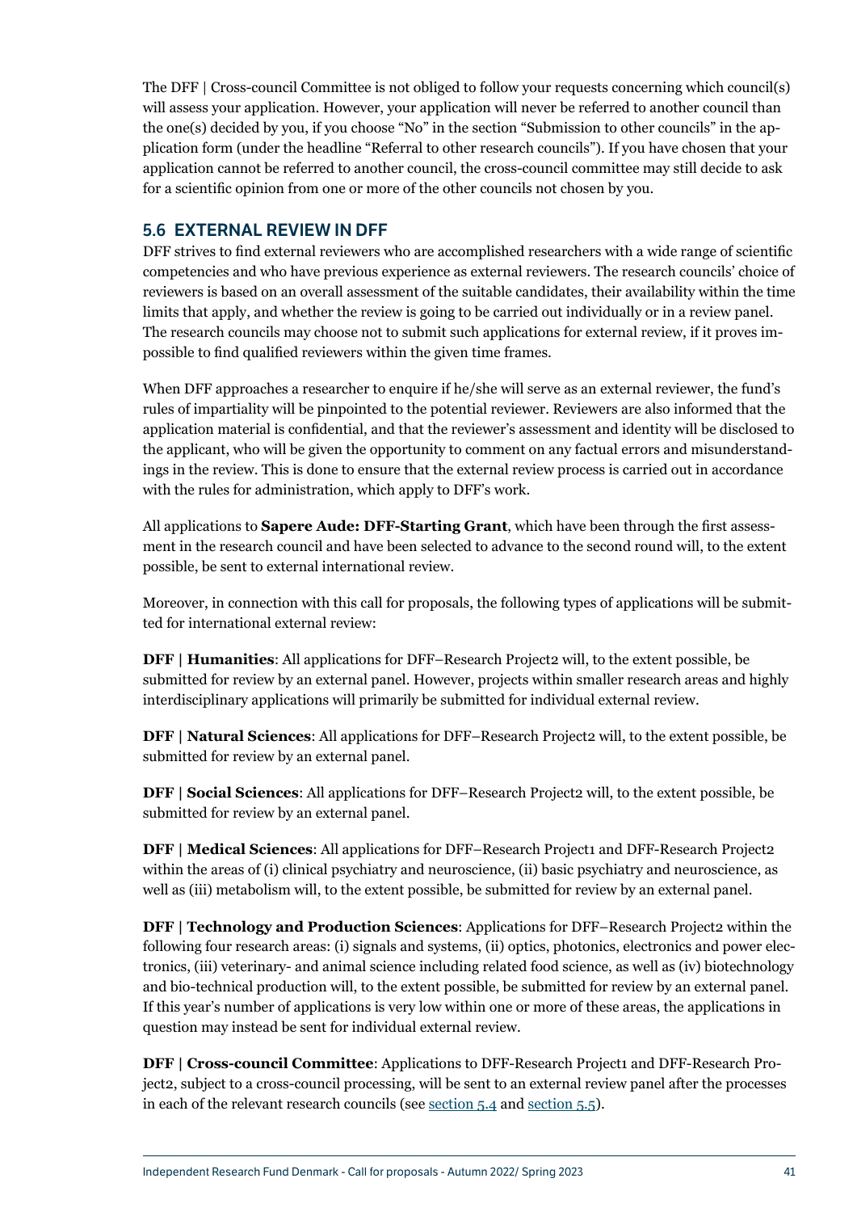The DFF | Cross-council Committee is not obliged to follow your requests concerning which council(s) will assess your application. However, your application will never be referred to another council than the one(s) decided by you, if you choose "No" in the section "Submission to other councils" in the application form (under the headline "Referral to other research councils"). If you have chosen that your application cannot be referred to another council, the cross-council committee may still decide to ask for a scientific opinion from one or more of the other councils not chosen by you.

## 5.6 EXTERNAL REVIEW IN DFF

DFF strives to find external reviewers who are accomplished researchers with a wide range of scientific competencies and who have previous experience as external reviewers. The research councils' choice of reviewers is based on an overall assessment of the suitable candidates, their availability within the time limits that apply, and whether the review is going to be carried out individually or in a review panel. The research councils may choose not to submit such applications for external review, if it proves impossible to find qualified reviewers within the given time frames.

When DFF approaches a researcher to enquire if he/she will serve as an external reviewer, the fund's rules of impartiality will be pinpointed to the potential reviewer. Reviewers are also informed that the application material is confidential, and that the reviewer's assessment and identity will be disclosed to the applicant, who will be given the opportunity to comment on any factual errors and misunderstandings in the review. This is done to ensure that the external review process is carried out in accordance with the rules for administration, which apply to DFF's work.

All applications to **Sapere Aude: DFF-Starting Grant**, which have been through the first assessment in the research council and have been selected to advance to the second round will, to the extent possible, be sent to external international review.

Moreover, in connection with this call for proposals, the following types of applications will be submitted for international external review:

**DFF | Humanities**: All applications for DFF–Research Project2 will, to the extent possible, be submitted for review by an external panel. However, projects within smaller research areas and highly interdisciplinary applications will primarily be submitted for individual external review.

**DFF | Natural Sciences**: All applications for DFF–Research Project2 will, to the extent possible, be submitted for review by an external panel.

**DFF | Social Sciences**: All applications for DFF–Research Project2 will, to the extent possible, be submitted for review by an external panel.

**DFF | Medical Sciences**: All applications for DFF–Research Project1 and DFF-Research Project2 within the areas of (i) clinical psychiatry and neuroscience, (ii) basic psychiatry and neuroscience, as well as (iii) metabolism will, to the extent possible, be submitted for review by an external panel.

**DFF | Technology and Production Sciences**: Applications for DFF–Research Project2 within the following four research areas: (i) signals and systems, (ii) optics, photonics, electronics and power electronics, (iii) veterinary- and animal science including related food science, as well as (iv) biotechnology and bio-technical production will, to the extent possible, be submitted for review by an external panel. If this year's number of applications is very low within one or more of these areas, the applications in question may instead be sent for individual external review.

**DFF | Cross-council Committee**: Applications to DFF-Research Project1 and DFF-Research Project2, subject to a cross-council processing, will be sent to an external review panel after the processes in each of the relevant research councils (see section 5.4 and section 5.5).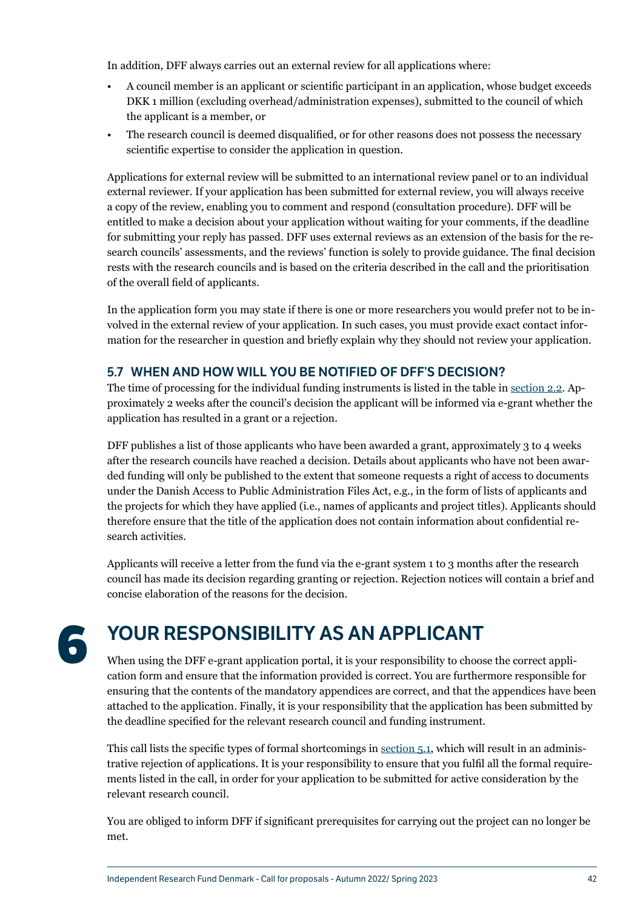In addition, DFF always carries out an external review for all applications where:

- A council member is an applicant or scientific participant in an application, whose budget exceeds DKK 1 million (excluding overhead/administration expenses), submitted to the council of which the applicant is a member, or
- The research council is deemed disqualified, or for other reasons does not possess the necessary scientific expertise to consider the application in question.

Applications for external review will be submitted to an international review panel or to an individual external reviewer. If your application has been submitted for external review, you will always receive a copy of the review, enabling you to comment and respond (consultation procedure). DFF will be entitled to make a decision about your application without waiting for your comments, if the deadline for submitting your reply has passed. DFF uses external reviews as an extension of the basis for the research councils' assessments, and the reviews' function is solely to provide guidance. The final decision rests with the research councils and is based on the criteria described in the call and the prioritisation of the overall field of applicants.

In the application form you may state if there is one or more researchers you would prefer not to be involved in the external review of your application. In such cases, you must provide exact contact information for the researcher in question and briefly explain why they should not review your application.

### 5.7 WHEN AND HOW WILL YOU BE NOTIFIED OF DFF'S DECISION?

The time of processing for the individual funding instruments is listed in the table in section 2.2. Approximately 2 weeks after the council's decision the applicant will be informed via e-grant whether the application has resulted in a grant or a rejection.

DFF publishes a list of those applicants who have been awarded a grant, approximately 3 to 4 weeks after the research councils have reached a decision. Details about applicants who have not been awarded funding will only be published to the extent that someone requests a right of access to documents under the Danish Access to Public Administration Files Act, e.g., in the form of lists of applicants and the projects for which they have applied (i.e., names of applicants and project titles). Applicants should therefore ensure that the title of the application does not contain information about confidential research activities.

Applicants will receive a letter from the fund via the e-grant system 1 to 3 months after the research council has made its decision regarding granting or rejection. Rejection notices will contain a brief and concise elaboration of the reasons for the decision.

## 6 YOUR RESPONSIBILITY AS AN APPLICANT

When using the DFF e-grant application portal, it is your responsibility to choose the correct application form and ensure that the information provided is correct. You are furthermore responsible for ensuring that the contents of the mandatory appendices are correct, and that the appendices have been attached to the application. Finally, it is your responsibility that the application has been submitted by the deadline specified for the relevant research council and funding instrument.

This call lists the specific types of formal shortcomings in section 5.1, which will result in an administrative rejection of applications. It is your responsibility to ensure that you fulfil all the formal requirements listed in the call, in order for your application to be submitted for active consideration by the relevant research council.

You are obliged to inform DFF if significant prerequisites for carrying out the project can no longer be met.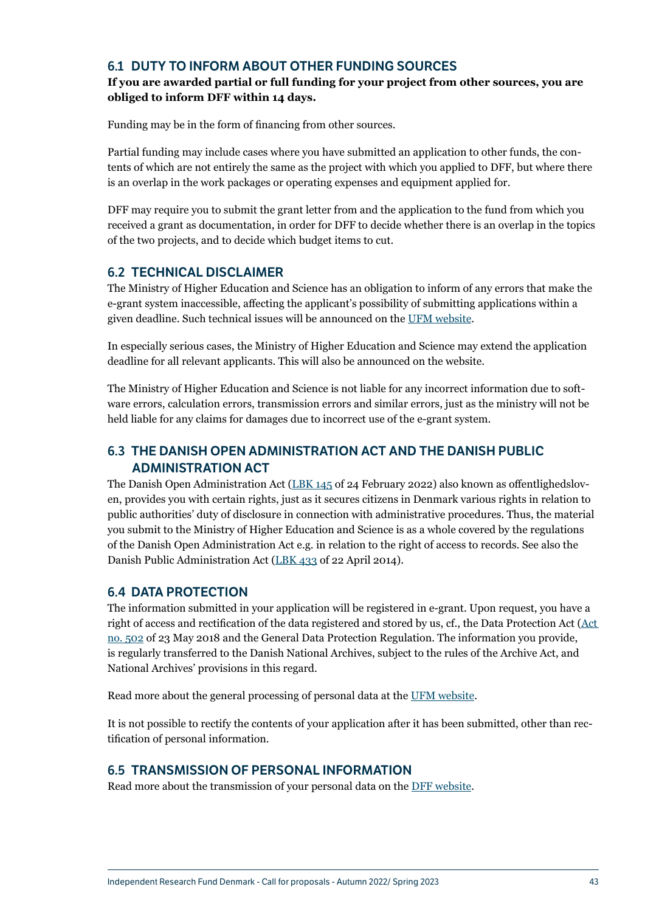## 6.1 DUTY TO INFORM ABOUT OTHER FUNDING SOURCES

**If you are awarded partial or full funding for your project from other sources, you are obliged to inform DFF within 14 days.**

Funding may be in the form of financing from other sources.

Partial funding may include cases where you have submitted an application to other funds, the contents of which are not entirely the same as the project with which you applied to DFF, but where there is an overlap in the work packages or operating expenses and equipment applied for.

DFF may require you to submit the grant letter from and the application to the fund from which you received a grant as documentation, in order for DFF to decide whether there is an overlap in the topics of the two projects, and to decide which budget items to cut.

## 6.2 TECHNICAL DISCLAIMER

The Ministry of Higher Education and Science has an obligation to inform of any errors that make the e-grant system inaccessible, affecting the applicant's possibility of submitting applications within a given deadline. Such technical issues will be announced on the UFM website.

In especially serious cases, the Ministry of Higher Education and Science may extend the application deadline for all relevant applicants. This will also be announced on the website.

The Ministry of Higher Education and Science is not liable for any incorrect information due to software errors, calculation errors, transmission errors and similar errors, just as the ministry will not be held liable for any claims for damages due to incorrect use of the e-grant system.

## 6.3 THE DANISH OPEN ADMINISTRATION ACT AND THE DANISH PUBLIC ADMINISTRATION ACT

The Danish Open Administration Act (LBK 145 of 24 February 2022) also known as offentlighedsloven, provides you with certain rights, just as it secures citizens in Denmark various rights in relation to public authorities' duty of disclosure in connection with administrative procedures. Thus, the material you submit to the Ministry of Higher Education and Science is as a whole covered by the regulations of the Danish Open Administration Act e.g. in relation to the right of access to records. See also the Danish Public Administration Act (LBK 433 of 22 April 2014).

## 6.4 DATA PROTECTION

The information submitted in your application will be registered in e-grant. Upon request, you have a right of access and rectification of the data registered and stored by us, cf., the Data Protection Act (Act no. 502 of 23 May 2018 and the General Data Protection Regulation. The information you provide, is regularly transferred to the Danish National Archives, subject to the rules of the Archive Act, and National Archives' provisions in this regard.

Read more about the general processing of personal data at the UFM website.

It is not possible to rectify the contents of your application after it has been submitted, other than rectification of personal information.

## 6.5 TRANSMISSION OF PERSONAL INFORMATION

Read more about the transmission of your personal data on the DFF website.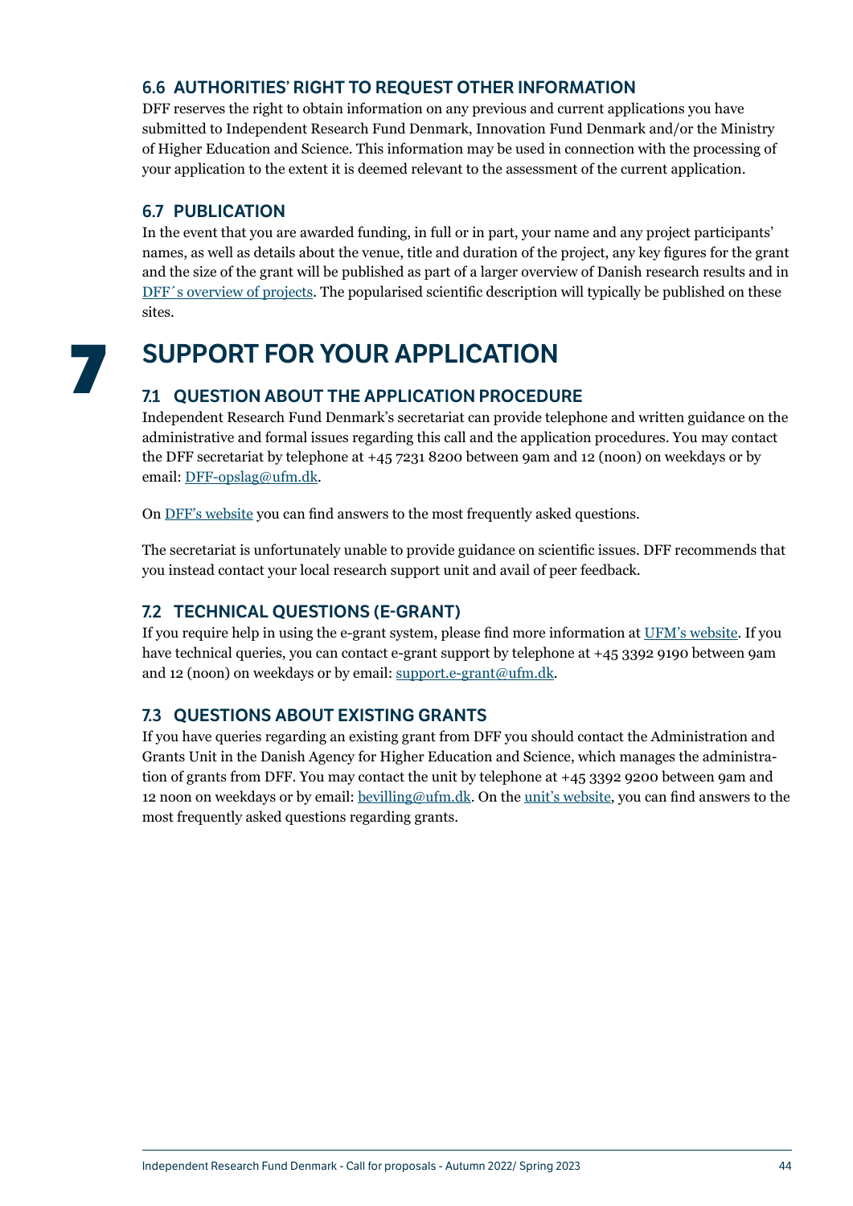### 6.6 AUTHORITIES' RIGHT TO REQUEST OTHER INFORMATION

DFF reserves the right to obtain information on any previous and current applications you have submitted to Independent Research Fund Denmark, Innovation Fund Denmark and/or the Ministry of Higher Education and Science. This information may be used in connection with the processing of your application to the extent it is deemed relevant to the assessment of the current application.

### 6.7 PUBLICATION

In the event that you are awarded funding, in full or in part, your name and any project participants' names, as well as details about the venue, title and duration of the project, any key figures for the grant and the size of the grant will be published as part of a larger overview of Danish research results and in DFF´s overview of projects. The popularised scientific description will typically be published on these sites.

# 7 SUPPORT FOR YOUR APPLICATION

### 7.1 QUESTION ABOUT THE APPLICATION PROCEDURE

Independent Research Fund Denmark's secretariat can provide telephone and written guidance on the administrative and formal issues regarding this call and the application procedures. You may contact the DFF secretariat by telephone at +45 7231 8200 between 9am and 12 (noon) on weekdays or by email: DFF-opslag@ufm.dk.

On DFF's website you can find answers to the most frequently asked questions.

The secretariat is unfortunately unable to provide guidance on scientific issues. DFF recommends that you instead contact your local research support unit and avail of peer feedback.

### 7.2 TECHNICAL QUESTIONS (E-GRANT)

If you require help in using the e-grant system, please find more information at UFM's website. If you have technical queries, you can contact e-grant support by telephone at +45 3392 9190 between 9am and 12 (noon) on weekdays or by email: support.e-grant@ufm.dk.

### 7.3 QUESTIONS ABOUT EXISTING GRANTS

If you have queries regarding an existing grant from DFF you should contact the Administration and Grants Unit in the Danish Agency for Higher Education and Science, which manages the administration of grants from DFF. You may contact the unit by telephone at +45 3392 9200 between 9am and 12 noon on weekdays or by email: bevilling@ufm.dk. On the unit's website, you can find answers to the most frequently asked questions regarding grants.